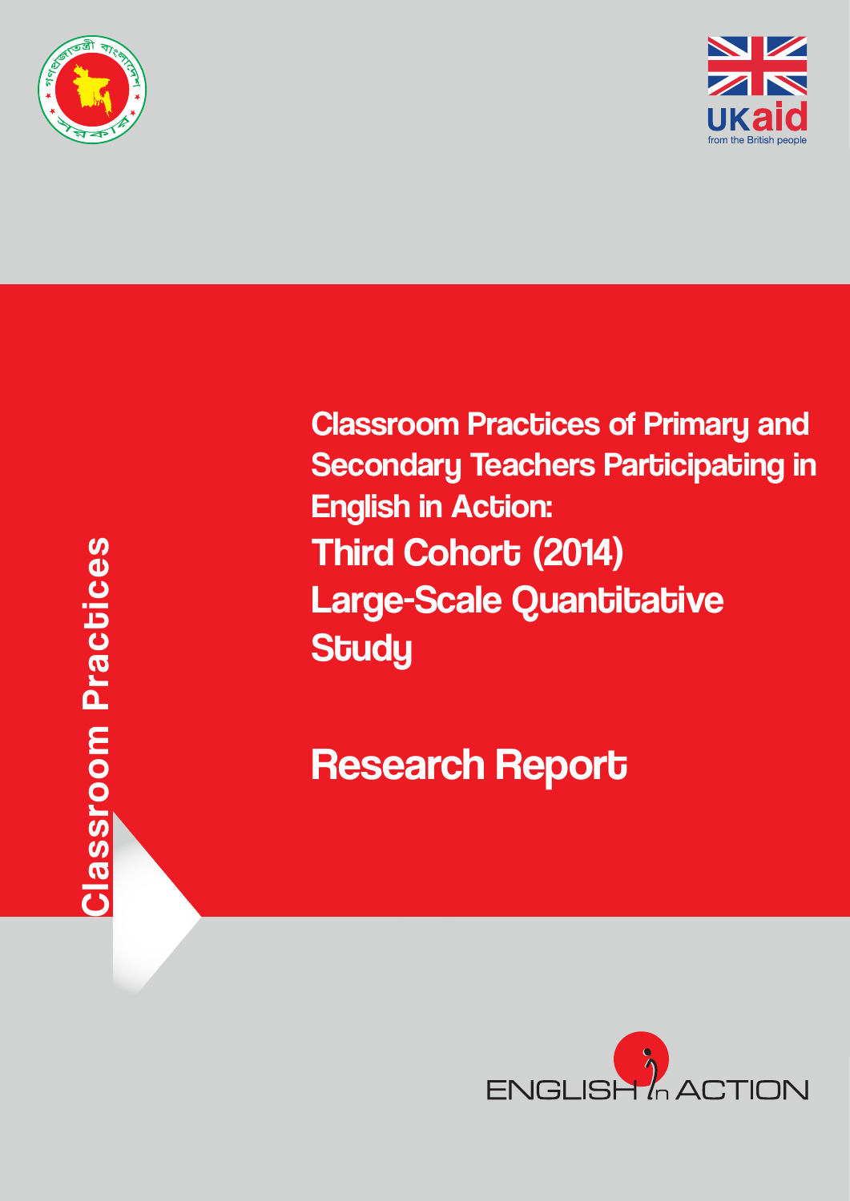# Classroom Practices of Primary and Secondary Teachers Participating in English in Action: Third Cohort (2014) Large-Scale Quantitative Study

## Research Report

Classroom Practices

UKaid from the British people

ENGLISH in ACTION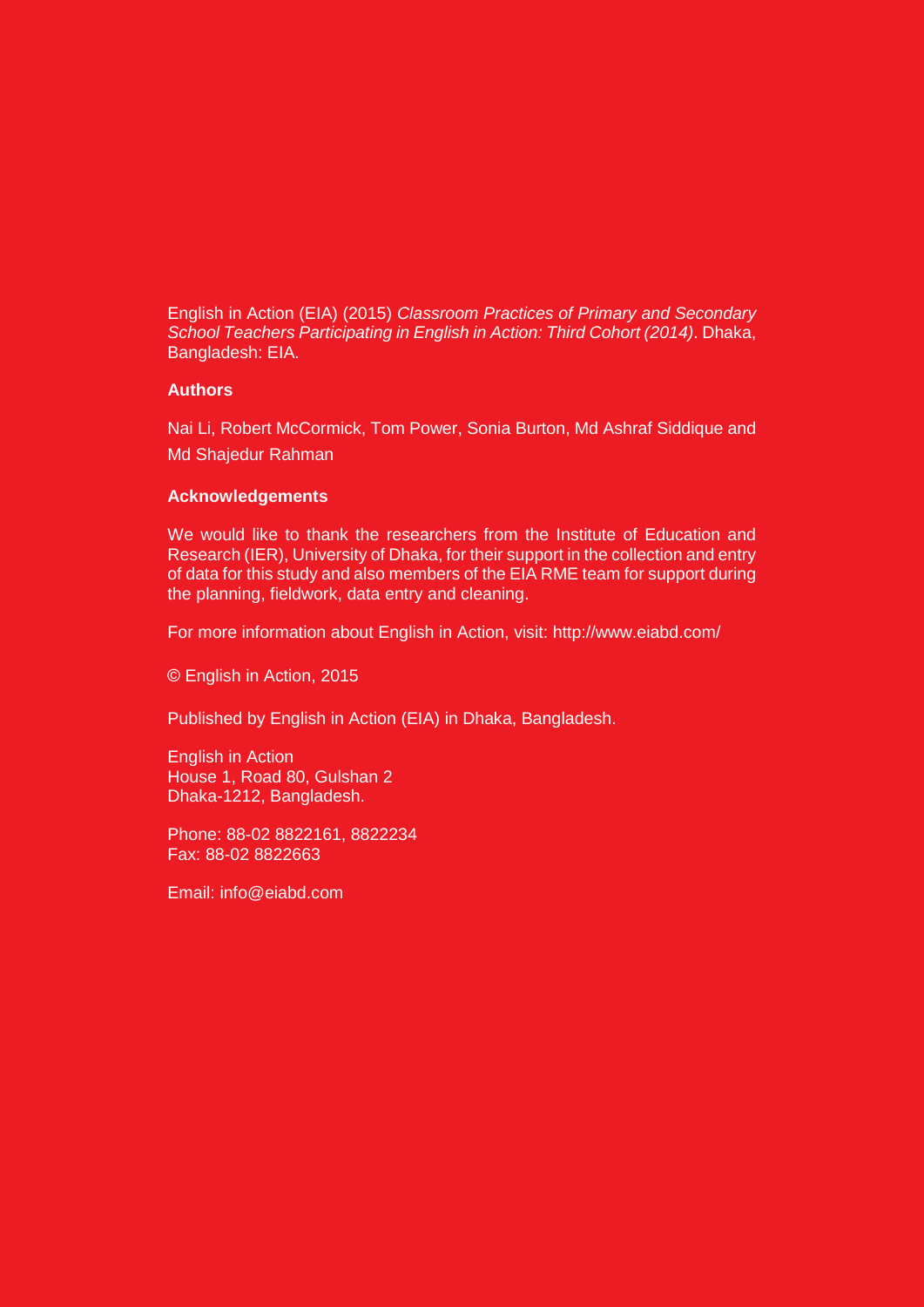English in Action (EIA) (2015) *Classroom Practices of Primary and Secondary School Teachers Participating in English in Action: Third Cohort (2014)*. Dhaka, Bangladesh: EIA.

**Authors**

Nai Li, Robert McCormick, Tom Power, Sonia Burton, Md Ashraf Siddique and Md Shajedur Rahman

**Acknowledgements**

We would like to thank the researchers from the Institute of Education and Research (IER), University of Dhaka, for their support in the collection and entry of data for this study and also members of the EIA RME team for support during the planning, fieldwork, data entry and cleaning.

For more information about English in Action, visit: http://www.eiabd.com/

© English in Action, 2015

Published by English in Action (EIA) in Dhaka, Bangladesh.

English in Action
House 1, Road 80, Gulshan 2
Dhaka-1212, Bangladesh.

Phone: 88-02 8822161, 8822234
Fax: 88-02 8822663

Email: info@eiabd.com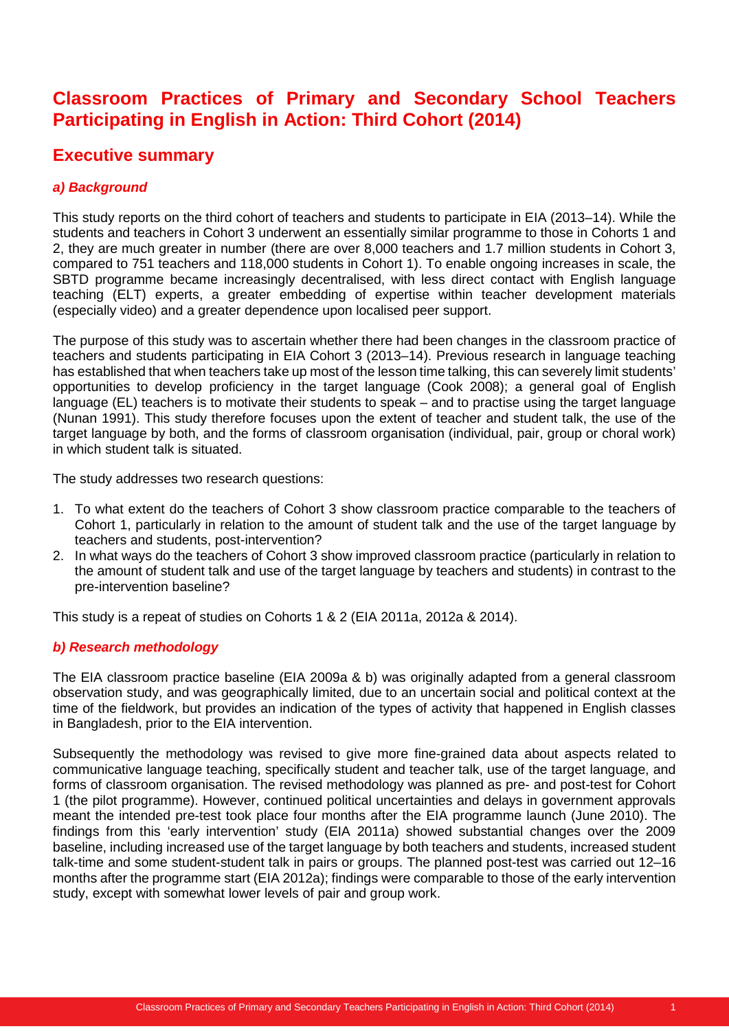# Classroom Practices of Primary and Secondary School Teachers Participating in English in Action: Third Cohort (2014)

## Executive summary

### *a) Background*

This study reports on the third cohort of teachers and students to participate in EIA (2013–14). While the students and teachers in Cohort 3 underwent an essentially similar programme to those in Cohorts 1 and 2, they are much greater in number (there are over 8,000 teachers and 1.7 million students in Cohort 3, compared to 751 teachers and 118,000 students in Cohort 1). To enable ongoing increases in scale, the SBTD programme became increasingly decentralised, with less direct contact with English language teaching (ELT) experts, a greater embedding of expertise within teacher development materials (especially video) and a greater dependence upon localised peer support.

The purpose of this study was to ascertain whether there had been changes in the classroom practice of teachers and students participating in EIA Cohort 3 (2013–14). Previous research in language teaching has established that when teachers take up most of the lesson time talking, this can severely limit students' opportunities to develop proficiency in the target language (Cook 2008); a general goal of English language (EL) teachers is to motivate their students to speak – and to practise using the target language (Nunan 1991). This study therefore focuses upon the extent of teacher and student talk, the use of the target language by both, and the forms of classroom organisation (individual, pair, group or choral work) in which student talk is situated.

The study addresses two research questions:

1. To what extent do the teachers of Cohort 3 show classroom practice comparable to the teachers of Cohort 1, particularly in relation to the amount of student talk and the use of the target language by teachers and students, post-intervention?
2. In what ways do the teachers of Cohort 3 show improved classroom practice (particularly in relation to the amount of student talk and use of the target language by teachers and students) in contrast to the pre-intervention baseline?

This study is a repeat of studies on Cohorts 1 & 2 (EIA 2011a, 2012a & 2014).

### *b) Research methodology*

The EIA classroom practice baseline (EIA 2009a & b) was originally adapted from a general classroom observation study, and was geographically limited, due to an uncertain social and political context at the time of the fieldwork, but provides an indication of the types of activity that happened in English classes in Bangladesh, prior to the EIA intervention.

Subsequently the methodology was revised to give more fine-grained data about aspects related to communicative language teaching, specifically student and teacher talk, use of the target language, and forms of classroom organisation. The revised methodology was planned as pre- and post-test for Cohort 1 (the pilot programme). However, continued political uncertainties and delays in government approvals meant the intended pre-test took place four months after the EIA programme launch (June 2010). The findings from this 'early intervention' study (EIA 2011a) showed substantial changes over the 2009 baseline, including increased use of the target language by both teachers and students, increased student talk-time and some student-student talk in pairs or groups. The planned post-test was carried out 12–16 months after the programme start (EIA 2012a); findings were comparable to those of the early intervention study, except with somewhat lower levels of pair and group work.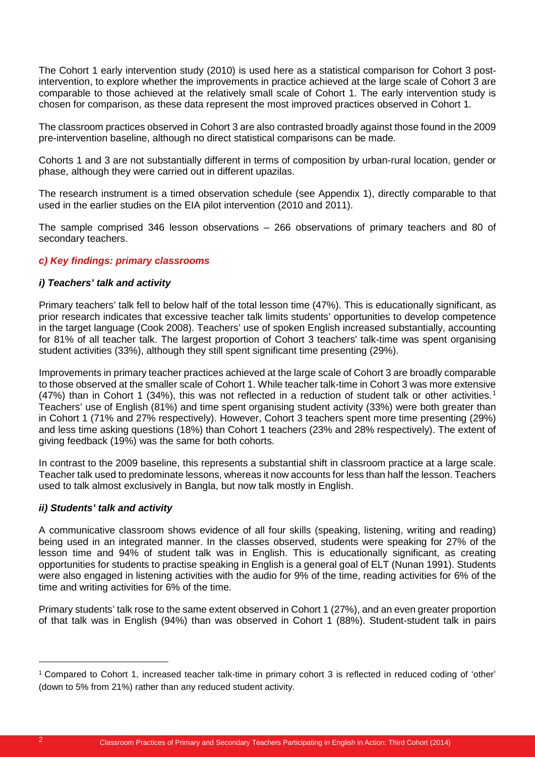The Cohort 1 early intervention study (2010) is used here as a statistical comparison for Cohort 3 post-intervention, to explore whether the improvements in practice achieved at the large scale of Cohort 3 are comparable to those achieved at the relatively small scale of Cohort 1. The early intervention study is chosen for comparison, as these data represent the most improved practices observed in Cohort 1.

The classroom practices observed in Cohort 3 are also contrasted broadly against those found in the 2009 pre-intervention baseline, although no direct statistical comparisons can be made.

Cohorts 1 and 3 are not substantially different in terms of composition by urban-rural location, gender or phase, although they were carried out in different upazilas.

The research instrument is a timed observation schedule (see Appendix 1), directly comparable to that used in the earlier studies on the EIA pilot intervention (2010 and 2011).

The sample comprised 346 lesson observations – 266 observations of primary teachers and 80 of secondary teachers.

### *c) Key findings: primary classrooms*

#### *i) Teachers' talk and activity*

Primary teachers' talk fell to below half of the total lesson time (47%). This is educationally significant, as prior research indicates that excessive teacher talk limits students' opportunities to develop competence in the target language (Cook 2008). Teachers' use of spoken English increased substantially, accounting for 81% of all teacher talk. The largest proportion of Cohort 3 teachers' talk-time was spent organising student activities (33%), although they still spent significant time presenting (29%).

Improvements in primary teacher practices achieved at the large scale of Cohort 3 are broadly comparable to those observed at the smaller scale of Cohort 1. While teacher talk-time in Cohort 3 was more extensive (47%) than in Cohort 1 (34%), this was not reflected in a reduction of student talk or other activities.[1] Teachers' use of English (81%) and time spent organising student activity (33%) were both greater than in Cohort 1 (71% and 27% respectively). However, Cohort 3 teachers spent more time presenting (29%) and less time asking questions (18%) than Cohort 1 teachers (23% and 28% respectively). The extent of giving feedback (19%) was the same for both cohorts.

In contrast to the 2009 baseline, this represents a substantial shift in classroom practice at a large scale. Teacher talk used to predominate lessons, whereas it now accounts for less than half the lesson. Teachers used to talk almost exclusively in Bangla, but now talk mostly in English.

#### *ii) Students' talk and activity*

A communicative classroom shows evidence of all four skills (speaking, listening, writing and reading) being used in an integrated manner. In the classes observed, students were speaking for 27% of the lesson time and 94% of student talk was in English. This is educationally significant, as creating opportunities for students to practise speaking in English is a general goal of ELT (Nunan 1991). Students were also engaged in listening activities with the audio for 9% of the time, reading activities for 6% of the time and writing activities for 6% of the time.

Primary students' talk rose to the same extent observed in Cohort 1 (27%), and an even greater proportion of that talk was in English (94%) than was observed in Cohort 1 (88%). Student-student talk in pairs

[1] Compared to Cohort 1, increased teacher talk-time in primary cohort 3 is reflected in reduced coding of 'other' (down to 5% from 21%) rather than any reduced student activity.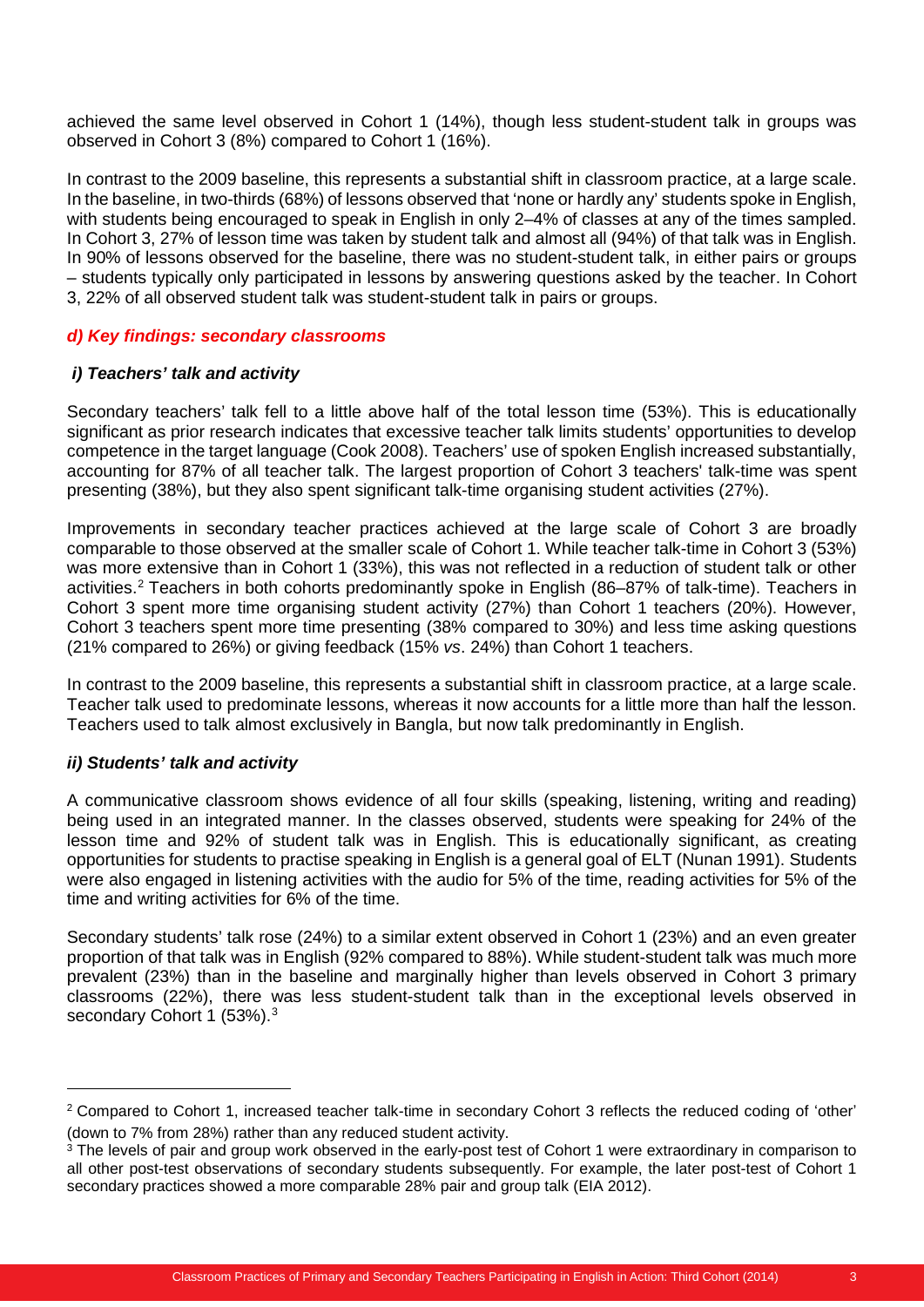achieved the same level observed in Cohort 1 (14%), though less student-student talk in groups was observed in Cohort 3 (8%) compared to Cohort 1 (16%).

In contrast to the 2009 baseline, this represents a substantial shift in classroom practice, at a large scale. In the baseline, in two-thirds (68%) of lessons observed that 'none or hardly any' students spoke in English, with students being encouraged to speak in English in only 2–4% of classes at any of the times sampled. In Cohort 3, 27% of lesson time was taken by student talk and almost all (94%) of that talk was in English. In 90% of lessons observed for the baseline, there was no student-student talk, in either pairs or groups – students typically only participated in lessons by answering questions asked by the teacher. In Cohort 3, 22% of all observed student talk was student-student talk in pairs or groups.

### *d) Key findings: secondary classrooms*

#### *i) Teachers' talk and activity*

Secondary teachers' talk fell to a little above half of the total lesson time (53%). This is educationally significant as prior research indicates that excessive teacher talk limits students' opportunities to develop competence in the target language (Cook 2008). Teachers' use of spoken English increased substantially, accounting for 87% of all teacher talk. The largest proportion of Cohort 3 teachers' talk-time was spent presenting (38%), but they also spent significant talk-time organising student activities (27%).

Improvements in secondary teacher practices achieved at the large scale of Cohort 3 are broadly comparable to those observed at the smaller scale of Cohort 1. While teacher talk-time in Cohort 3 (53%) was more extensive than in Cohort 1 (33%), this was not reflected in a reduction of student talk or other activities.[2] Teachers in both cohorts predominantly spoke in English (86–87% of talk-time). Teachers in Cohort 3 spent more time organising student activity (27%) than Cohort 1 teachers (20%). However, Cohort 3 teachers spent more time presenting (38% compared to 30%) and less time asking questions (21% compared to 26%) or giving feedback (15% *vs*. 24%) than Cohort 1 teachers.

In contrast to the 2009 baseline, this represents a substantial shift in classroom practice, at a large scale. Teacher talk used to predominate lessons, whereas it now accounts for a little more than half the lesson. Teachers used to talk almost exclusively in Bangla, but now talk predominantly in English.

#### *ii) Students' talk and activity*

A communicative classroom shows evidence of all four skills (speaking, listening, writing and reading) being used in an integrated manner. In the classes observed, students were speaking for 24% of the lesson time and 92% of student talk was in English. This is educationally significant, as creating opportunities for students to practise speaking in English is a general goal of ELT (Nunan 1991). Students were also engaged in listening activities with the audio for 5% of the time, reading activities for 5% of the time and writing activities for 6% of the time.

Secondary students' talk rose (24%) to a similar extent observed in Cohort 1 (23%) and an even greater proportion of that talk was in English (92% compared to 88%). While student-student talk was much more prevalent (23%) than in the baseline and marginally higher than levels observed in Cohort 3 primary classrooms (22%), there was less student-student talk than in the exceptional levels observed in secondary Cohort 1 (53%).[3]

---

[2] Compared to Cohort 1, increased teacher talk-time in secondary Cohort 3 reflects the reduced coding of 'other' (down to 7% from 28%) rather than any reduced student activity.

[3] The levels of pair and group work observed in the early-post test of Cohort 1 were extraordinary in comparison to all other post-test observations of secondary students subsequently. For example, the later post-test of Cohort 1 secondary practices showed a more comparable 28% pair and group talk (EIA 2012).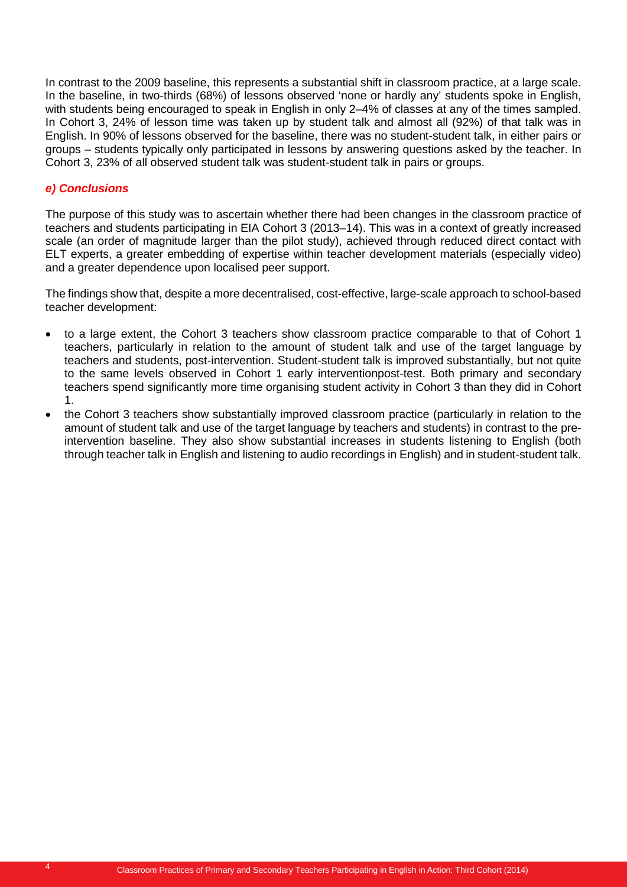In contrast to the 2009 baseline, this represents a substantial shift in classroom practice, at a large scale. In the baseline, in two-thirds (68%) of lessons observed 'none or hardly any' students spoke in English, with students being encouraged to speak in English in only 2–4% of classes at any of the times sampled. In Cohort 3, 24% of lesson time was taken up by student talk and almost all (92%) of that talk was in English. In 90% of lessons observed for the baseline, there was no student-student talk, in either pairs or groups – students typically only participated in lessons by answering questions asked by the teacher. In Cohort 3, 23% of all observed student talk was student-student talk in pairs or groups.

### *e) Conclusions*

The purpose of this study was to ascertain whether there had been changes in the classroom practice of teachers and students participating in EIA Cohort 3 (2013–14). This was in a context of greatly increased scale (an order of magnitude larger than the pilot study), achieved through reduced direct contact with ELT experts, a greater embedding of expertise within teacher development materials (especially video) and a greater dependence upon localised peer support.

The findings show that, despite a more decentralised, cost-effective, large-scale approach to school-based teacher development:

- to a large extent, the Cohort 3 teachers show classroom practice comparable to that of Cohort 1 teachers, particularly in relation to the amount of student talk and use of the target language by teachers and students, post-intervention. Student-student talk is improved substantially, but not quite to the same levels observed in Cohort 1 early interventionpost-test. Both primary and secondary teachers spend significantly more time organising student activity in Cohort 3 than they did in Cohort 1.
- the Cohort 3 teachers show substantially improved classroom practice (particularly in relation to the amount of student talk and use of the target language by teachers and students) in contrast to the pre-intervention baseline. They also show substantial increases in students listening to English (both through teacher talk in English and listening to audio recordings in English) and in student-student talk.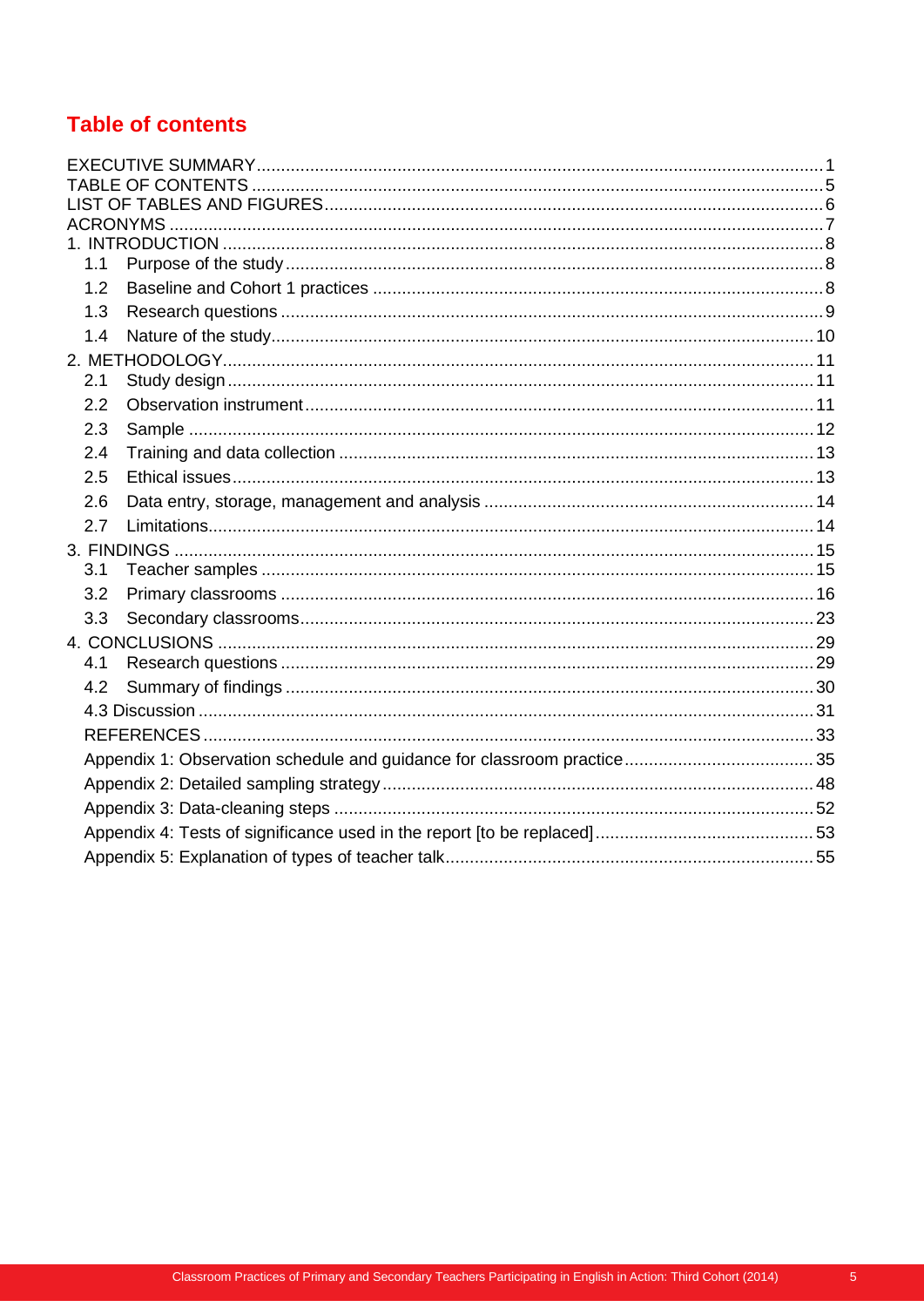# Table of contents

EXECUTIVE SUMMARY ..... 1
TABLE OF CONTENTS ..... 5
LIST OF TABLES AND FIGURES ..... 6
ACRONYMS ..... 7
1. INTRODUCTION ..... 8
 1.1 Purpose of the study ..... 8
 1.2 Baseline and Cohort 1 practices ..... 8
 1.3 Research questions ..... 9
 1.4 Nature of the study ..... 10
2. METHODOLOGY ..... 11
 2.1 Study design ..... 11
 2.2 Observation instrument ..... 11
 2.3 Sample ..... 12
 2.4 Training and data collection ..... 13
 2.5 Ethical issues ..... 13
 2.6 Data entry, storage, management and analysis ..... 14
 2.7 Limitations ..... 14
3. FINDINGS ..... 15
 3.1 Teacher samples ..... 15
 3.2 Primary classrooms ..... 16
 3.3 Secondary classrooms ..... 23
4. CONCLUSIONS ..... 29
 4.1 Research questions ..... 29
 4.2 Summary of findings ..... 30
 4.3 Discussion ..... 31
 REFERENCES ..... 33
 Appendix 1: Observation schedule and guidance for classroom practice ..... 35
 Appendix 2: Detailed sampling strategy ..... 48
 Appendix 3: Data-cleaning steps ..... 52
 Appendix 4: Tests of significance used in the report [to be replaced] ..... 53
 Appendix 5: Explanation of types of teacher talk ..... 55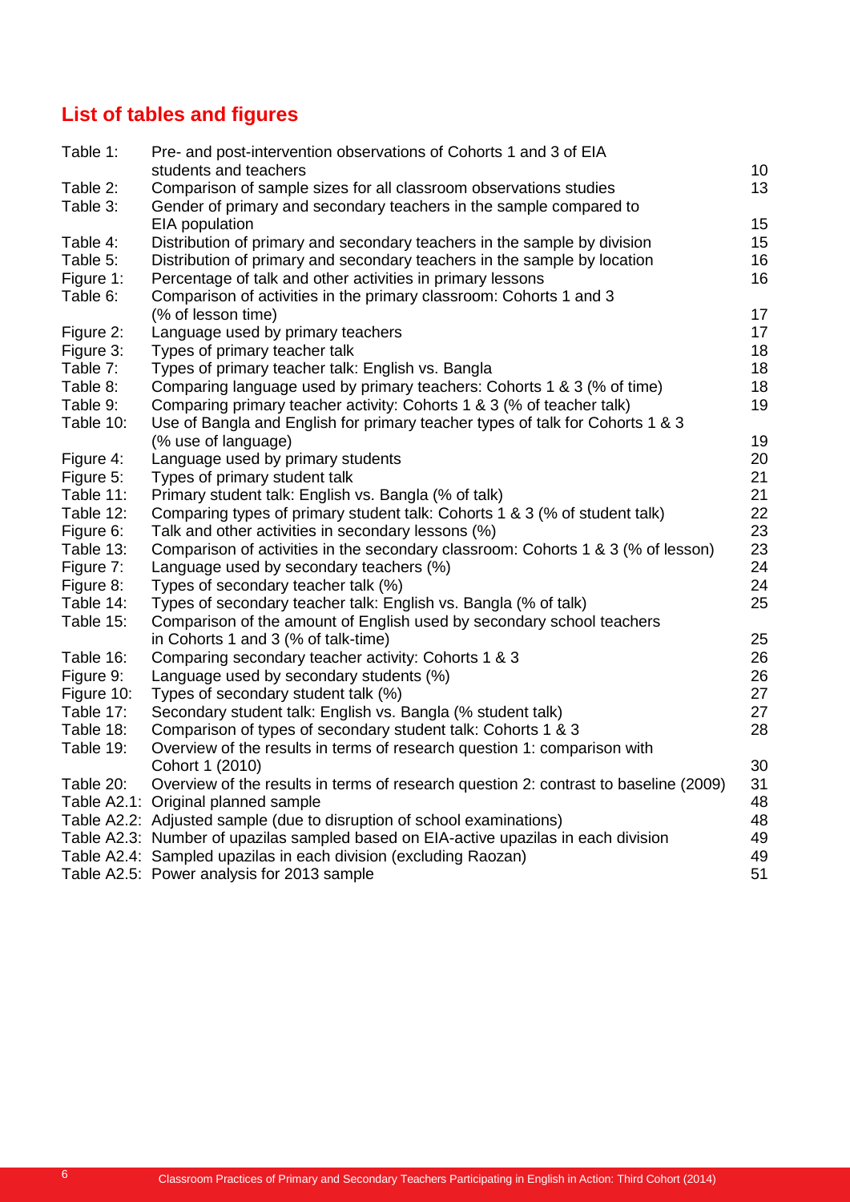## List of tables and figures

| | | |
|---|---|---|
| Table 1: | Pre- and post-intervention observations of Cohorts 1 and 3 of EIA students and teachers | 10 |
| Table 2: | Comparison of sample sizes for all classroom observations studies | 13 |
| Table 3: | Gender of primary and secondary teachers in the sample compared to EIA population | 15 |
| Table 4: | Distribution of primary and secondary teachers in the sample by division | 15 |
| Table 5: | Distribution of primary and secondary teachers in the sample by location | 16 |
| Figure 1: | Percentage of talk and other activities in primary lessons | 16 |
| Table 6: | Comparison of activities in the primary classroom: Cohorts 1 and 3 (% of lesson time) | 17 |
| Figure 2: | Language used by primary teachers | 17 |
| Figure 3: | Types of primary teacher talk | 18 |
| Table 7: | Types of primary teacher talk: English vs. Bangla | 18 |
| Table 8: | Comparing language used by primary teachers: Cohorts 1 & 3 (% of time) | 18 |
| Table 9: | Comparing primary teacher activity: Cohorts 1 & 3 (% of teacher talk) | 19 |
| Table 10: | Use of Bangla and English for primary teacher types of talk for Cohorts 1 & 3 (% use of language) | 19 |
| Figure 4: | Language used by primary students | 20 |
| Figure 5: | Types of primary student talk | 21 |
| Table 11: | Primary student talk: English vs. Bangla (% of talk) | 21 |
| Table 12: | Comparing types of primary student talk: Cohorts 1 & 3 (% of student talk) | 22 |
| Figure 6: | Talk and other activities in secondary lessons (%) | 23 |
| Table 13: | Comparison of activities in the secondary classroom: Cohorts 1 & 3 (% of lesson) | 23 |
| Figure 7: | Language used by secondary teachers (%) | 24 |
| Figure 8: | Types of secondary teacher talk (%) | 24 |
| Table 14: | Types of secondary teacher talk: English vs. Bangla (% of talk) | 25 |
| Table 15: | Comparison of the amount of English used by secondary school teachers in Cohorts 1 and 3 (% of talk-time) | 25 |
| Table 16: | Comparing secondary teacher activity: Cohorts 1 & 3 | 26 |
| Figure 9: | Language used by secondary students (%) | 26 |
| Figure 10: | Types of secondary student talk (%) | 27 |
| Table 17: | Secondary student talk: English vs. Bangla (% student talk) | 27 |
| Table 18: | Comparison of types of secondary student talk: Cohorts 1 & 3 | 28 |
| Table 19: | Overview of the results in terms of research question 1: comparison with Cohort 1 (2010) | 30 |
| Table 20: | Overview of the results in terms of research question 2: contrast to baseline (2009) | 31 |
| Table A2.1: | Original planned sample | 48 |
| Table A2.2: | Adjusted sample (due to disruption of school examinations) | 48 |
| Table A2.3: | Number of upazilas sampled based on EIA-active upazilas in each division | 49 |
| Table A2.4: | Sampled upazilas in each division (excluding Raozan) | 49 |
| Table A2.5: | Power analysis for 2013 sample | 51 |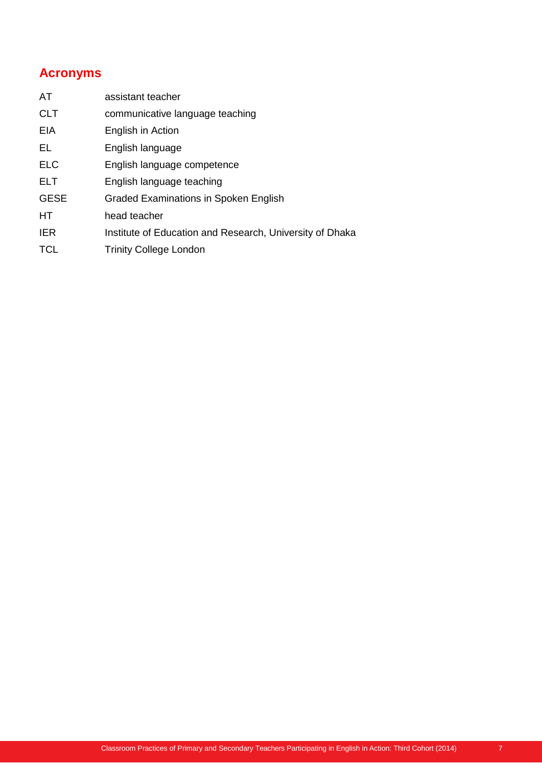## Acronyms

| | |
|---|---|
| AT | assistant teacher |
| CLT | communicative language teaching |
| EIA | English in Action |
| EL | English language |
| ELC | English language competence |
| ELT | English language teaching |
| GESE | Graded Examinations in Spoken English |
| HT | head teacher |
| IER | Institute of Education and Research, University of Dhaka |
| TCL | Trinity College London |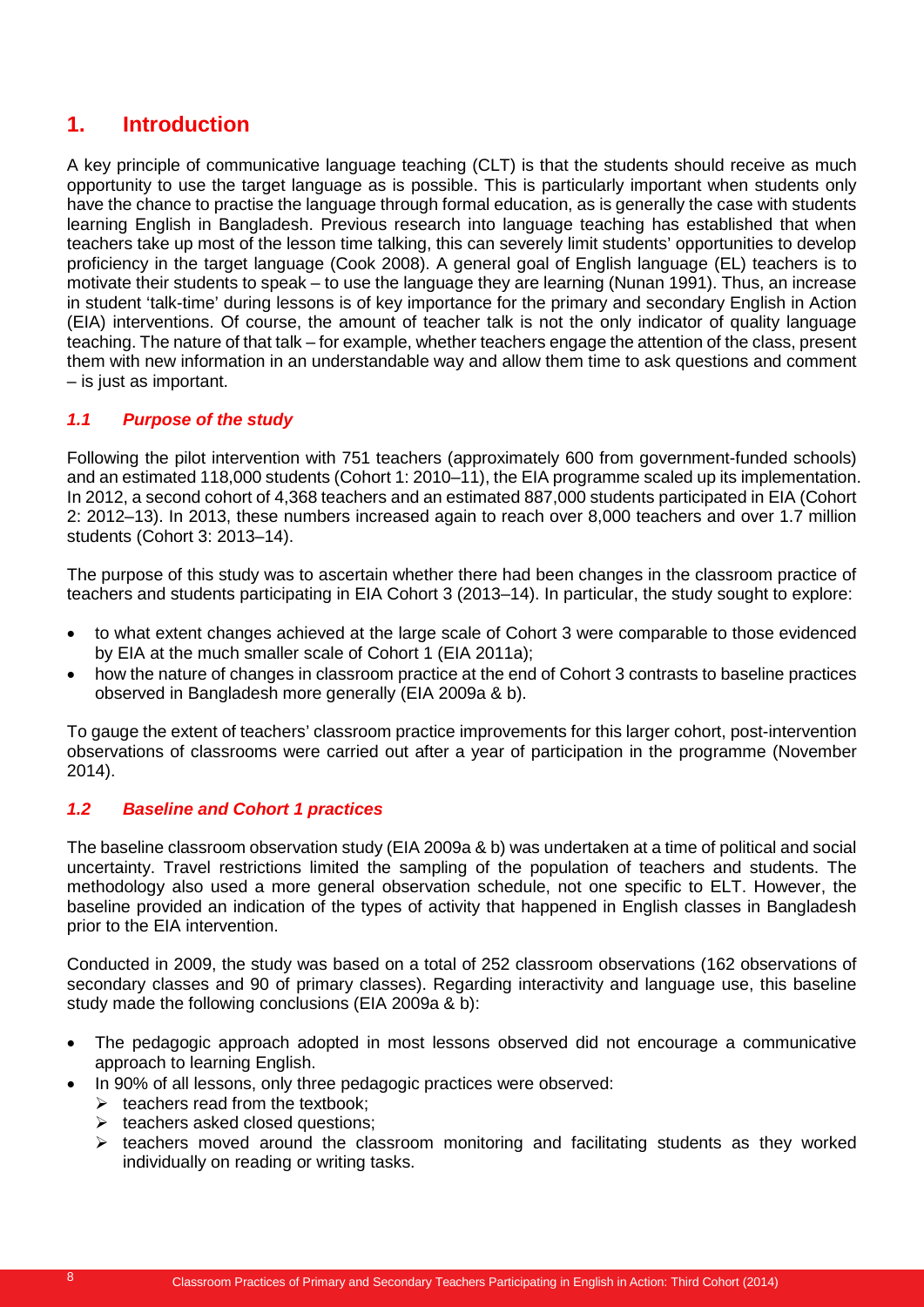# 1. Introduction

A key principle of communicative language teaching (CLT) is that the students should receive as much opportunity to use the target language as is possible. This is particularly important when students only have the chance to practise the language through formal education, as is generally the case with students learning English in Bangladesh. Previous research into language teaching has established that when teachers take up most of the lesson time talking, this can severely limit students' opportunities to develop proficiency in the target language (Cook 2008). A general goal of English language (EL) teachers is to motivate their students to speak – to use the language they are learning (Nunan 1991). Thus, an increase in student 'talk-time' during lessons is of key importance for the primary and secondary English in Action (EIA) interventions. Of course, the amount of teacher talk is not the only indicator of quality language teaching. The nature of that talk – for example, whether teachers engage the attention of the class, present them with new information in an understandable way and allow them time to ask questions and comment – is just as important.

## *1.1 Purpose of the study*

Following the pilot intervention with 751 teachers (approximately 600 from government-funded schools) and an estimated 118,000 students (Cohort 1: 2010–11), the EIA programme scaled up its implementation. In 2012, a second cohort of 4,368 teachers and an estimated 887,000 students participated in EIA (Cohort 2: 2012–13). In 2013, these numbers increased again to reach over 8,000 teachers and over 1.7 million students (Cohort 3: 2013–14).

The purpose of this study was to ascertain whether there had been changes in the classroom practice of teachers and students participating in EIA Cohort 3 (2013–14). In particular, the study sought to explore:

- to what extent changes achieved at the large scale of Cohort 3 were comparable to those evidenced by EIA at the much smaller scale of Cohort 1 (EIA 2011a);
- how the nature of changes in classroom practice at the end of Cohort 3 contrasts to baseline practices observed in Bangladesh more generally (EIA 2009a & b).

To gauge the extent of teachers' classroom practice improvements for this larger cohort, post-intervention observations of classrooms were carried out after a year of participation in the programme (November 2014).

## *1.2 Baseline and Cohort 1 practices*

The baseline classroom observation study (EIA 2009a & b) was undertaken at a time of political and social uncertainty. Travel restrictions limited the sampling of the population of teachers and students. The methodology also used a more general observation schedule, not one specific to ELT. However, the baseline provided an indication of the types of activity that happened in English classes in Bangladesh prior to the EIA intervention.

Conducted in 2009, the study was based on a total of 252 classroom observations (162 observations of secondary classes and 90 of primary classes). Regarding interactivity and language use, this baseline study made the following conclusions (EIA 2009a & b):

- The pedagogic approach adopted in most lessons observed did not encourage a communicative approach to learning English.
- In 90% of all lessons, only three pedagogic practices were observed:
  - teachers read from the textbook;
  - teachers asked closed questions;
  - teachers moved around the classroom monitoring and facilitating students as they worked individually on reading or writing tasks.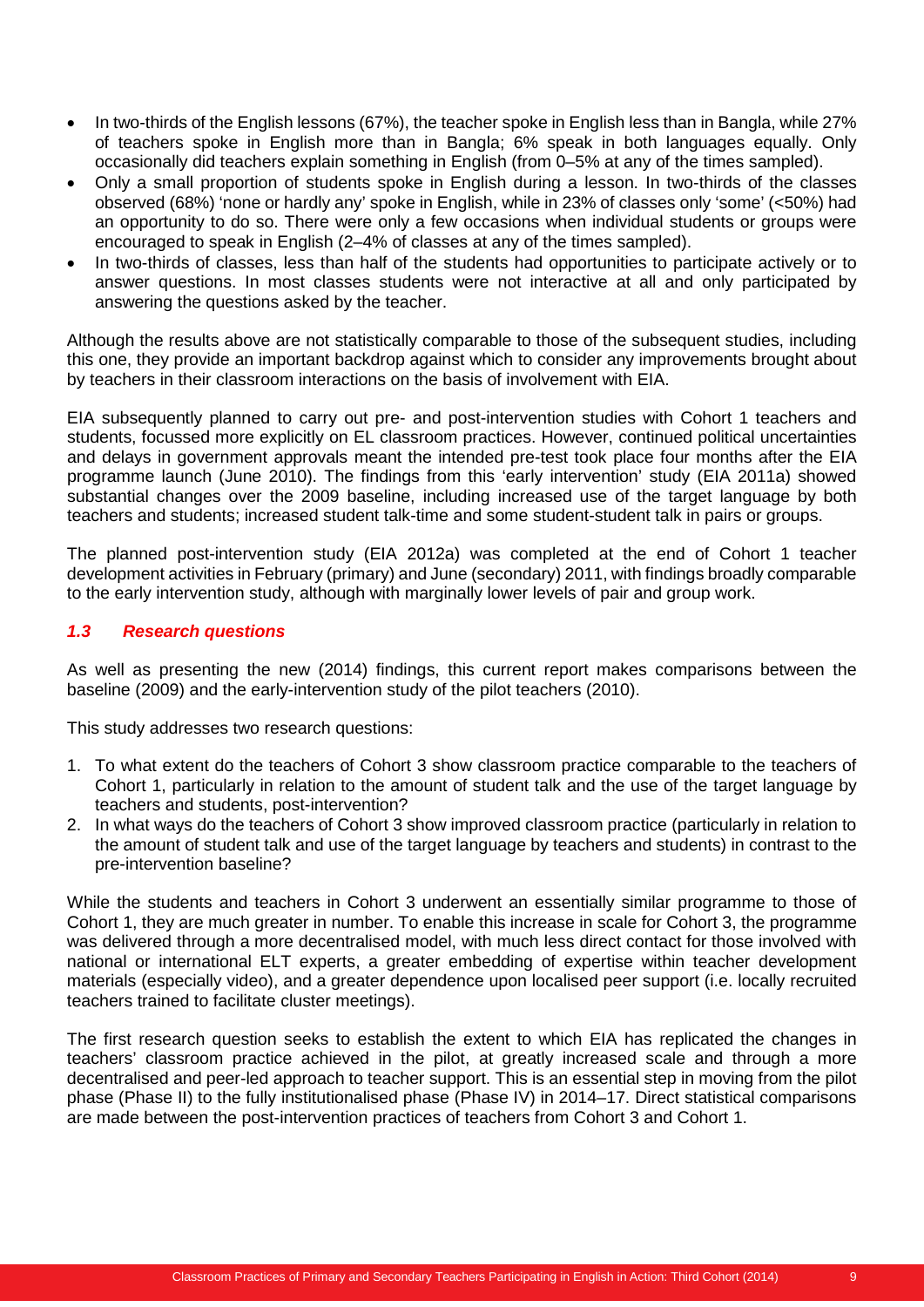- In two-thirds of the English lessons (67%), the teacher spoke in English less than in Bangla, while 27% of teachers spoke in English more than in Bangla; 6% speak in both languages equally. Only occasionally did teachers explain something in English (from 0–5% at any of the times sampled).
- Only a small proportion of students spoke in English during a lesson. In two-thirds of the classes observed (68%) 'none or hardly any' spoke in English, while in 23% of classes only 'some' (<50%) had an opportunity to do so. There were only a few occasions when individual students or groups were encouraged to speak in English (2–4% of classes at any of the times sampled).
- In two-thirds of classes, less than half of the students had opportunities to participate actively or to answer questions. In most classes students were not interactive at all and only participated by answering the questions asked by the teacher.

Although the results above are not statistically comparable to those of the subsequent studies, including this one, they provide an important backdrop against which to consider any improvements brought about by teachers in their classroom interactions on the basis of involvement with EIA.

EIA subsequently planned to carry out pre- and post-intervention studies with Cohort 1 teachers and students, focussed more explicitly on EL classroom practices. However, continued political uncertainties and delays in government approvals meant the intended pre-test took place four months after the EIA programme launch (June 2010). The findings from this 'early intervention' study (EIA 2011a) showed substantial changes over the 2009 baseline, including increased use of the target language by both teachers and students; increased student talk-time and some student-student talk in pairs or groups.

The planned post-intervention study (EIA 2012a) was completed at the end of Cohort 1 teacher development activities in February (primary) and June (secondary) 2011, with findings broadly comparable to the early intervention study, although with marginally lower levels of pair and group work.

### *1.3 Research questions*

As well as presenting the new (2014) findings, this current report makes comparisons between the baseline (2009) and the early-intervention study of the pilot teachers (2010).

This study addresses two research questions:

1. To what extent do the teachers of Cohort 3 show classroom practice comparable to the teachers of Cohort 1, particularly in relation to the amount of student talk and the use of the target language by teachers and students, post-intervention?
2. In what ways do the teachers of Cohort 3 show improved classroom practice (particularly in relation to the amount of student talk and use of the target language by teachers and students) in contrast to the pre-intervention baseline?

While the students and teachers in Cohort 3 underwent an essentially similar programme to those of Cohort 1, they are much greater in number. To enable this increase in scale for Cohort 3, the programme was delivered through a more decentralised model, with much less direct contact for those involved with national or international ELT experts, a greater embedding of expertise within teacher development materials (especially video), and a greater dependence upon localised peer support (i.e. locally recruited teachers trained to facilitate cluster meetings).

The first research question seeks to establish the extent to which EIA has replicated the changes in teachers' classroom practice achieved in the pilot, at greatly increased scale and through a more decentralised and peer-led approach to teacher support. This is an essential step in moving from the pilot phase (Phase II) to the fully institutionalised phase (Phase IV) in 2014–17. Direct statistical comparisons are made between the post-intervention practices of teachers from Cohort 3 and Cohort 1.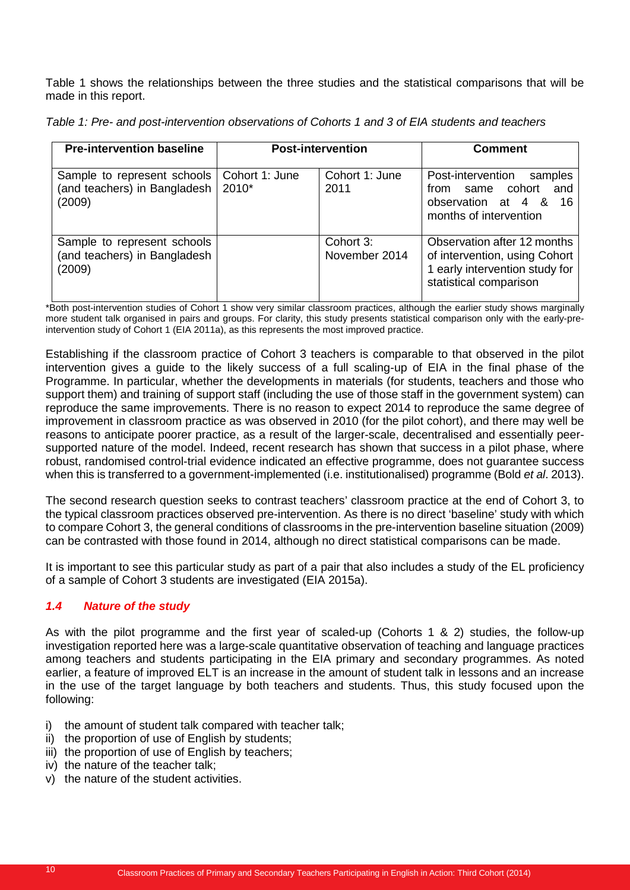Table 1 shows the relationships between the three studies and the statistical comparisons that will be made in this report.

*Table 1: Pre- and post-intervention observations of Cohorts 1 and 3 of EIA students and teachers*

| Pre-intervention baseline | Post-intervention | | Comment |
|---|---|---|---|
| Sample to represent schools (and teachers) in Bangladesh (2009) | Cohort 1: June 2010* | Cohort 1: June 2011 | Post-intervention samples from same cohort and observation at 4 & 16 months of intervention |
| Sample to represent schools (and teachers) in Bangladesh (2009) | | Cohort 3: November 2014 | Observation after 12 months of intervention, using Cohort 1 early intervention study for statistical comparison |

*Both post-intervention studies of Cohort 1 show very similar classroom practices, although the earlier study shows marginally more student talk organised in pairs and groups. For clarity, this study presents statistical comparison only with the early-pre-intervention study of Cohort 1 (EIA 2011a), as this represents the most improved practice.

Establishing if the classroom practice of Cohort 3 teachers is comparable to that observed in the pilot intervention gives a guide to the likely success of a full scaling-up of EIA in the final phase of the Programme. In particular, whether the developments in materials (for students, teachers and those who support them) and training of support staff (including the use of those staff in the government system) can reproduce the same improvements. There is no reason to expect 2014 to reproduce the same degree of improvement in classroom practice as was observed in 2010 (for the pilot cohort), and there may well be reasons to anticipate poorer practice, as a result of the larger-scale, decentralised and essentially peer-supported nature of the model. Indeed, recent research has shown that success in a pilot phase, where robust, randomised control-trial evidence indicated an effective programme, does not guarantee success when this is transferred to a government-implemented (i.e. institutionalised) programme (Bold *et al*. 2013).

The second research question seeks to contrast teachers' classroom practice at the end of Cohort 3, to the typical classroom practices observed pre-intervention. As there is no direct 'baseline' study with which to compare Cohort 3, the general conditions of classrooms in the pre-intervention baseline situation (2009) can be contrasted with those found in 2014, although no direct statistical comparisons can be made.

It is important to see this particular study as part of a pair that also includes a study of the EL proficiency of a sample of Cohort 3 students are investigated (EIA 2015a).

### *1.4 Nature of the study*

As with the pilot programme and the first year of scaled-up (Cohorts 1 & 2) studies, the follow-up investigation reported here was a large-scale quantitative observation of teaching and language practices among teachers and students participating in the EIA primary and secondary programmes. As noted earlier, a feature of improved ELT is an increase in the amount of student talk in lessons and an increase in the use of the target language by both teachers and students. Thus, this study focused upon the following:

i) the amount of student talk compared with teacher talk;
ii) the proportion of use of English by students;
iii) the proportion of use of English by teachers;
iv) the nature of the teacher talk;
v) the nature of the student activities.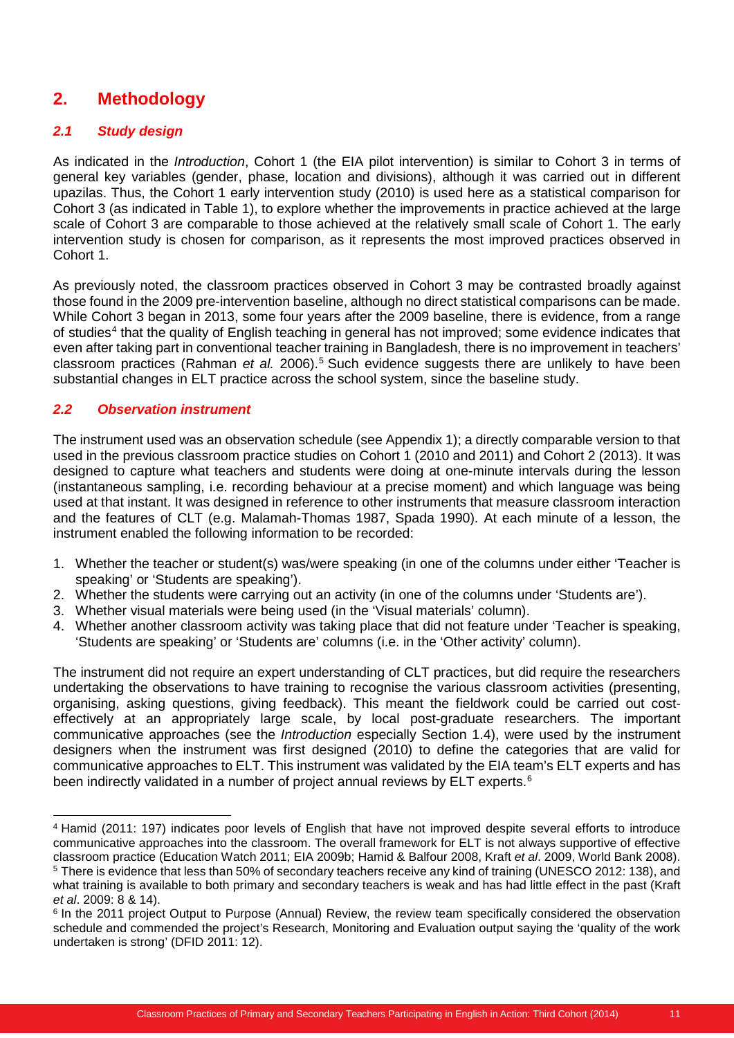# 2. Methodology

### *2.1 Study design*

As indicated in the *Introduction*, Cohort 1 (the EIA pilot intervention) is similar to Cohort 3 in terms of general key variables (gender, phase, location and divisions), although it was carried out in different upazilas. Thus, the Cohort 1 early intervention study (2010) is used here as a statistical comparison for Cohort 3 (as indicated in Table 1), to explore whether the improvements in practice achieved at the large scale of Cohort 3 are comparable to those achieved at the relatively small scale of Cohort 1. The early intervention study is chosen for comparison, as it represents the most improved practices observed in Cohort 1.

As previously noted, the classroom practices observed in Cohort 3 may be contrasted broadly against those found in the 2009 pre-intervention baseline, although no direct statistical comparisons can be made. While Cohort 3 began in 2013, some four years after the 2009 baseline, there is evidence, from a range of studies[4] that the quality of English teaching in general has not improved; some evidence indicates that even after taking part in conventional teacher training in Bangladesh, there is no improvement in teachers' classroom practices (Rahman *et al.* 2006).[5] Such evidence suggests there are unlikely to have been substantial changes in ELT practice across the school system, since the baseline study.

### *2.2 Observation instrument*

The instrument used was an observation schedule (see Appendix 1); a directly comparable version to that used in the previous classroom practice studies on Cohort 1 (2010 and 2011) and Cohort 2 (2013). It was designed to capture what teachers and students were doing at one-minute intervals during the lesson (instantaneous sampling, i.e. recording behaviour at a precise moment) and which language was being used at that instant. It was designed in reference to other instruments that measure classroom interaction and the features of CLT (e.g. Malamah-Thomas 1987, Spada 1990). At each minute of a lesson, the instrument enabled the following information to be recorded:

1. Whether the teacher or student(s) was/were speaking (in one of the columns under either 'Teacher is speaking' or 'Students are speaking').
2. Whether the students were carrying out an activity (in one of the columns under 'Students are').
3. Whether visual materials were being used (in the 'Visual materials' column).
4. Whether another classroom activity was taking place that did not feature under 'Teacher is speaking, 'Students are speaking' or 'Students are' columns (i.e. in the 'Other activity' column).

The instrument did not require an expert understanding of CLT practices, but did require the researchers undertaking the observations to have training to recognise the various classroom activities (presenting, organising, asking questions, giving feedback). This meant the fieldwork could be carried out cost-effectively at an appropriately large scale, by local post-graduate researchers. The important communicative approaches (see the *Introduction* especially Section 1.4), were used by the instrument designers when the instrument was first designed (2010) to define the categories that are valid for communicative approaches to ELT. This instrument was validated by the EIA team's ELT experts and has been indirectly validated in a number of project annual reviews by ELT experts.[6]

---

[4] Hamid (2011: 197) indicates poor levels of English that have not improved despite several efforts to introduce communicative approaches into the classroom. The overall framework for ELT is not always supportive of effective classroom practice (Education Watch 2011; EIA 2009b; Hamid & Balfour 2008, Kraft *et al*. 2009, World Bank 2008).

[5] There is evidence that less than 50% of secondary teachers receive any kind of training (UNESCO 2012: 138), and what training is available to both primary and secondary teachers is weak and has had little effect in the past (Kraft *et al*. 2009: 8 & 14).

[6] In the 2011 project Output to Purpose (Annual) Review, the review team specifically considered the observation schedule and commended the project's Research, Monitoring and Evaluation output saying the 'quality of the work undertaken is strong' (DFID 2011: 12).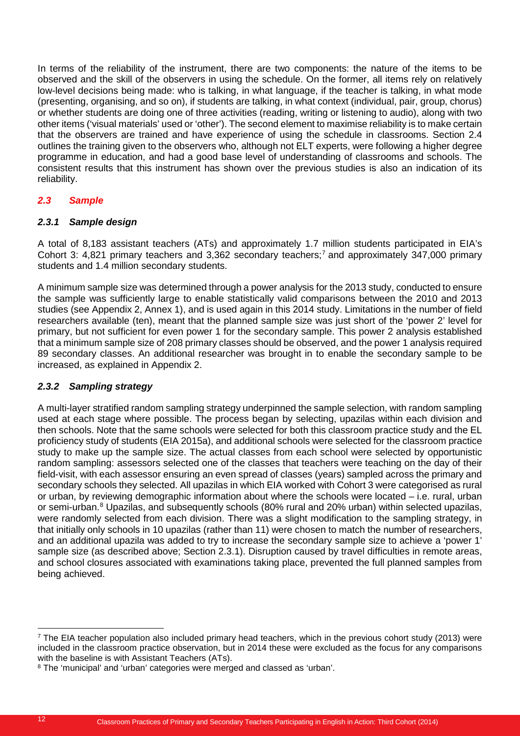In terms of the reliability of the instrument, there are two components: the nature of the items to be observed and the skill of the observers in using the schedule. On the former, all items rely on relatively low-level decisions being made: who is talking, in what language, if the teacher is talking, in what mode (presenting, organising, and so on), if students are talking, in what context (individual, pair, group, chorus) or whether students are doing one of three activities (reading, writing or listening to audio), along with two other items ('visual materials' used or 'other'). The second element to maximise reliability is to make certain that the observers are trained and have experience of using the schedule in classrooms. Section 2.4 outlines the training given to the observers who, although not ELT experts, were following a higher degree programme in education, and had a good base level of understanding of classrooms and schools. The consistent results that this instrument has shown over the previous studies is also an indication of its reliability.

## *2.3 Sample*

### *2.3.1 Sample design*

A total of 8,183 assistant teachers (ATs) and approximately 1.7 million students participated in EIA's Cohort 3: 4,821 primary teachers and 3,362 secondary teachers;[7] and approximately 347,000 primary students and 1.4 million secondary students.

A minimum sample size was determined through a power analysis for the 2013 study, conducted to ensure the sample was sufficiently large to enable statistically valid comparisons between the 2010 and 2013 studies (see Appendix 2, Annex 1), and is used again in this 2014 study. Limitations in the number of field researchers available (ten), meant that the planned sample size was just short of the 'power 2' level for primary, but not sufficient for even power 1 for the secondary sample. This power 2 analysis established that a minimum sample size of 208 primary classes should be observed, and the power 1 analysis required 89 secondary classes. An additional researcher was brought in to enable the secondary sample to be increased, as explained in Appendix 2.

### *2.3.2 Sampling strategy*

A multi-layer stratified random sampling strategy underpinned the sample selection, with random sampling used at each stage where possible. The process began by selecting, upazilas within each division and then schools. Note that the same schools were selected for both this classroom practice study and the EL proficiency study of students (EIA 2015a), and additional schools were selected for the classroom practice study to make up the sample size. The actual classes from each school were selected by opportunistic random sampling: assessors selected one of the classes that teachers were teaching on the day of their field-visit, with each assessor ensuring an even spread of classes (years) sampled across the primary and secondary schools they selected. All upazilas in which EIA worked with Cohort 3 were categorised as rural or urban, by reviewing demographic information about where the schools were located – i.e. rural, urban or semi-urban.[8] Upazilas, and subsequently schools (80% rural and 20% urban) within selected upazilas, were randomly selected from each division. There was a slight modification to the sampling strategy, in that initially only schools in 10 upazilas (rather than 11) were chosen to match the number of researchers, and an additional upazila was added to try to increase the secondary sample size to achieve a 'power 1' sample size (as described above; Section 2.3.1). Disruption caused by travel difficulties in remote areas, and school closures associated with examinations taking place, prevented the full planned samples from being achieved.

---

[7] The EIA teacher population also included primary head teachers, which in the previous cohort study (2013) were included in the classroom practice observation, but in 2014 these were excluded as the focus for any comparisons with the baseline is with Assistant Teachers (ATs).

[8] The 'municipal' and 'urban' categories were merged and classed as 'urban'.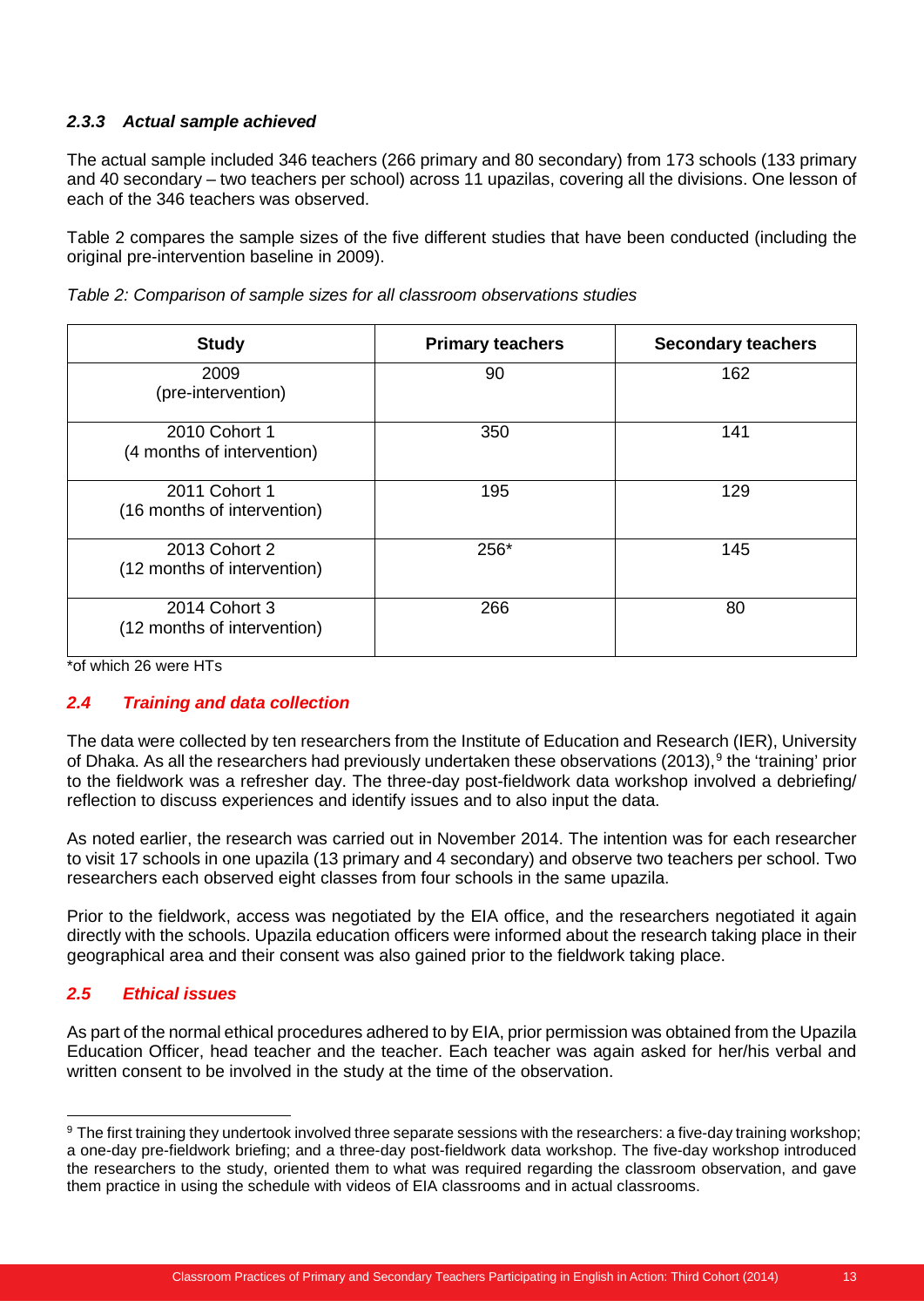### *2.3.3 Actual sample achieved*

The actual sample included 346 teachers (266 primary and 80 secondary) from 173 schools (133 primary and 40 secondary – two teachers per school) across 11 upazilas, covering all the divisions. One lesson of each of the 346 teachers was observed.

Table 2 compares the sample sizes of the five different studies that have been conducted (including the original pre-intervention baseline in 2009).

*Table 2: Comparison of sample sizes for all classroom observations studies*

| Study | Primary teachers | Secondary teachers |
|---|---|---|
| 2009 (pre-intervention) | 90 | 162 |
| 2010 Cohort 1 (4 months of intervention) | 350 | 141 |
| 2011 Cohort 1 (16 months of intervention) | 195 | 129 |
| 2013 Cohort 2 (12 months of intervention) | 256* | 145 |
| 2014 Cohort 3 (12 months of intervention) | 266 | 80 |

*of which 26 were HTs

## *2.4 Training and data collection*

The data were collected by ten researchers from the Institute of Education and Research (IER), University of Dhaka. As all the researchers had previously undertaken these observations (2013),[9] the 'training' prior to the fieldwork was a refresher day. The three-day post-fieldwork data workshop involved a debriefing/ reflection to discuss experiences and identify issues and to also input the data.

As noted earlier, the research was carried out in November 2014. The intention was for each researcher to visit 17 schools in one upazila (13 primary and 4 secondary) and observe two teachers per school. Two researchers each observed eight classes from four schools in the same upazila.

Prior to the fieldwork, access was negotiated by the EIA office, and the researchers negotiated it again directly with the schools. Upazila education officers were informed about the research taking place in their geographical area and their consent was also gained prior to the fieldwork taking place.

## *2.5 Ethical issues*

As part of the normal ethical procedures adhered to by EIA, prior permission was obtained from the Upazila Education Officer, head teacher and the teacher. Each teacher was again asked for her/his verbal and written consent to be involved in the study at the time of the observation.

[9] The first training they undertook involved three separate sessions with the researchers: a five-day training workshop; a one-day pre-fieldwork briefing; and a three-day post-fieldwork data workshop. The five-day workshop introduced the researchers to the study, oriented them to what was required regarding the classroom observation, and gave them practice in using the schedule with videos of EIA classrooms and in actual classrooms.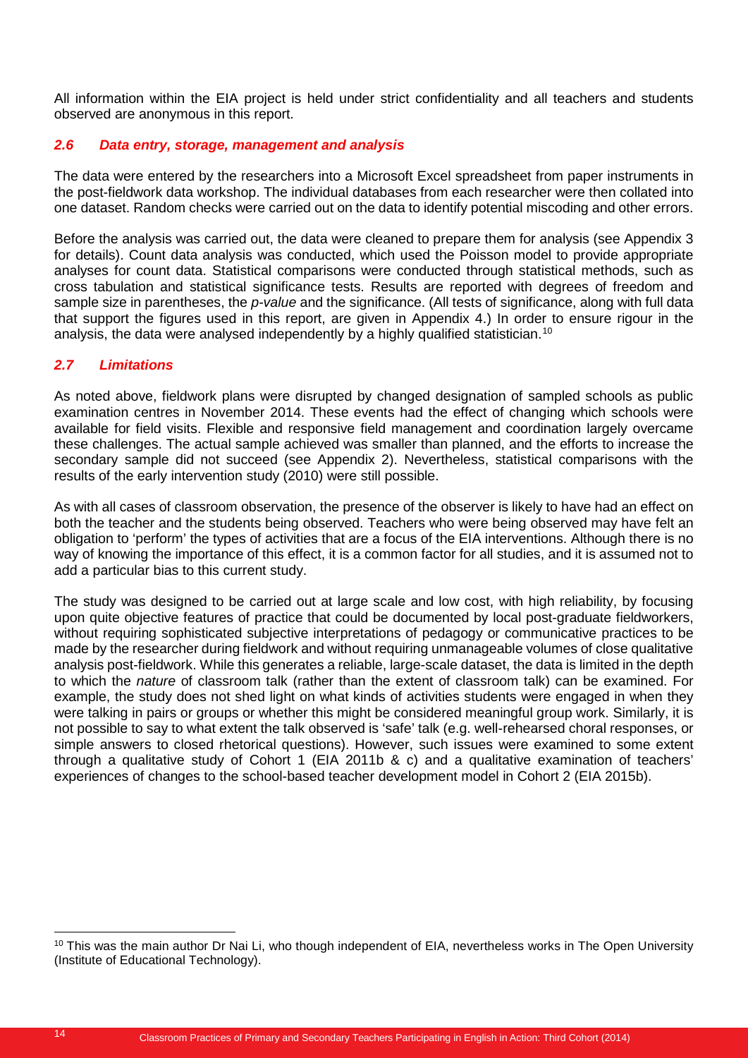All information within the EIA project is held under strict confidentiality and all teachers and students observed are anonymous in this report.

### *2.6 Data entry, storage, management and analysis*

The data were entered by the researchers into a Microsoft Excel spreadsheet from paper instruments in the post-fieldwork data workshop. The individual databases from each researcher were then collated into one dataset. Random checks were carried out on the data to identify potential miscoding and other errors.

Before the analysis was carried out, the data were cleaned to prepare them for analysis (see Appendix 3 for details). Count data analysis was conducted, which used the Poisson model to provide appropriate analyses for count data. Statistical comparisons were conducted through statistical methods, such as cross tabulation and statistical significance tests. Results are reported with degrees of freedom and sample size in parentheses, the *p-value* and the significance. (All tests of significance, along with full data that support the figures used in this report, are given in Appendix 4.) In order to ensure rigour in the analysis, the data were analysed independently by a highly qualified statistician.[10]

### *2.7 Limitations*

As noted above, fieldwork plans were disrupted by changed designation of sampled schools as public examination centres in November 2014. These events had the effect of changing which schools were available for field visits. Flexible and responsive field management and coordination largely overcame these challenges. The actual sample achieved was smaller than planned, and the efforts to increase the secondary sample did not succeed (see Appendix 2). Nevertheless, statistical comparisons with the results of the early intervention study (2010) were still possible.

As with all cases of classroom observation, the presence of the observer is likely to have had an effect on both the teacher and the students being observed. Teachers who were being observed may have felt an obligation to 'perform' the types of activities that are a focus of the EIA interventions. Although there is no way of knowing the importance of this effect, it is a common factor for all studies, and it is assumed not to add a particular bias to this current study.

The study was designed to be carried out at large scale and low cost, with high reliability, by focusing upon quite objective features of practice that could be documented by local post-graduate fieldworkers, without requiring sophisticated subjective interpretations of pedagogy or communicative practices to be made by the researcher during fieldwork and without requiring unmanageable volumes of close qualitative analysis post-fieldwork. While this generates a reliable, large-scale dataset, the data is limited in the depth to which the *nature* of classroom talk (rather than the extent of classroom talk) can be examined. For example, the study does not shed light on what kinds of activities students were engaged in when they were talking in pairs or groups or whether this might be considered meaningful group work. Similarly, it is not possible to say to what extent the talk observed is 'safe' talk (e.g. well-rehearsed choral responses, or simple answers to closed rhetorical questions). However, such issues were examined to some extent through a qualitative study of Cohort 1 (EIA 2011b & c) and a qualitative examination of teachers' experiences of changes to the school-based teacher development model in Cohort 2 (EIA 2015b).

---

[10] This was the main author Dr Nai Li, who though independent of EIA, nevertheless works in The Open University (Institute of Educational Technology).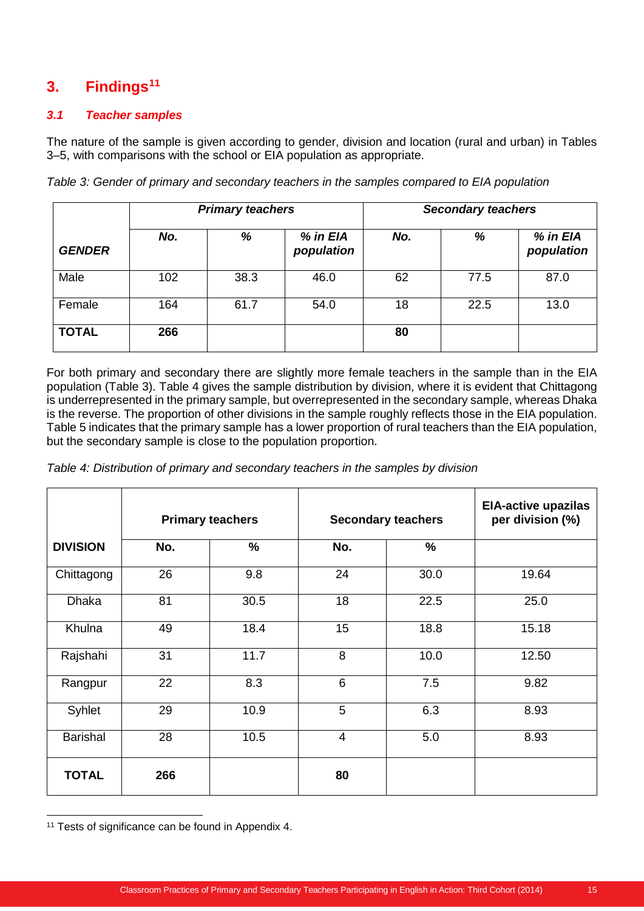## 3. Findings[11]

### *3.1 Teacher samples*

The nature of the sample is given according to gender, division and location (rural and urban) in Tables 3–5, with comparisons with the school or EIA population as appropriate.

*Table 3: Gender of primary and secondary teachers in the samples compared to EIA population*

| | ***Primary teachers*** | | | ***Secondary teachers*** | | |
|---|---|---|---|---|---|---|
| ***GENDER*** | ***No.*** | ***%*** | ***% in EIA population*** | ***No.*** | ***%*** | ***% in EIA population*** |
| Male | 102 | 38.3 | 46.0 | 62 | 77.5 | 87.0 |
| Female | 164 | 61.7 | 54.0 | 18 | 22.5 | 13.0 |
| **TOTAL** | **266** | | | **80** | | |

For both primary and secondary there are slightly more female teachers in the sample than in the EIA population (Table 3). Table 4 gives the sample distribution by division, where it is evident that Chittagong is underrepresented in the primary sample, but overrepresented in the secondary sample, whereas Dhaka is the reverse. The proportion of other divisions in the sample roughly reflects those in the EIA population. Table 5 indicates that the primary sample has a lower proportion of rural teachers than the EIA population, but the secondary sample is close to the population proportion.

*Table 4: Distribution of primary and secondary teachers in the samples by division*

| | **Primary teachers** | | **Secondary teachers** | | **EIA-active upazilas per division (%)** |
|---|---|---|---|---|---|
| **DIVISION** | **No.** | **%** | **No.** | **%** | |
| Chittagong | 26 | 9.8 | 24 | 30.0 | 19.64 |
| Dhaka | 81 | 30.5 | 18 | 22.5 | 25.0 |
| Khulna | 49 | 18.4 | 15 | 18.8 | 15.18 |
| Rajshahi | 31 | 11.7 | 8 | 10.0 | 12.50 |
| Rangpur | 22 | 8.3 | 6 | 7.5 | 9.82 |
| Syhlet | 29 | 10.9 | 5 | 6.3 | 8.93 |
| Barishal | 28 | 10.5 | 4 | 5.0 | 8.93 |
| **TOTAL** | **266** | | **80** | | |

[11] Tests of significance can be found in Appendix 4.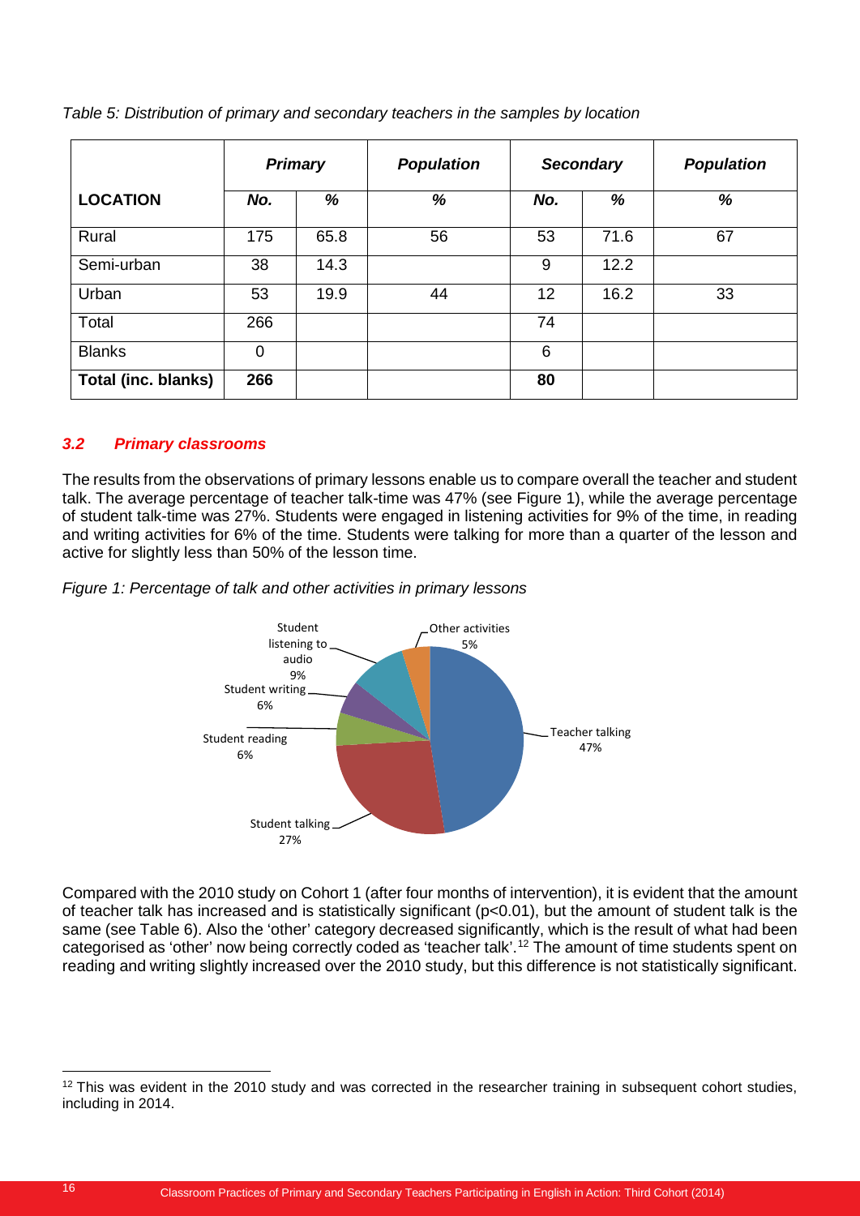*Table 5: Distribution of primary and secondary teachers in the samples by location*

| | ***Primary*** | | ***Population*** | ***Secondary*** | | ***Population*** |
|---|---|---|---|---|---|---|
| **LOCATION** | ***No.*** | ***%*** | ***%*** | ***No.*** | ***%*** | ***%*** |
| Rural | 175 | 65.8 | 56 | 53 | 71.6 | 67 |
| Semi-urban | 38 | 14.3 | | 9 | 12.2 | |
| Urban | 53 | 19.9 | 44 | 12 | 16.2 | 33 |
| Total | 266 | | | 74 | | |
| Blanks | 0 | | | 6 | | |
| **Total (inc. blanks)** | **266** | | | **80** | | |

### *3.2 Primary classrooms*

The results from the observations of primary lessons enable us to compare overall the teacher and student talk. The average percentage of teacher talk-time was 47% (see Figure 1), while the average percentage of student talk-time was 27%. Students were engaged in listening activities for 9% of the time, in reading and writing activities for 6% of the time. Students were talking for more than a quarter of the lesson and active for slightly less than 50% of the lesson time.

*Figure 1: Percentage of talk and other activities in primary lessons*

Teacher talking 47%

Student talking 27%

Student reading 6%

Student writing 6%

Student listening to audio 9%

Other activities 5%

Compared with the 2010 study on Cohort 1 (after four months of intervention), it is evident that the amount of teacher talk has increased and is statistically significant ($p<0.01$), but the amount of student talk is the same (see Table 6). Also the 'other' category decreased significantly, which is the result of what had been categorised as 'other' now being correctly coded as 'teacher talk'.[12] The amount of time students spent on reading and writing slightly increased over the 2010 study, but this difference is not statistically significant.

[12] This was evident in the 2010 study and was corrected in the researcher training in subsequent cohort studies, including in 2014.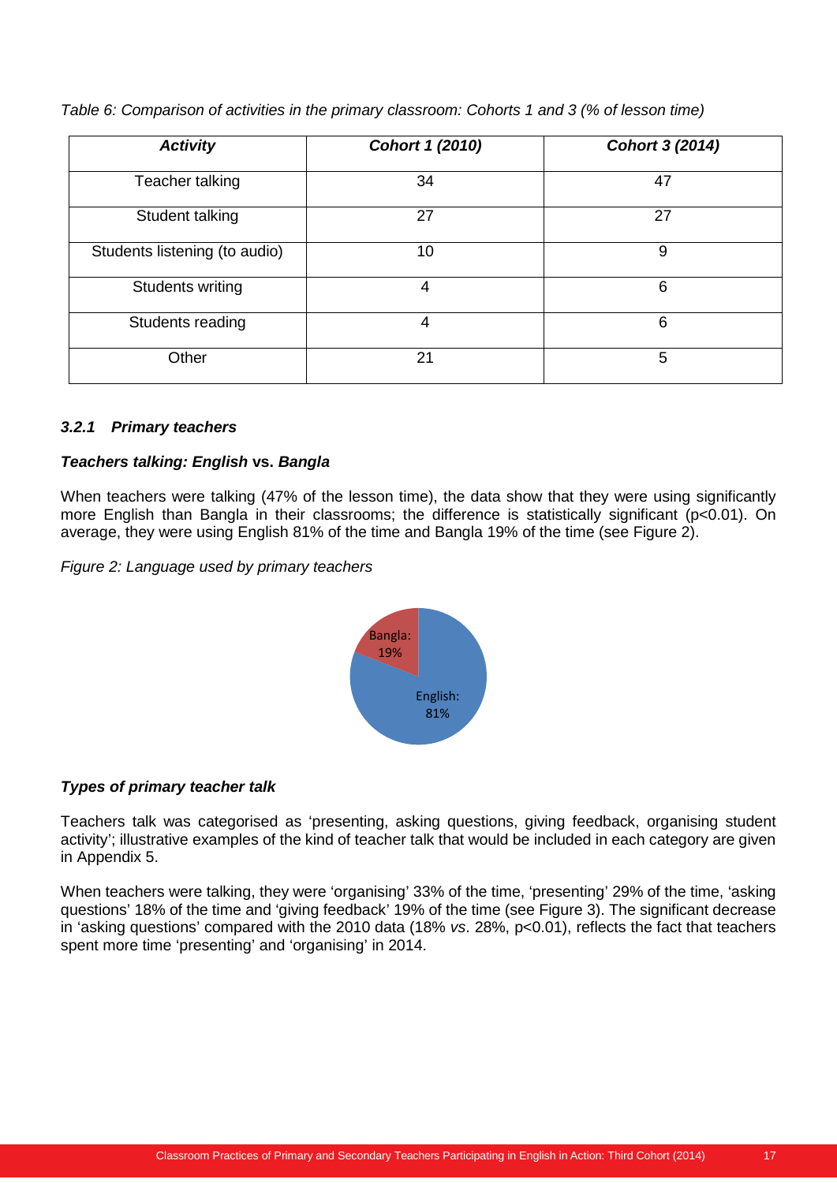*Table 6: Comparison of activities in the primary classroom: Cohorts 1 and 3 (% of lesson time)*

| *Activity* | *Cohort 1 (2010)* | *Cohort 3 (2014)* |
|---|---|---|
| Teacher talking | 34 | 47 |
| Student talking | 27 | 27 |
| Students listening (to audio) | 10 | 9 |
| Students writing | 4 | 6 |
| Students reading | 4 | 6 |
| Other | 21 | 5 |

### *3.2.1 Primary teachers*

***Teachers talking: English* vs. *Bangla***

When teachers were talking (47% of the lesson time), the data show that they were using significantly more English than Bangla in their classrooms; the difference is statistically significant ($p<0.01$). On average, they were using English 81% of the time and Bangla 19% of the time (see Figure 2).

*Figure 2: Language used by primary teachers*

Bangla: 19%

English: 81%

***Types of primary teacher talk***

Teachers talk was categorised as 'presenting, asking questions, giving feedback, organising student activity'; illustrative examples of the kind of teacher talk that would be included in each category are given in Appendix 5.

When teachers were talking, they were 'organising' 33% of the time, 'presenting' 29% of the time, 'asking questions' 18% of the time and 'giving feedback' 19% of the time (see Figure 3). The significant decrease in 'asking questions' compared with the 2010 data (18% *vs*. 28%, $p<0.01$), reflects the fact that teachers spent more time 'presenting' and 'organising' in 2014.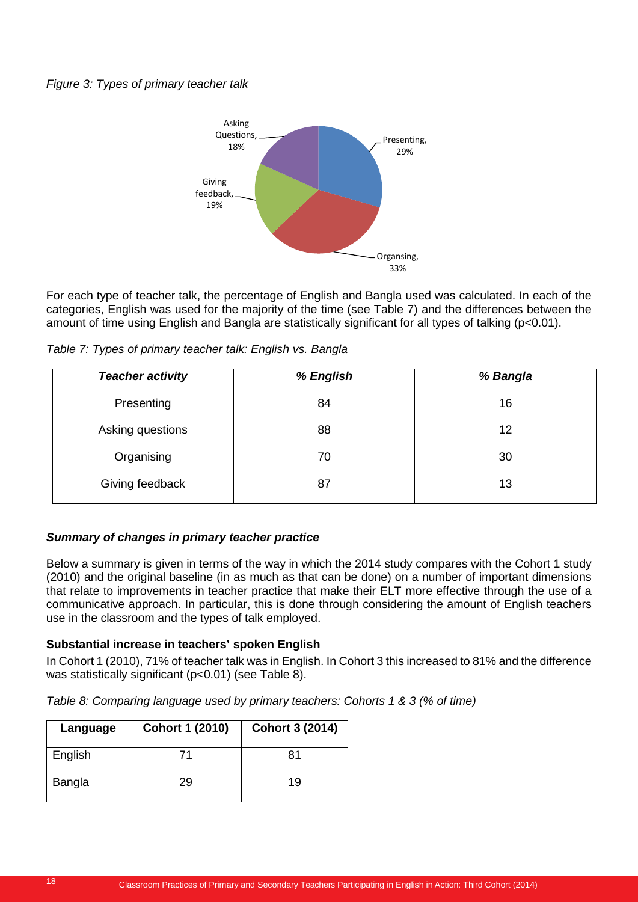*Figure 3: Types of primary teacher talk*

For each type of teacher talk, the percentage of English and Bangla used was calculated. In each of the categories, English was used for the majority of the time (see Table 7) and the differences between the amount of time using English and Bangla are statistically significant for all types of talking ($p<0.01$).

*Table 7: Types of primary teacher talk: English vs. Bangla*

| ***Teacher activity*** | ***% English*** | ***% Bangla*** |
|---|---|---|
| Presenting | 84 | 16 |
| Asking questions | 88 | 12 |
| Organising | 70 | 30 |
| Giving feedback | 87 | 13 |

### *Summary of changes in primary teacher practice*

Below a summary is given in terms of the way in which the 2014 study compares with the Cohort 1 study (2010) and the original baseline (in as much as that can be done) on a number of important dimensions that relate to improvements in teacher practice that make their ELT more effective through the use of a communicative approach. In particular, this is done through considering the amount of English teachers use in the classroom and the types of talk employed.

#### Substantial increase in teachers' spoken English

In Cohort 1 (2010), 71% of teacher talk was in English. In Cohort 3 this increased to 81% and the difference was statistically significant ($p<0.01$) (see Table 8).

*Table 8: Comparing language used by primary teachers: Cohorts 1 & 3 (% of time)*

| Language | Cohort 1 (2010) | Cohort 3 (2014) |
|---|---|---|
| English | 71 | 81 |
| Bangla | 29 | 19 |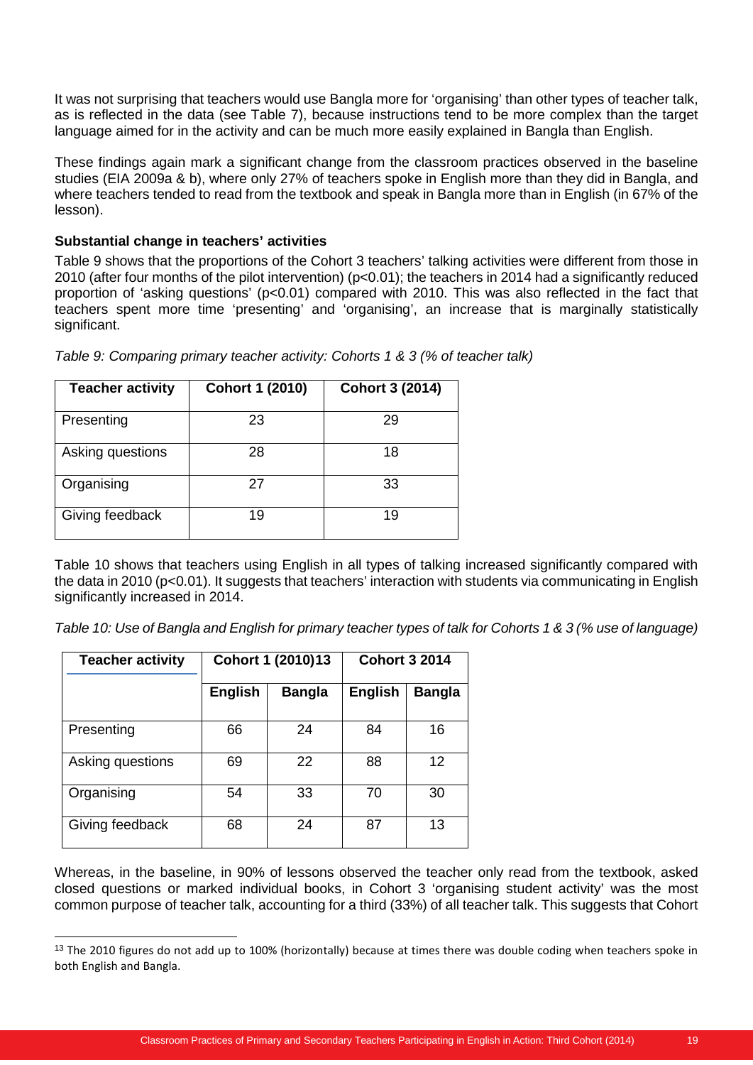It was not surprising that teachers would use Bangla more for 'organising' than other types of teacher talk, as is reflected in the data (see Table 7), because instructions tend to be more complex than the target language aimed for in the activity and can be much more easily explained in Bangla than English.

These findings again mark a significant change from the classroom practices observed in the baseline studies (EIA 2009a & b), where only 27% of teachers spoke in English more than they did in Bangla, and where teachers tended to read from the textbook and speak in Bangla more than in English (in 67% of the lesson).

### Substantial change in teachers' activities

Table 9 shows that the proportions of the Cohort 3 teachers' talking activities were different from those in 2010 (after four months of the pilot intervention) ($p<0.01$); the teachers in 2014 had a significantly reduced proportion of 'asking questions' ($p<0.01$) compared with 2010. This was also reflected in the fact that teachers spent more time 'presenting' and 'organising', an increase that is marginally statistically significant.

*Table 9: Comparing primary teacher activity: Cohorts 1 & 3 (% of teacher talk)*

| Teacher activity | Cohort 1 (2010) | Cohort 3 (2014) |
|---|---|---|
| Presenting | 23 | 29 |
| Asking questions | 28 | 18 |
| Organising | 27 | 33 |
| Giving feedback | 19 | 19 |

Table 10 shows that teachers using English in all types of talking increased significantly compared with the data in 2010 ($p<0.01$). It suggests that teachers' interaction with students via communicating in English significantly increased in 2014.

*Table 10: Use of Bangla and English for primary teacher types of talk for Cohorts 1 & 3 (% use of language)*

| Teacher activity | Cohort 1 (2010)[13] | | Cohort 3 2014 | |
|---|---|---|---|---|
| | English | Bangla | English | Bangla |
| Presenting | 66 | 24 | 84 | 16 |
| Asking questions | 69 | 22 | 88 | 12 |
| Organising | 54 | 33 | 70 | 30 |
| Giving feedback | 68 | 24 | 87 | 13 |

Whereas, in the baseline, in 90% of lessons observed the teacher only read from the textbook, asked closed questions or marked individual books, in Cohort 3 'organising student activity' was the most common purpose of teacher talk, accounting for a third (33%) of all teacher talk. This suggests that Cohort

[13] The 2010 figures do not add up to 100% (horizontally) because at times there was double coding when teachers spoke in both English and Bangla.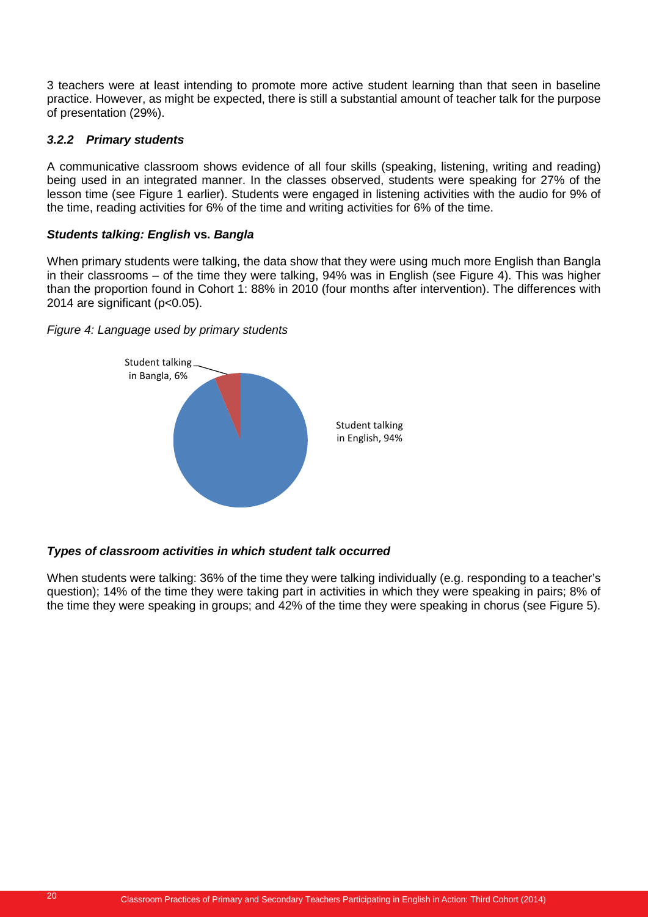3 teachers were at least intending to promote more active student learning than that seen in baseline practice. However, as might be expected, there is still a substantial amount of teacher talk for the purpose of presentation (29%).

### *3.2.2 Primary students*

A communicative classroom shows evidence of all four skills (speaking, listening, writing and reading) being used in an integrated manner. In the classes observed, students were speaking for 27% of the lesson time (see Figure 1 earlier). Students were engaged in listening activities with the audio for 9% of the time, reading activities for 6% of the time and writing activities for 6% of the time.

#### ***Students talking: English* vs. *Bangla***

When primary students were talking, the data show that they were using much more English than Bangla in their classrooms – of the time they were talking, 94% was in English (see Figure 4). This was higher than the proportion found in Cohort 1: 88% in 2010 (four months after intervention). The differences with 2014 are significant ($p<0.05$).

*Figure 4: Language used by primary students*

Student talking in Bangla, 6%

Student talking in English, 94%

#### ***Types of classroom activities in which student talk occurred***

When students were talking: 36% of the time they were talking individually (e.g. responding to a teacher's question); 14% of the time they were taking part in activities in which they were speaking in pairs; 8% of the time they were speaking in groups; and 42% of the time they were speaking in chorus (see Figure 5).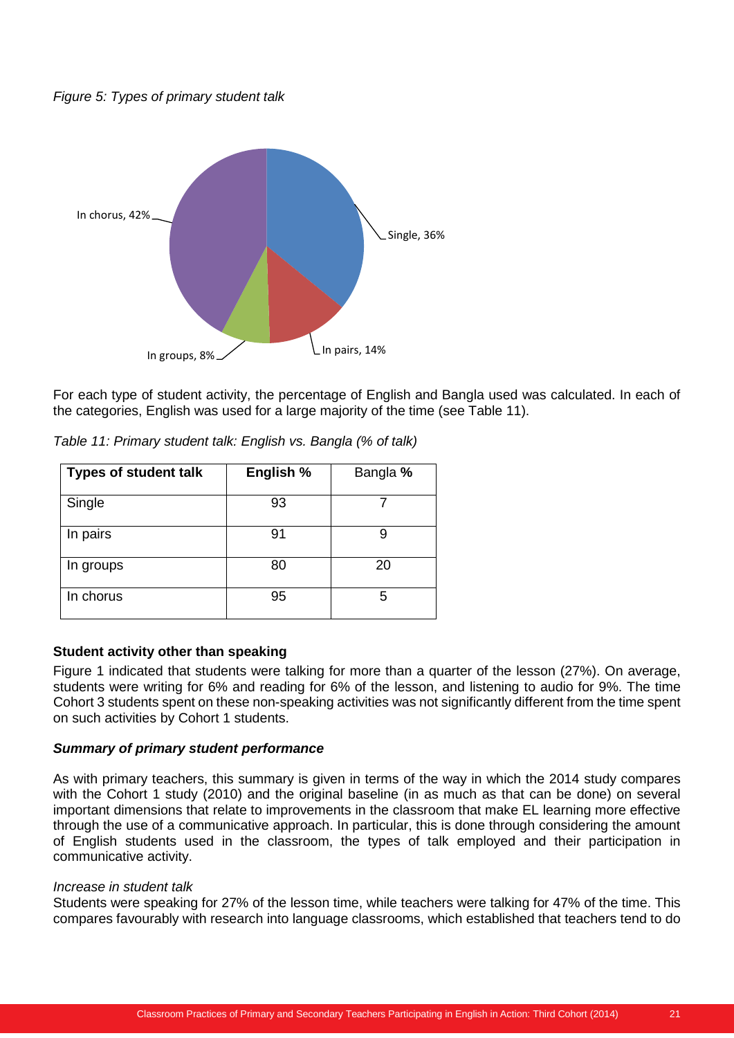*Figure 5: Types of primary student talk*

In chorus, 42%

Single, 36%

In pairs, 14%

In groups, 8%

For each type of student activity, the percentage of English and Bangla used was calculated. In each of the categories, English was used for a large majority of the time (see Table 11).

*Table 11: Primary student talk: English vs. Bangla (% of talk)*

| Types of student talk | English % | Bangla % |
|---|---|---|
| Single | 93 | 7 |
| In pairs | 91 | 9 |
| In groups | 80 | 20 |
| In chorus | 95 | 5 |

**Student activity other than speaking**

Figure 1 indicated that students were talking for more than a quarter of the lesson (27%). On average, students were writing for 6% and reading for 6% of the lesson, and listening to audio for 9%. The time Cohort 3 students spent on these non-speaking activities was not significantly different from the time spent on such activities by Cohort 1 students.

***Summary of primary student performance***

As with primary teachers, this summary is given in terms of the way in which the 2014 study compares with the Cohort 1 study (2010) and the original baseline (in as much as that can be done) on several important dimensions that relate to improvements in the classroom that make EL learning more effective through the use of a communicative approach. In particular, this is done through considering the amount of English students used in the classroom, the types of talk employed and their participation in communicative activity.

*Increase in student talk*

Students were speaking for 27% of the lesson time, while teachers were talking for 47% of the time. This compares favourably with research into language classrooms, which established that teachers tend to do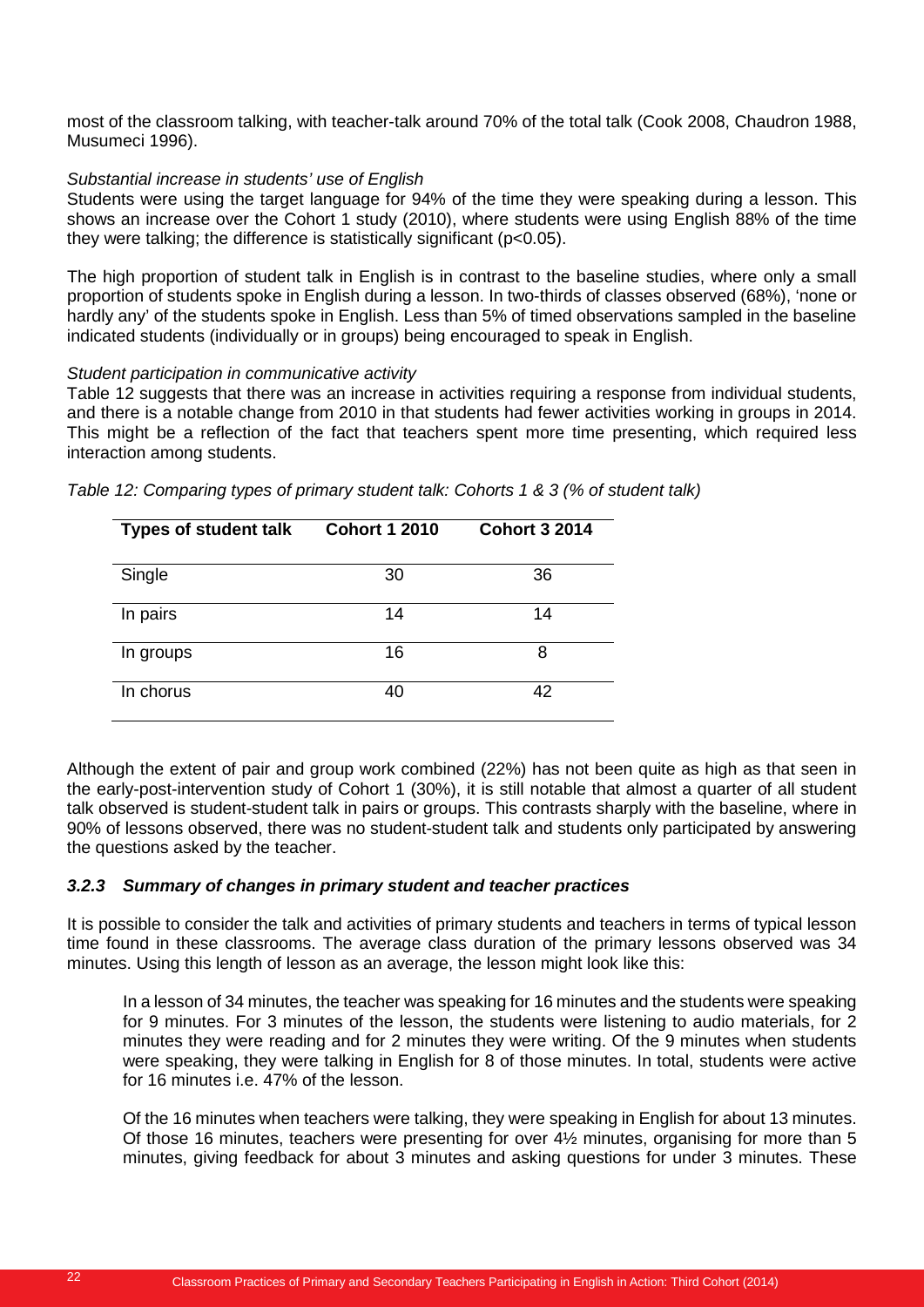most of the classroom talking, with teacher-talk around 70% of the total talk (Cook 2008, Chaudron 1988, Musumeci 1996).

*Substantial increase in students' use of English*

Students were using the target language for 94% of the time they were speaking during a lesson. This shows an increase over the Cohort 1 study (2010), where students were using English 88% of the time they were talking; the difference is statistically significant ($p<0.05$).

The high proportion of student talk in English is in contrast to the baseline studies, where only a small proportion of students spoke in English during a lesson. In two-thirds of classes observed (68%), 'none or hardly any' of the students spoke in English. Less than 5% of timed observations sampled in the baseline indicated students (individually or in groups) being encouraged to speak in English.

*Student participation in communicative activity*

Table 12 suggests that there was an increase in activities requiring a response from individual students, and there is a notable change from 2010 in that students had fewer activities working in groups in 2014. This might be a reflection of the fact that teachers spent more time presenting, which required less interaction among students.

*Table 12: Comparing types of primary student talk: Cohorts 1 & 3 (% of student talk)*

| Types of student talk | Cohort 1 2010 | Cohort 3 2014 |
|---|---|---|
| Single | 30 | 36 |
| In pairs | 14 | 14 |
| In groups | 16 | 8 |
| In chorus | 40 | 42 |

Although the extent of pair and group work combined (22%) has not been quite as high as that seen in the early-post-intervention study of Cohort 1 (30%), it is still notable that almost a quarter of all student talk observed is student-student talk in pairs or groups. This contrasts sharply with the baseline, where in 90% of lessons observed, there was no student-student talk and students only participated by answering the questions asked by the teacher.

### *3.2.3 Summary of changes in primary student and teacher practices*

It is possible to consider the talk and activities of primary students and teachers in terms of typical lesson time found in these classrooms. The average class duration of the primary lessons observed was 34 minutes. Using this length of lesson as an average, the lesson might look like this:

> In a lesson of 34 minutes, the teacher was speaking for 16 minutes and the students were speaking for 9 minutes. For 3 minutes of the lesson, the students were listening to audio materials, for 2 minutes they were reading and for 2 minutes they were writing. Of the 9 minutes when students were speaking, they were talking in English for 8 of those minutes. In total, students were active for 16 minutes i.e. 47% of the lesson.
>
> Of the 16 minutes when teachers were talking, they were speaking in English for about 13 minutes. Of those 16 minutes, teachers were presenting for over 4½ minutes, organising for more than 5 minutes, giving feedback for about 3 minutes and asking questions for under 3 minutes. These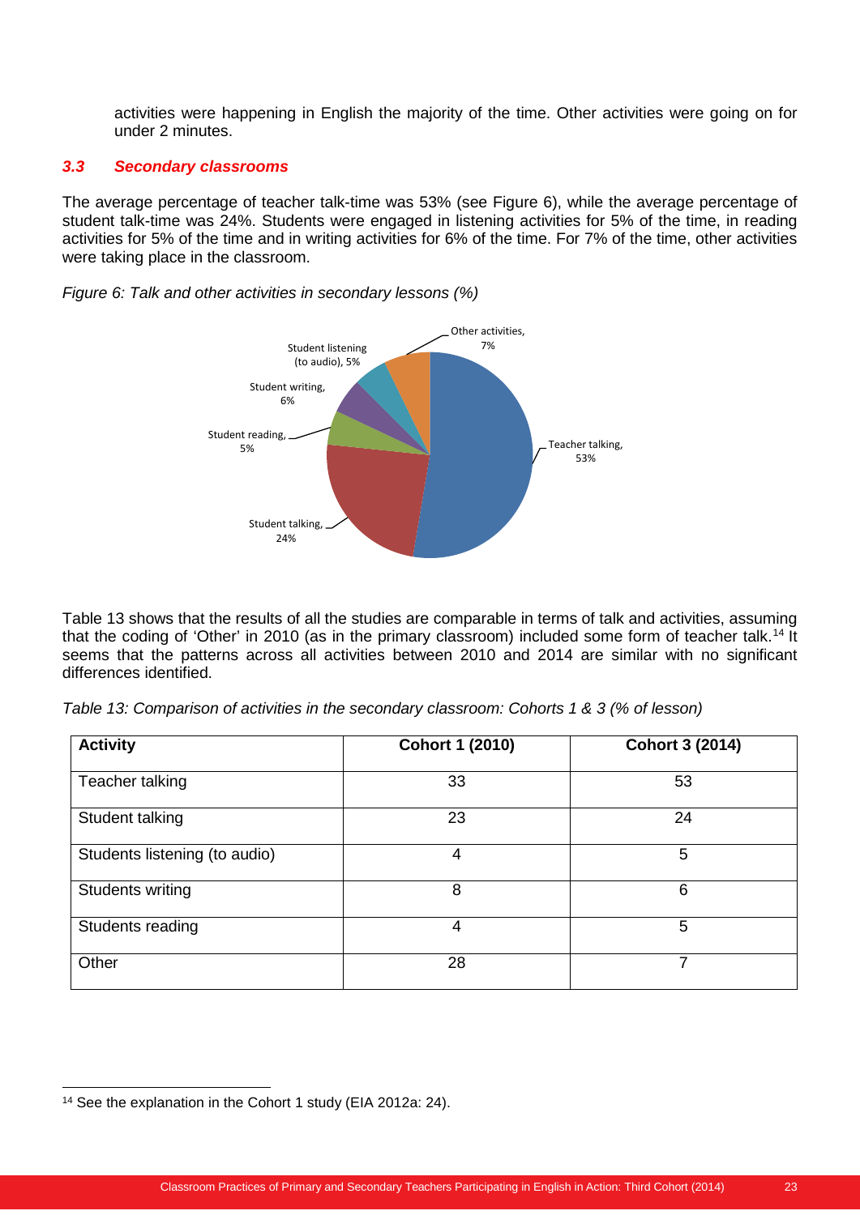activities were happening in English the majority of the time. Other activities were going on for under 2 minutes.

### *3.3 Secondary classrooms*

The average percentage of teacher talk-time was 53% (see Figure 6), while the average percentage of student talk-time was 24%. Students were engaged in listening activities for 5% of the time, in reading activities for 5% of the time and in writing activities for 6% of the time. For 7% of the time, other activities were taking place in the classroom.

*Figure 6: Talk and other activities in secondary lessons (%)*

Other activities, 7%
Student listening (to audio), 5%
Student writing, 6%
Student reading, 5%
Student talking, 24%
Teacher talking, 53%

Table 13 shows that the results of all the studies are comparable in terms of talk and activities, assuming that the coding of 'Other' in 2010 (as in the primary classroom) included some form of teacher talk.[14] It seems that the patterns across all activities between 2010 and 2014 are similar with no significant differences identified.

*Table 13: Comparison of activities in the secondary classroom: Cohorts 1 & 3 (% of lesson)*

| Activity | Cohort 1 (2010) | Cohort 3 (2014) |
|---|---|---|
| Teacher talking | 33 | 53 |
| Student talking | 23 | 24 |
| Students listening (to audio) | 4 | 5 |
| Students writing | 8 | 6 |
| Students reading | 4 | 5 |
| Other | 28 | 7 |

[14] See the explanation in the Cohort 1 study (EIA 2012a: 24).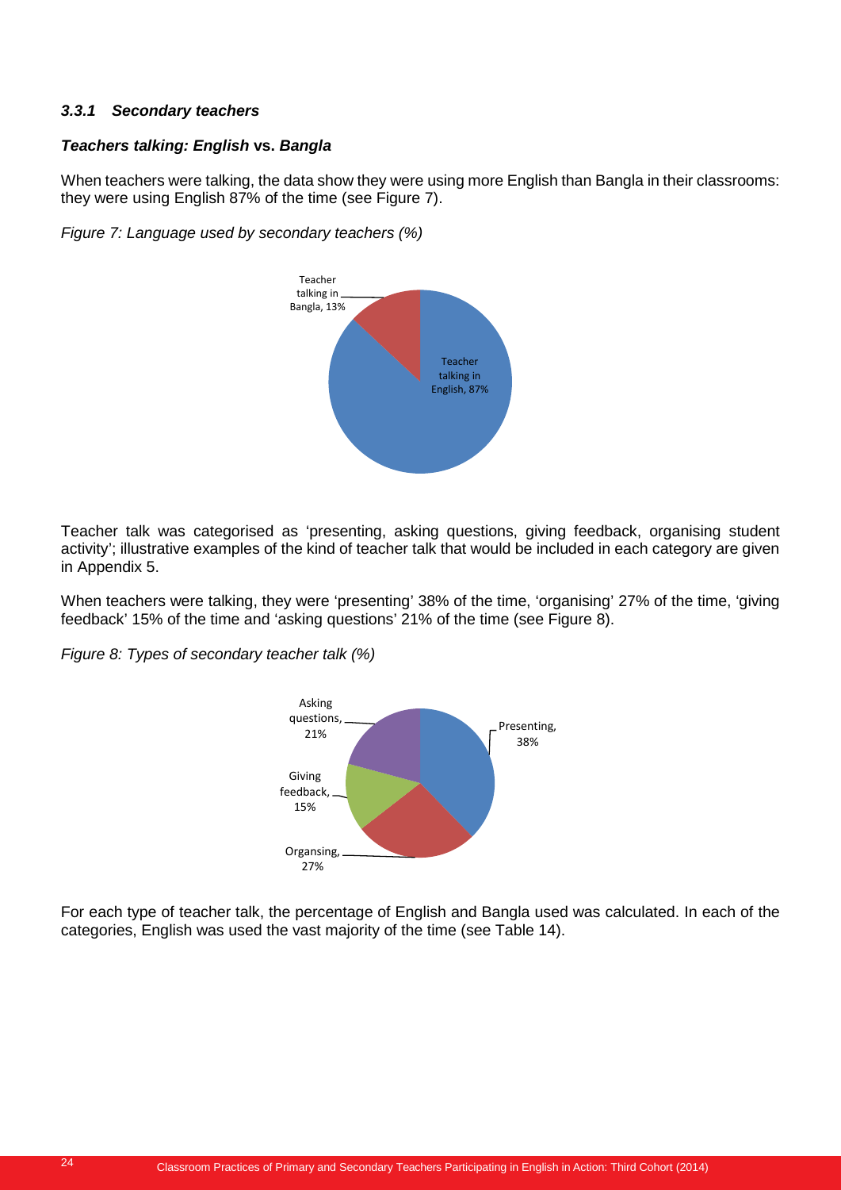### *3.3.1 Secondary teachers*

***Teachers talking: English* vs. *Bangla***

When teachers were talking, the data show they were using more English than Bangla in their classrooms: they were using English 87% of the time (see Figure 7).

*Figure 7: Language used by secondary teachers (%)*

Teacher talking in Bangla, 13%

Teacher talking in English, 87%

Teacher talk was categorised as 'presenting, asking questions, giving feedback, organising student activity'; illustrative examples of the kind of teacher talk that would be included in each category are given in Appendix 5.

When teachers were talking, they were 'presenting' 38% of the time, 'organising' 27% of the time, 'giving feedback' 15% of the time and 'asking questions' 21% of the time (see Figure 8).

*Figure 8: Types of secondary teacher talk (%)*

Asking questions, 21%

Presenting, 38%

Giving feedback, 15%

Organsing, 27%

For each type of teacher talk, the percentage of English and Bangla used was calculated. In each of the categories, English was used the vast majority of the time (see Table 14).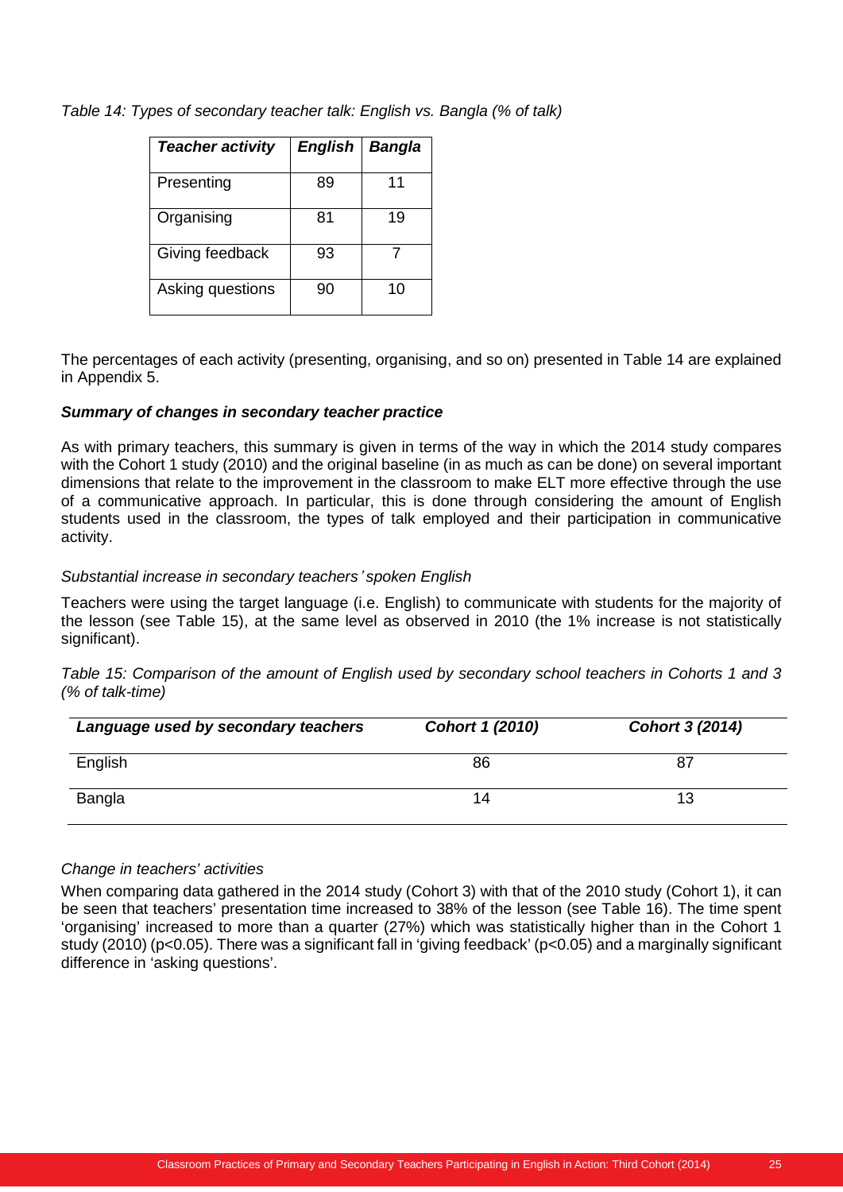*Table 14: Types of secondary teacher talk: English vs. Bangla (% of talk)*

| ***Teacher activity*** | ***English*** | ***Bangla*** |
|---|---|---|
| Presenting | 89 | 11 |
| Organising | 81 | 19 |
| Giving feedback | 93 | 7 |
| Asking questions | 90 | 10 |

The percentages of each activity (presenting, organising, and so on) presented in Table 14 are explained in Appendix 5.

### ***Summary of changes in secondary teacher practice***

As with primary teachers, this summary is given in terms of the way in which the 2014 study compares with the Cohort 1 study (2010) and the original baseline (in as much as can be done) on several important dimensions that relate to the improvement in the classroom to make ELT more effective through the use of a communicative approach. In particular, this is done through considering the amount of English students used in the classroom, the types of talk employed and their participation in communicative activity.

#### *Substantial increase in secondary teachers' spoken English*

Teachers were using the target language (i.e. English) to communicate with students for the majority of the lesson (see Table 15), at the same level as observed in 2010 (the 1% increase is not statistically significant).

*Table 15: Comparison of the amount of English used by secondary school teachers in Cohorts 1 and 3 (% of talk-time)*

| ***Language used by secondary teachers*** | ***Cohort 1 (2010)*** | ***Cohort 3 (2014)*** |
|---|---|---|
| English | 86 | 87 |
| Bangla | 14 | 13 |

#### *Change in teachers' activities*

When comparing data gathered in the 2014 study (Cohort 3) with that of the 2010 study (Cohort 1), it can be seen that teachers' presentation time increased to 38% of the lesson (see Table 16). The time spent 'organising' increased to more than a quarter (27%) which was statistically higher than in the Cohort 1 study (2010) ($p<0.05$). There was a significant fall in 'giving feedback' ($p<0.05$) and a marginally significant difference in 'asking questions'.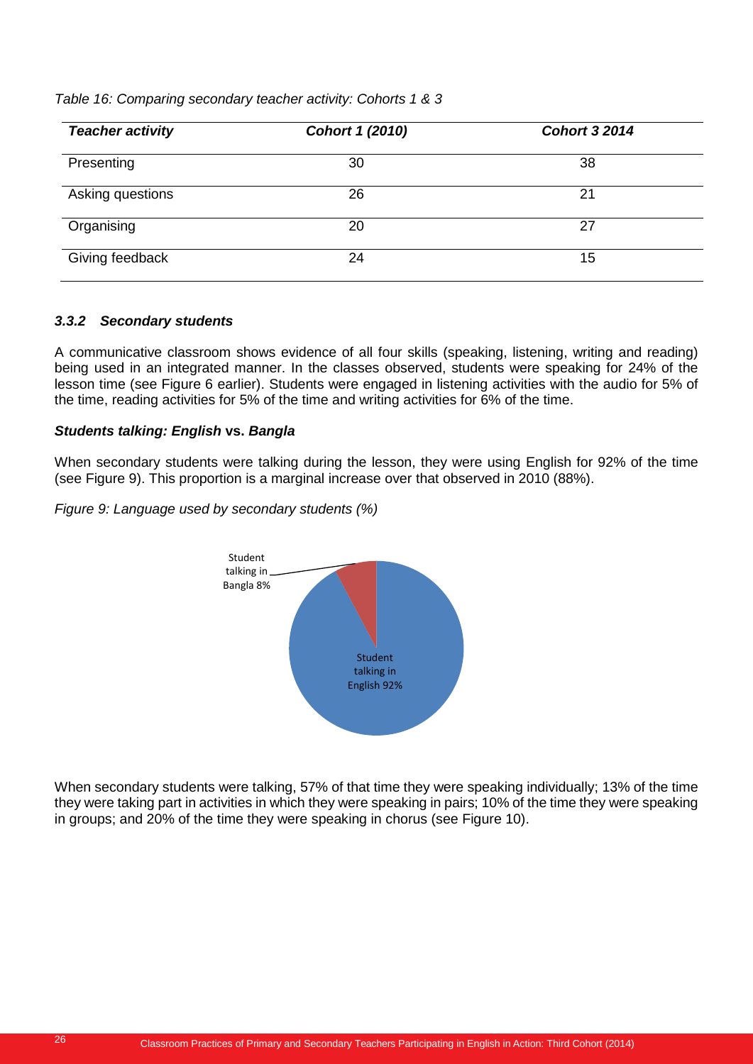*Table 16: Comparing secondary teacher activity: Cohorts 1 & 3*

| ***Teacher activity*** | ***Cohort 1 (2010)*** | ***Cohort 3 2014*** |
| --- | --- | --- |
| Presenting | 30 | 38 |
| Asking questions | 26 | 21 |
| Organising | 20 | 27 |
| Giving feedback | 24 | 15 |

### *3.3.2 Secondary students*

A communicative classroom shows evidence of all four skills (speaking, listening, writing and reading) being used in an integrated manner. In the classes observed, students were speaking for 24% of the lesson time (see Figure 6 earlier). Students were engaged in listening activities with the audio for 5% of the time, reading activities for 5% of the time and writing activities for 6% of the time.

***Students talking: English* vs. *Bangla***

When secondary students were talking during the lesson, they were using English for 92% of the time (see Figure 9). This proportion is a marginal increase over that observed in 2010 (88%).

*Figure 9: Language used by secondary students (%)*

Student talking in Bangla 8%

Student talking in English 92%

When secondary students were talking, 57% of that time they were speaking individually; 13% of the time they were taking part in activities in which they were speaking in pairs; 10% of the time they were speaking in groups; and 20% of the time they were speaking in chorus (see Figure 10).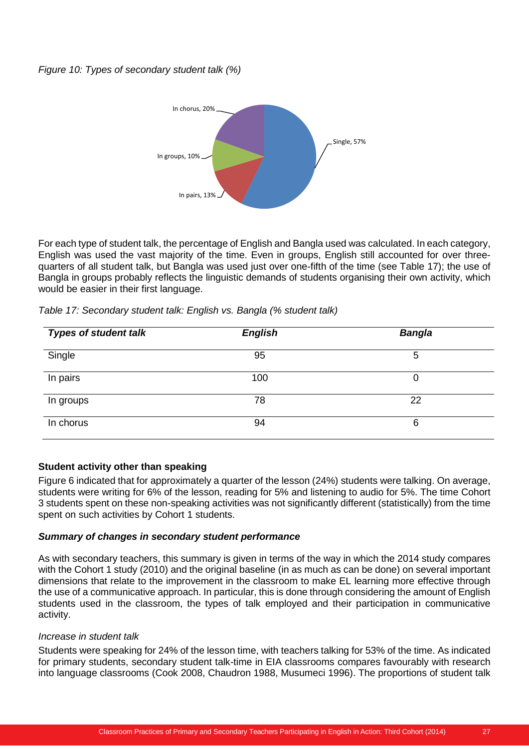*Figure 10: Types of secondary student talk (%)*

In chorus, 20%
Single, 57%
In groups, 10%
In pairs, 13%

For each type of student talk, the percentage of English and Bangla used was calculated. In each category, English was used the vast majority of the time. Even in groups, English still accounted for over three-quarters of all student talk, but Bangla was used just over one-fifth of the time (see Table 17); the use of Bangla in groups probably reflects the linguistic demands of students organising their own activity, which would be easier in their first language.

*Table 17: Secondary student talk: English vs. Bangla (% student talk)*

| ***Types of student talk*** | ***English*** | ***Bangla*** |
|---|---|---|
| Single | 95 | 5 |
| In pairs | 100 | 0 |
| In groups | 78 | 22 |
| In chorus | 94 | 6 |

### Student activity other than speaking

Figure 6 indicated that for approximately a quarter of the lesson (24%) students were talking. On average, students were writing for 6% of the lesson, reading for 5% and listening to audio for 5%. The time Cohort 3 students spent on these non-speaking activities was not significantly different (statistically) from the time spent on such activities by Cohort 1 students.

### *Summary of changes in secondary student performance*

As with secondary teachers, this summary is given in terms of the way in which the 2014 study compares with the Cohort 1 study (2010) and the original baseline (in as much as can be done) on several important dimensions that relate to the improvement in the classroom to make EL learning more effective through the use of a communicative approach. In particular, this is done through considering the amount of English students used in the classroom, the types of talk employed and their participation in communicative activity.

*Increase in student talk*

Students were speaking for 24% of the lesson time, with teachers talking for 53% of the time. As indicated for primary students, secondary student talk-time in EIA classrooms compares favourably with research into language classrooms (Cook 2008, Chaudron 1988, Musumeci 1996). The proportions of student talk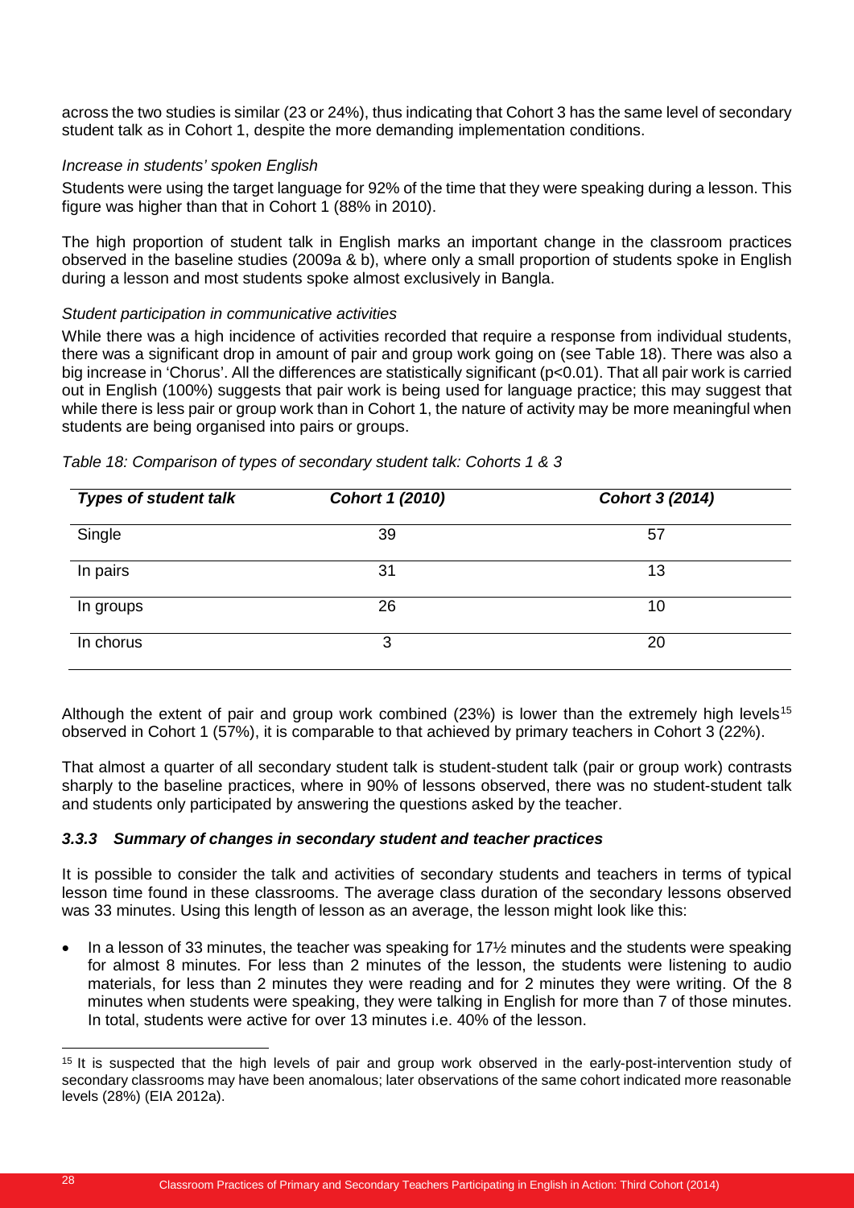across the two studies is similar (23 or 24%), thus indicating that Cohort 3 has the same level of secondary student talk as in Cohort 1, despite the more demanding implementation conditions.

*Increase in students' spoken English*

Students were using the target language for 92% of the time that they were speaking during a lesson. This figure was higher than that in Cohort 1 (88% in 2010).

The high proportion of student talk in English marks an important change in the classroom practices observed in the baseline studies (2009a & b), where only a small proportion of students spoke in English during a lesson and most students spoke almost exclusively in Bangla.

*Student participation in communicative activities*

While there was a high incidence of activities recorded that require a response from individual students, there was a significant drop in amount of pair and group work going on (see Table 18). There was also a big increase in 'Chorus'. All the differences are statistically significant ($p<0.01$). That all pair work is carried out in English (100%) suggests that pair work is being used for language practice; this may suggest that while there is less pair or group work than in Cohort 1, the nature of activity may be more meaningful when students are being organised into pairs or groups.

*Table 18: Comparison of types of secondary student talk: Cohorts 1 & 3*

| *Types of student talk* | *Cohort 1 (2010)* | *Cohort 3 (2014)* |
|---|---|---|
| Single | 39 | 57 |
| In pairs | 31 | 13 |
| In groups | 26 | 10 |
| In chorus | 3 | 20 |

Although the extent of pair and group work combined (23%) is lower than the extremely high levels[15] observed in Cohort 1 (57%), it is comparable to that achieved by primary teachers in Cohort 3 (22%).

That almost a quarter of all secondary student talk is student-student talk (pair or group work) contrasts sharply to the baseline practices, where in 90% of lessons observed, there was no student-student talk and students only participated by answering the questions asked by the teacher.

### *3.3.3 Summary of changes in secondary student and teacher practices*

It is possible to consider the talk and activities of secondary students and teachers in terms of typical lesson time found in these classrooms. The average class duration of the secondary lessons observed was 33 minutes. Using this length of lesson as an average, the lesson might look like this:

- In a lesson of 33 minutes, the teacher was speaking for 17½ minutes and the students were speaking for almost 8 minutes. For less than 2 minutes of the lesson, the students were listening to audio materials, for less than 2 minutes they were reading and for 2 minutes they were writing. Of the 8 minutes when students were speaking, they were talking in English for more than 7 of those minutes. In total, students were active for over 13 minutes i.e. 40% of the lesson.

[15] It is suspected that the high levels of pair and group work observed in the early-post-intervention study of secondary classrooms may have been anomalous; later observations of the same cohort indicated more reasonable levels (28%) (EIA 2012a).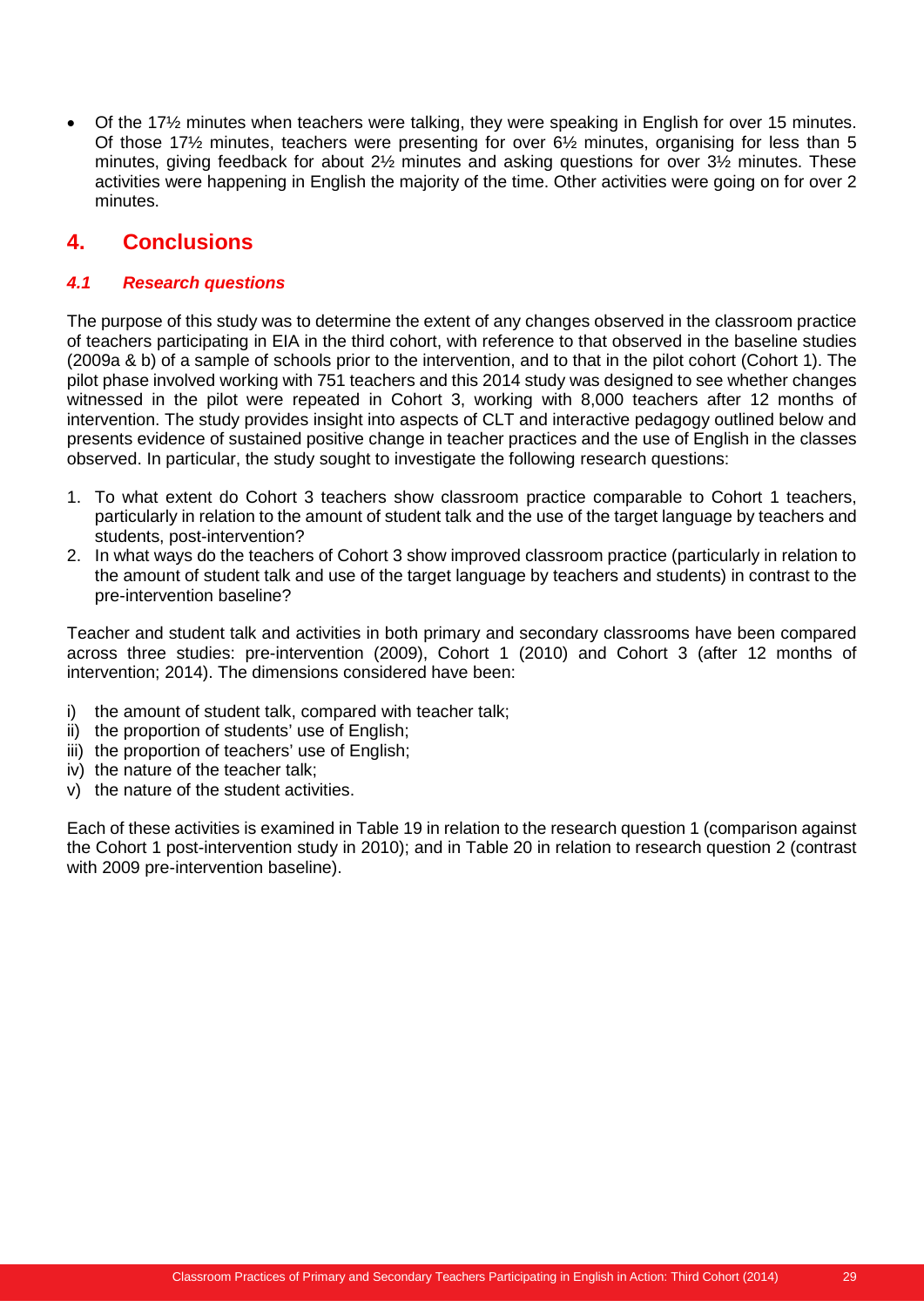- Of the 17½ minutes when teachers were talking, they were speaking in English for over 15 minutes. Of those 17½ minutes, teachers were presenting for over 6½ minutes, organising for less than 5 minutes, giving feedback for about 2½ minutes and asking questions for over 3½ minutes. These activities were happening in English the majority of the time. Other activities were going on for over 2 minutes.

# 4. Conclusions

## *4.1 Research questions*

The purpose of this study was to determine the extent of any changes observed in the classroom practice of teachers participating in EIA in the third cohort, with reference to that observed in the baseline studies (2009a & b) of a sample of schools prior to the intervention, and to that in the pilot cohort (Cohort 1). The pilot phase involved working with 751 teachers and this 2014 study was designed to see whether changes witnessed in the pilot were repeated in Cohort 3, working with 8,000 teachers after 12 months of intervention. The study provides insight into aspects of CLT and interactive pedagogy outlined below and presents evidence of sustained positive change in teacher practices and the use of English in the classes observed. In particular, the study sought to investigate the following research questions:

1. To what extent do Cohort 3 teachers show classroom practice comparable to Cohort 1 teachers, particularly in relation to the amount of student talk and the use of the target language by teachers and students, post-intervention?
2. In what ways do the teachers of Cohort 3 show improved classroom practice (particularly in relation to the amount of student talk and use of the target language by teachers and students) in contrast to the pre-intervention baseline?

Teacher and student talk and activities in both primary and secondary classrooms have been compared across three studies: pre-intervention (2009), Cohort 1 (2010) and Cohort 3 (after 12 months of intervention; 2014). The dimensions considered have been:

i) the amount of student talk, compared with teacher talk;
ii) the proportion of students' use of English;
iii) the proportion of teachers' use of English;
iv) the nature of the teacher talk;
v) the nature of the student activities.

Each of these activities is examined in Table 19 in relation to the research question 1 (comparison against the Cohort 1 post-intervention study in 2010); and in Table 20 in relation to research question 2 (contrast with 2009 pre-intervention baseline).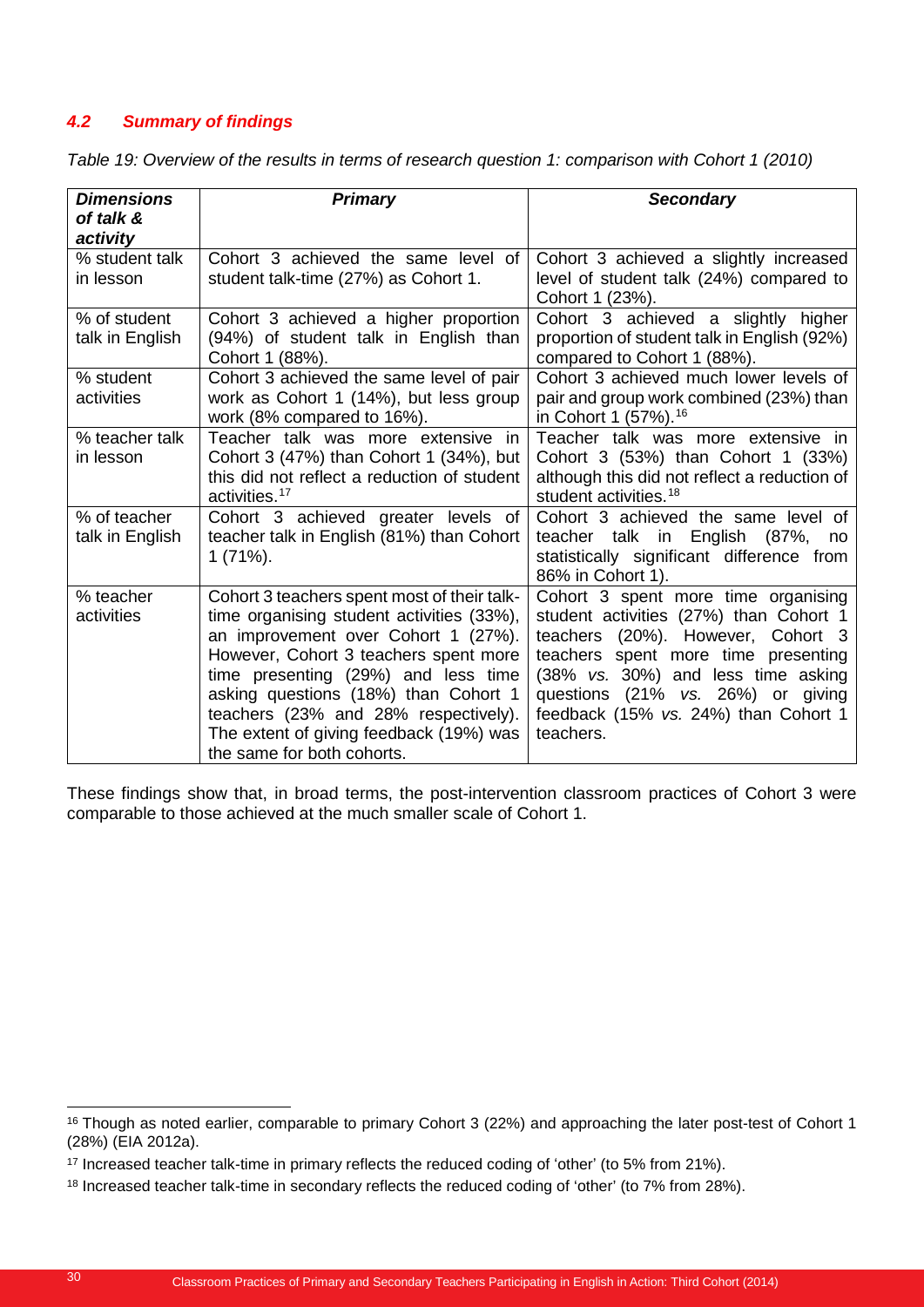### *4.2 Summary of findings*

*Table 19: Overview of the results in terms of research question 1: comparison with Cohort 1 (2010)*

| *Dimensions of talk & activity* | *Primary* | *Secondary* |
|---|---|---|
| % student talk in lesson | Cohort 3 achieved the same level of student talk-time (27%) as Cohort 1. | Cohort 3 achieved a slightly increased level of student talk (24%) compared to Cohort 1 (23%). |
| % of student talk in English | Cohort 3 achieved a higher proportion (94%) of student talk in English than Cohort 1 (88%). | Cohort 3 achieved a slightly higher proportion of student talk in English (92%) compared to Cohort 1 (88%). |
| % student activities | Cohort 3 achieved the same level of pair work as Cohort 1 (14%), but less group work (8% compared to 16%). | Cohort 3 achieved much lower levels of pair and group work combined (23%) than in Cohort 1 (57%).[16] |
| % teacher talk in lesson | Teacher talk was more extensive in Cohort 3 (47%) than Cohort 1 (34%), but this did not reflect a reduction of student activities.[17] | Teacher talk was more extensive in Cohort 3 (53%) than Cohort 1 (33%) although this did not reflect a reduction of student activities.[18] |
| % of teacher talk in English | Cohort 3 achieved greater levels of teacher talk in English (81%) than Cohort 1 (71%). | Cohort 3 achieved the same level of teacher talk in English (87%, no statistically significant difference from 86% in Cohort 1). |
| % teacher activities | Cohort 3 teachers spent most of their talk-time organising student activities (33%), an improvement over Cohort 1 (27%). However, Cohort 3 teachers spent more time presenting (29%) and less time asking questions (18%) than Cohort 1 teachers (23% and 28% respectively). The extent of giving feedback (19%) was the same for both cohorts. | Cohort 3 spent more time organising student activities (27%) than Cohort 1 teachers (20%). However, Cohort 3 teachers spent more time presenting (38% *vs.* 30%) and less time asking questions (21% *vs.* 26%) or giving feedback (15% *vs.* 24%) than Cohort 1 teachers. |

These findings show that, in broad terms, the post-intervention classroom practices of Cohort 3 were comparable to those achieved at the much smaller scale of Cohort 1.

---

[16] Though as noted earlier, comparable to primary Cohort 3 (22%) and approaching the later post-test of Cohort 1 (28%) (EIA 2012a).

[17] Increased teacher talk-time in primary reflects the reduced coding of 'other' (to 5% from 21%).

[18] Increased teacher talk-time in secondary reflects the reduced coding of 'other' (to 7% from 28%).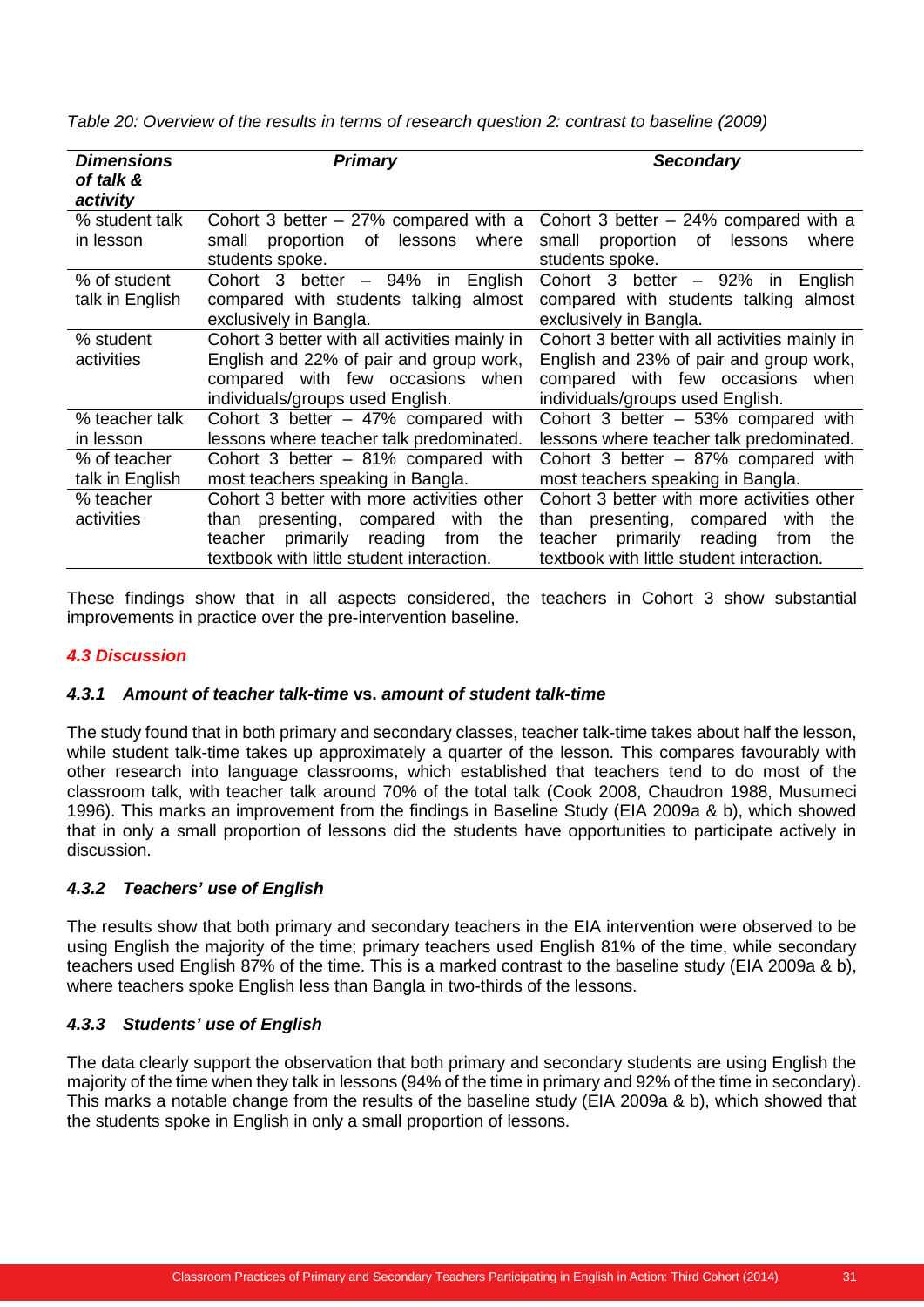*Table 20: Overview of the results in terms of research question 2: contrast to baseline (2009)*

| ***Dimensions of talk & activity*** | ***Primary*** | ***Secondary*** |
|---|---|---|
| % student talk in lesson | Cohort 3 better – 27% compared with a small proportion of lessons where students spoke. | Cohort 3 better – 24% compared with a small proportion of lessons where students spoke. |
| % of student talk in English | Cohort 3 better – 94% in English compared with students talking almost exclusively in Bangla. | Cohort 3 better – 92% in English compared with students talking almost exclusively in Bangla. |
| % student activities | Cohort 3 better with all activities mainly in English and 22% of pair and group work, compared with few occasions when individuals/groups used English. | Cohort 3 better with all activities mainly in English and 23% of pair and group work, compared with few occasions when individuals/groups used English. |
| % teacher talk in lesson | Cohort 3 better – 47% compared with lessons where teacher talk predominated. | Cohort 3 better – 53% compared with lessons where teacher talk predominated. |
| % of teacher talk in English | Cohort 3 better – 81% compared with most teachers speaking in Bangla. | Cohort 3 better – 87% compared with most teachers speaking in Bangla. |
| % teacher activities | Cohort 3 better with more activities other than presenting, compared with the teacher primarily reading from the textbook with little student interaction. | Cohort 3 better with more activities other than presenting, compared with the teacher primarily reading from the textbook with little student interaction. |

These findings show that in all aspects considered, the teachers in Cohort 3 show substantial improvements in practice over the pre-intervention baseline.

## *4.3 Discussion*

### *4.3.1 Amount of teacher talk-time* **vs.** *amount of student talk-time*

The study found that in both primary and secondary classes, teacher talk-time takes about half the lesson, while student talk-time takes up approximately a quarter of the lesson. This compares favourably with other research into language classrooms, which established that teachers tend to do most of the classroom talk, with teacher talk around 70% of the total talk (Cook 2008, Chaudron 1988, Musumeci 1996). This marks an improvement from the findings in Baseline Study (EIA 2009a & b), which showed that in only a small proportion of lessons did the students have opportunities to participate actively in discussion.

### *4.3.2 Teachers' use of English*

The results show that both primary and secondary teachers in the EIA intervention were observed to be using English the majority of the time; primary teachers used English 81% of the time, while secondary teachers used English 87% of the time. This is a marked contrast to the baseline study (EIA 2009a & b), where teachers spoke English less than Bangla in two-thirds of the lessons.

### *4.3.3 Students' use of English*

The data clearly support the observation that both primary and secondary students are using English the majority of the time when they talk in lessons (94% of the time in primary and 92% of the time in secondary). This marks a notable change from the results of the baseline study (EIA 2009a & b), which showed that the students spoke in English in only a small proportion of lessons.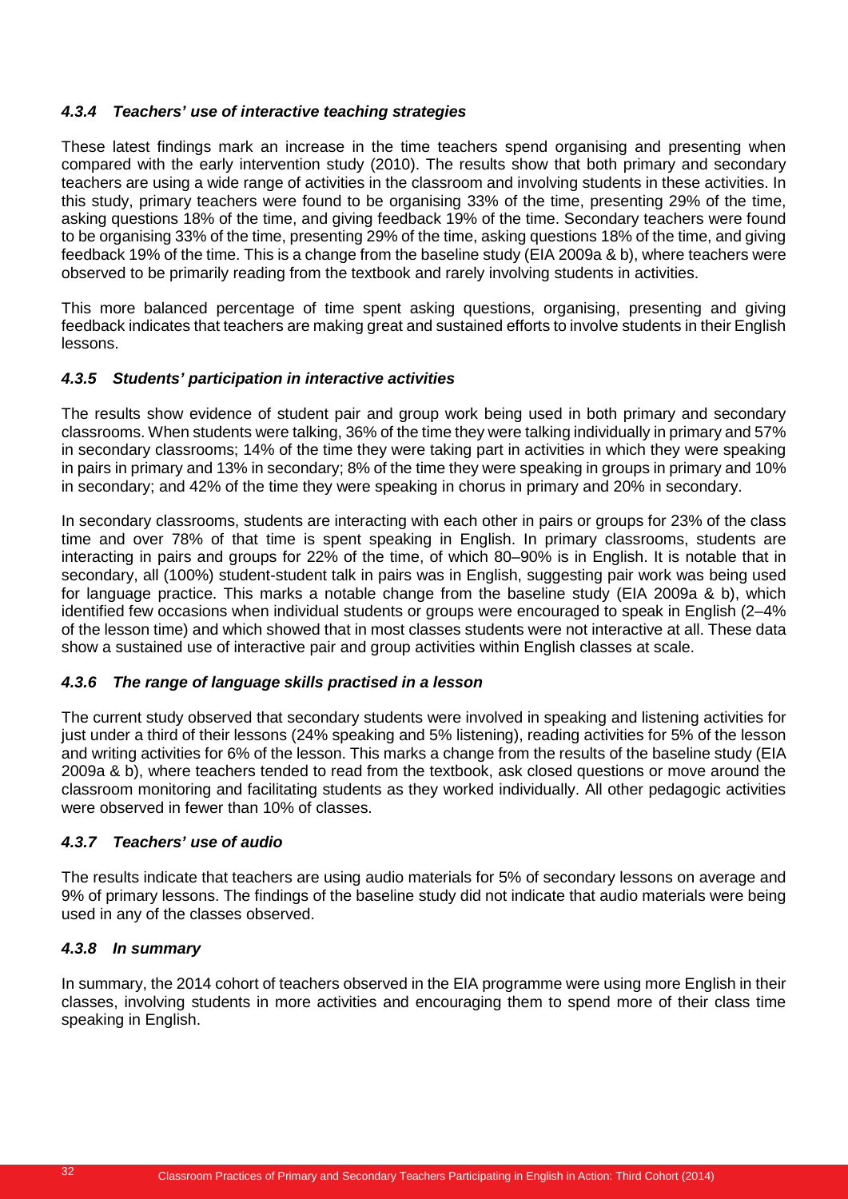### *4.3.4 Teachers' use of interactive teaching strategies*

These latest findings mark an increase in the time teachers spend organising and presenting when compared with the early intervention study (2010). The results show that both primary and secondary teachers are using a wide range of activities in the classroom and involving students in these activities. In this study, primary teachers were found to be organising 33% of the time, presenting 29% of the time, asking questions 18% of the time, and giving feedback 19% of the time. Secondary teachers were found to be organising 33% of the time, presenting 29% of the time, asking questions 18% of the time, and giving feedback 19% of the time. This is a change from the baseline study (EIA 2009a & b), where teachers were observed to be primarily reading from the textbook and rarely involving students in activities.

This more balanced percentage of time spent asking questions, organising, presenting and giving feedback indicates that teachers are making great and sustained efforts to involve students in their English lessons.

### *4.3.5 Students' participation in interactive activities*

The results show evidence of student pair and group work being used in both primary and secondary classrooms. When students were talking, 36% of the time they were talking individually in primary and 57% in secondary classrooms; 14% of the time they were taking part in activities in which they were speaking in pairs in primary and 13% in secondary; 8% of the time they were speaking in groups in primary and 10% in secondary; and 42% of the time they were speaking in chorus in primary and 20% in secondary.

In secondary classrooms, students are interacting with each other in pairs or groups for 23% of the class time and over 78% of that time is spent speaking in English. In primary classrooms, students are interacting in pairs and groups for 22% of the time, of which 80–90% is in English. It is notable that in secondary, all (100%) student-student talk in pairs was in English, suggesting pair work was being used for language practice. This marks a notable change from the baseline study (EIA 2009a & b), which identified few occasions when individual students or groups were encouraged to speak in English (2–4% of the lesson time) and which showed that in most classes students were not interactive at all. These data show a sustained use of interactive pair and group activities within English classes at scale.

### *4.3.6 The range of language skills practised in a lesson*

The current study observed that secondary students were involved in speaking and listening activities for just under a third of their lessons (24% speaking and 5% listening), reading activities for 5% of the lesson and writing activities for 6% of the lesson. This marks a change from the results of the baseline study (EIA 2009a & b), where teachers tended to read from the textbook, ask closed questions or move around the classroom monitoring and facilitating students as they worked individually. All other pedagogic activities were observed in fewer than 10% of classes.

### *4.3.7 Teachers' use of audio*

The results indicate that teachers are using audio materials for 5% of secondary lessons on average and 9% of primary lessons. The findings of the baseline study did not indicate that audio materials were being used in any of the classes observed.

### *4.3.8 In summary*

In summary, the 2014 cohort of teachers observed in the EIA programme were using more English in their classes, involving students in more activities and encouraging them to spend more of their class time speaking in English.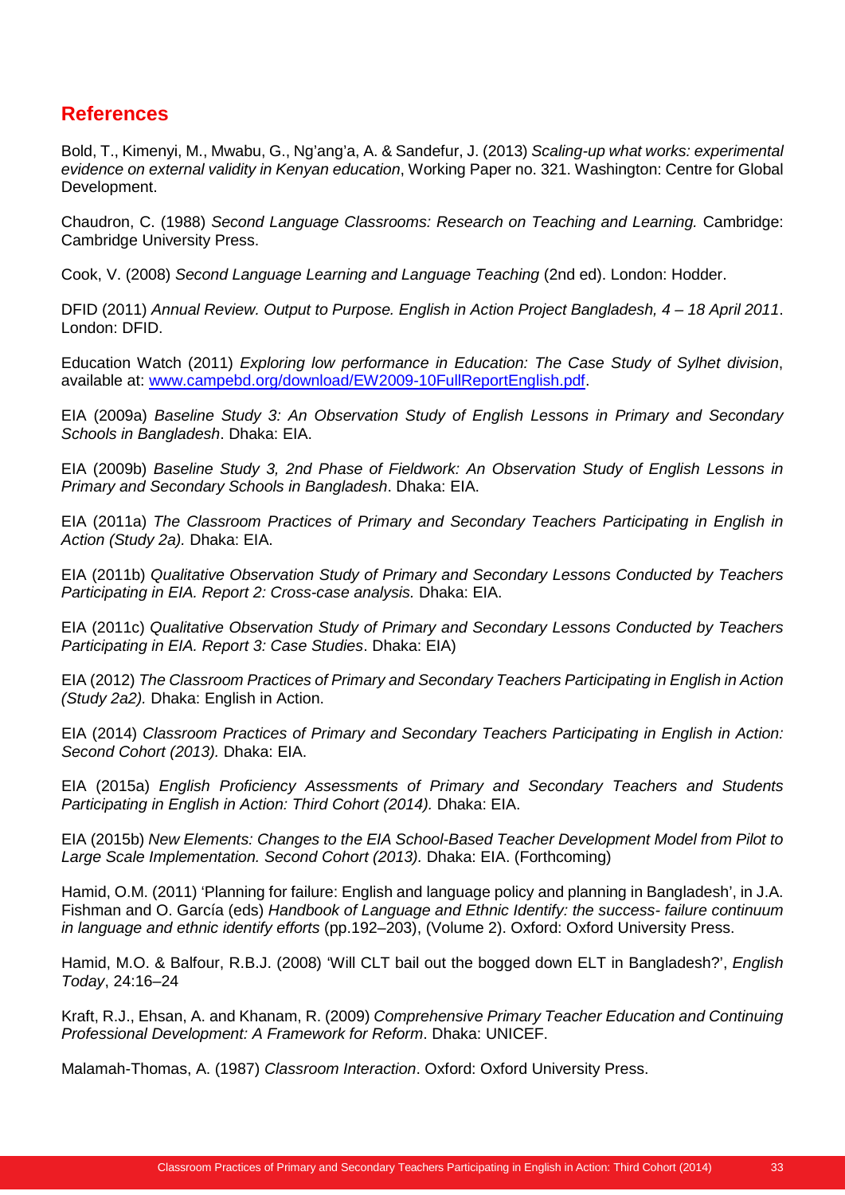## References

Bold, T., Kimenyi, M., Mwabu, G., Ng'ang'a, A. & Sandefur, J. (2013) *Scaling-up what works: experimental evidence on external validity in Kenyan education*, Working Paper no. 321. Washington: Centre for Global Development.

Chaudron, C. (1988) *Second Language Classrooms: Research on Teaching and Learning.* Cambridge: Cambridge University Press.

Cook, V. (2008) *Second Language Learning and Language Teaching* (2nd ed). London: Hodder.

DFID (2011) *Annual Review. Output to Purpose. English in Action Project Bangladesh, 4 – 18 April 2011*. London: DFID.

Education Watch (2011) *Exploring low performance in Education: The Case Study of Sylhet division*, available at: [www.campebd.org/download/EW2009-10FullReportEnglish.pdf](www.campebd.org/download/EW2009-10FullReportEnglish.pdf).

EIA (2009a) *Baseline Study 3: An Observation Study of English Lessons in Primary and Secondary Schools in Bangladesh*. Dhaka: EIA.

EIA (2009b) *Baseline Study 3, 2nd Phase of Fieldwork: An Observation Study of English Lessons in Primary and Secondary Schools in Bangladesh*. Dhaka: EIA.

EIA (2011a) *The Classroom Practices of Primary and Secondary Teachers Participating in English in Action (Study 2a).* Dhaka: EIA.

EIA (2011b) *Qualitative Observation Study of Primary and Secondary Lessons Conducted by Teachers Participating in EIA. Report 2: Cross-case analysis.* Dhaka: EIA.

EIA (2011c) *Qualitative Observation Study of Primary and Secondary Lessons Conducted by Teachers Participating in EIA. Report 3: Case Studies*. Dhaka: EIA)

EIA (2012) *The Classroom Practices of Primary and Secondary Teachers Participating in English in Action (Study 2a2).* Dhaka: English in Action.

EIA (2014) *Classroom Practices of Primary and Secondary Teachers Participating in English in Action: Second Cohort (2013).* Dhaka: EIA.

EIA (2015a) *English Proficiency Assessments of Primary and Secondary Teachers and Students Participating in English in Action: Third Cohort (2014).* Dhaka: EIA.

EIA (2015b) *New Elements: Changes to the EIA School-Based Teacher Development Model from Pilot to Large Scale Implementation. Second Cohort (2013).* Dhaka: EIA. (Forthcoming)

Hamid, O.M. (2011) 'Planning for failure: English and language policy and planning in Bangladesh', in J.A. Fishman and O. García (eds) *Handbook of Language and Ethnic Identify: the success- failure continuum in language and ethnic identify efforts* (pp.192–203), (Volume 2). Oxford: Oxford University Press.

Hamid, M.O. & Balfour, R.B.J. (2008) 'Will CLT bail out the bogged down ELT in Bangladesh?', *English Today*, 24:16–24

Kraft, R.J., Ehsan, A. and Khanam, R. (2009) *Comprehensive Primary Teacher Education and Continuing Professional Development: A Framework for Reform*. Dhaka: UNICEF.

Malamah-Thomas, A. (1987) *Classroom Interaction*. Oxford: Oxford University Press.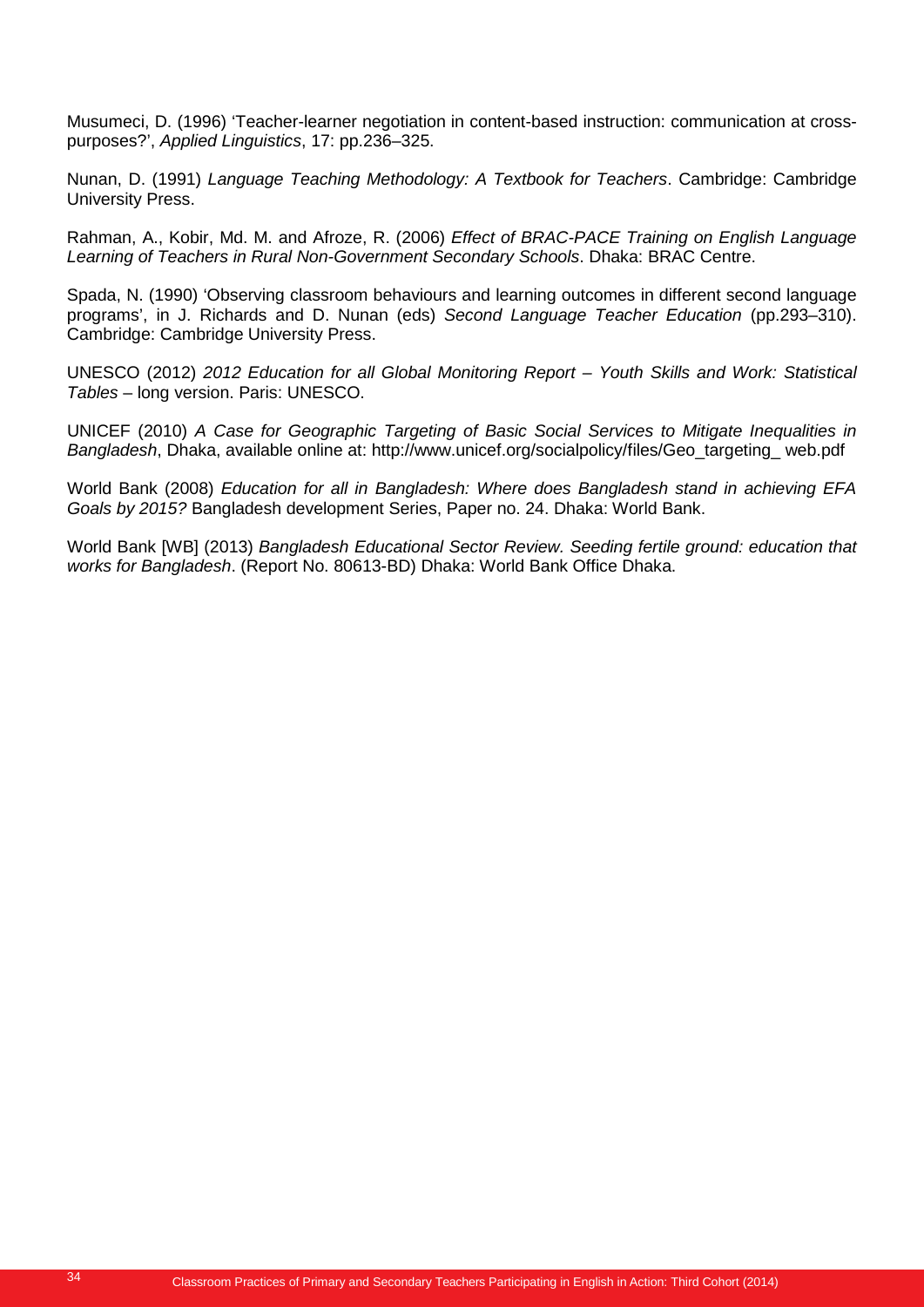Musumeci, D. (1996) 'Teacher-learner negotiation in content-based instruction: communication at cross-purposes?', *Applied Linguistics*, 17: pp.236–325.

Nunan, D. (1991) *Language Teaching Methodology: A Textbook for Teachers*. Cambridge: Cambridge University Press.

Rahman, A., Kobir, Md. M. and Afroze, R. (2006) *Effect of BRAC-PACE Training on English Language Learning of Teachers in Rural Non-Government Secondary Schools*. Dhaka: BRAC Centre.

Spada, N. (1990) 'Observing classroom behaviours and learning outcomes in different second language programs', in J. Richards and D. Nunan (eds) *Second Language Teacher Education* (pp.293–310). Cambridge: Cambridge University Press.

UNESCO (2012) *2012 Education for all Global Monitoring Report – Youth Skills and Work: Statistical Tables* – long version. Paris: UNESCO.

UNICEF (2010) *A Case for Geographic Targeting of Basic Social Services to Mitigate Inequalities in Bangladesh*, Dhaka, available online at: http://www.unicef.org/socialpolicy/files/Geo_targeting_ web.pdf

World Bank (2008) *Education for all in Bangladesh: Where does Bangladesh stand in achieving EFA Goals by 2015?* Bangladesh development Series, Paper no. 24. Dhaka: World Bank.

World Bank [WB] (2013) *Bangladesh Educational Sector Review. Seeding fertile ground: education that works for Bangladesh*. (Report No. 80613-BD) Dhaka: World Bank Office Dhaka.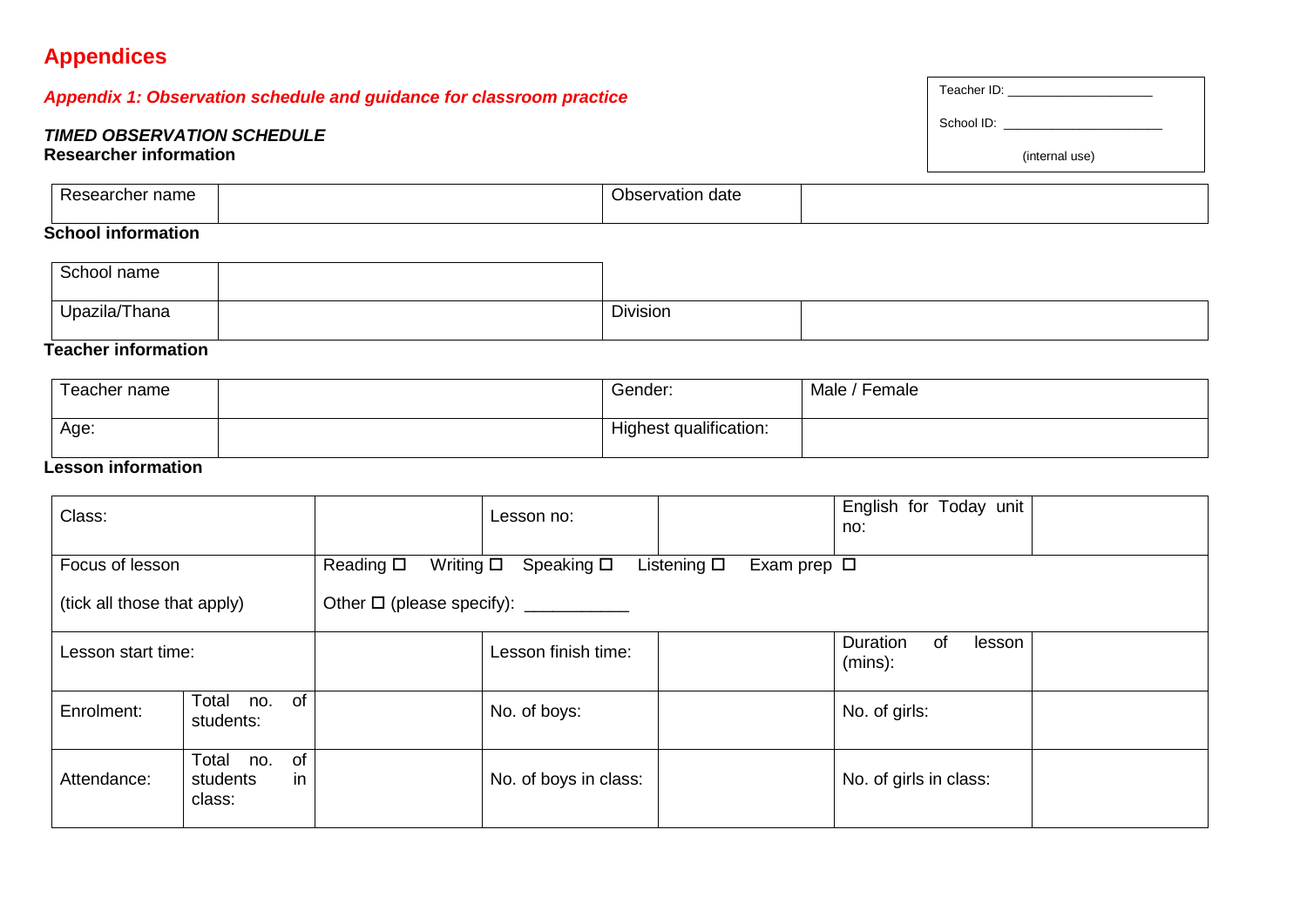# Appendices

## *Appendix 1: Observation schedule and guidance for classroom practice*

| |
|---|
| Teacher ID: ____________________ |
| School ID: ______________________ |
| (internal use) |

### *TIMED OBSERVATION SCHEDULE*

**Researcher information**

| | | | |
|---|---|---|---|
| Researcher name | | Observation date | |

**School information**

| | | | |
|---|---|---|---|
| School name | | | |
| Upazila/Thana | | Division | |

**Teacher information**

| | | | |
|---|---|---|---|
| Teacher name | | Gender: | Male / Female |
| Age: | | Highest qualification: | |

**Lesson information**

| | | | | | | |
|---|---|---|---|---|---|---|
| Class: | | | Lesson no: | | English for Today unit no: | |
| Focus of lesson<br><br>(tick all those that apply) | | Reading ☐ Writing ☐ Speaking ☐ Listening ☐ Exam prep ☐<br><br>Other ☐ (please specify): ___________ | | | | |
| Lesson start time: | | | Lesson finish time: | | Duration of lesson (mins): | |
| Enrolment: | Total no. of students: | | No. of boys: | | No. of girls: | |
| Attendance: | Total no. of students in class: | | No. of boys in class: | | No. of girls in class: | |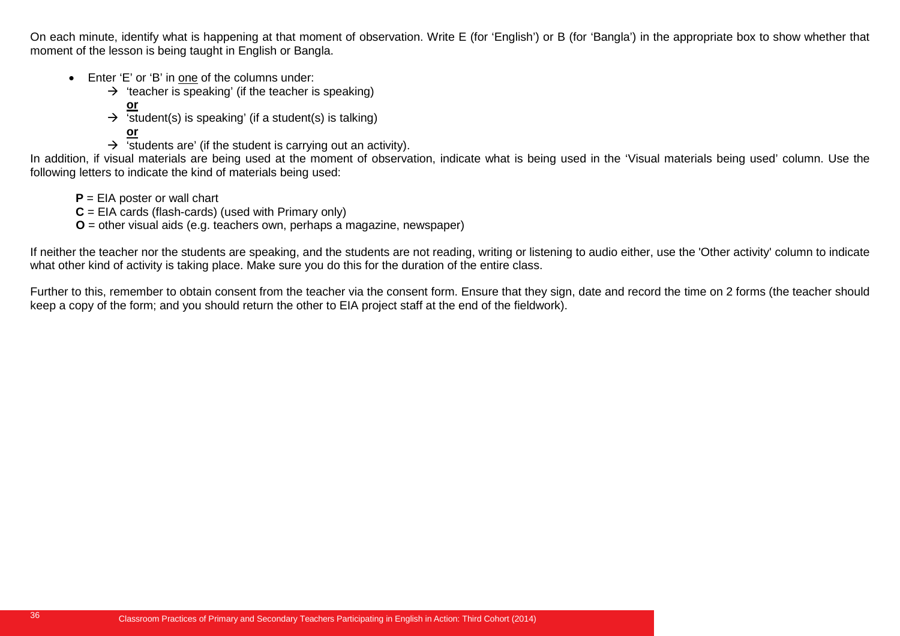On each minute, identify what is happening at that moment of observation. Write E (for 'English') or B (for 'Bangla') in the appropriate box to show whether that moment of the lesson is being taught in English or Bangla.

- Enter 'E' or 'B' in one of the columns under:
  - → 'teacher is speaking' (if the teacher is speaking)
    **or**
  - → 'student(s) is speaking' (if a student(s) is talking)
    **or**
  - → 'students are' (if the student is carrying out an activity).

In addition, if visual materials are being used at the moment of observation, indicate what is being used in the 'Visual materials being used' column. Use the following letters to indicate the kind of materials being used:

**P** = EIA poster or wall chart
**C** = EIA cards (flash-cards) (used with Primary only)
**O** = other visual aids (e.g. teachers own, perhaps a magazine, newspaper)

If neither the teacher nor the students are speaking, and the students are not reading, writing or listening to audio either, use the 'Other activity' column to indicate what other kind of activity is taking place. Make sure you do this for the duration of the entire class.

Further to this, remember to obtain consent from the teacher via the consent form. Ensure that they sign, date and record the time on 2 forms (the teacher should keep a copy of the form; and you should return the other to EIA project staff at the end of the fieldwork).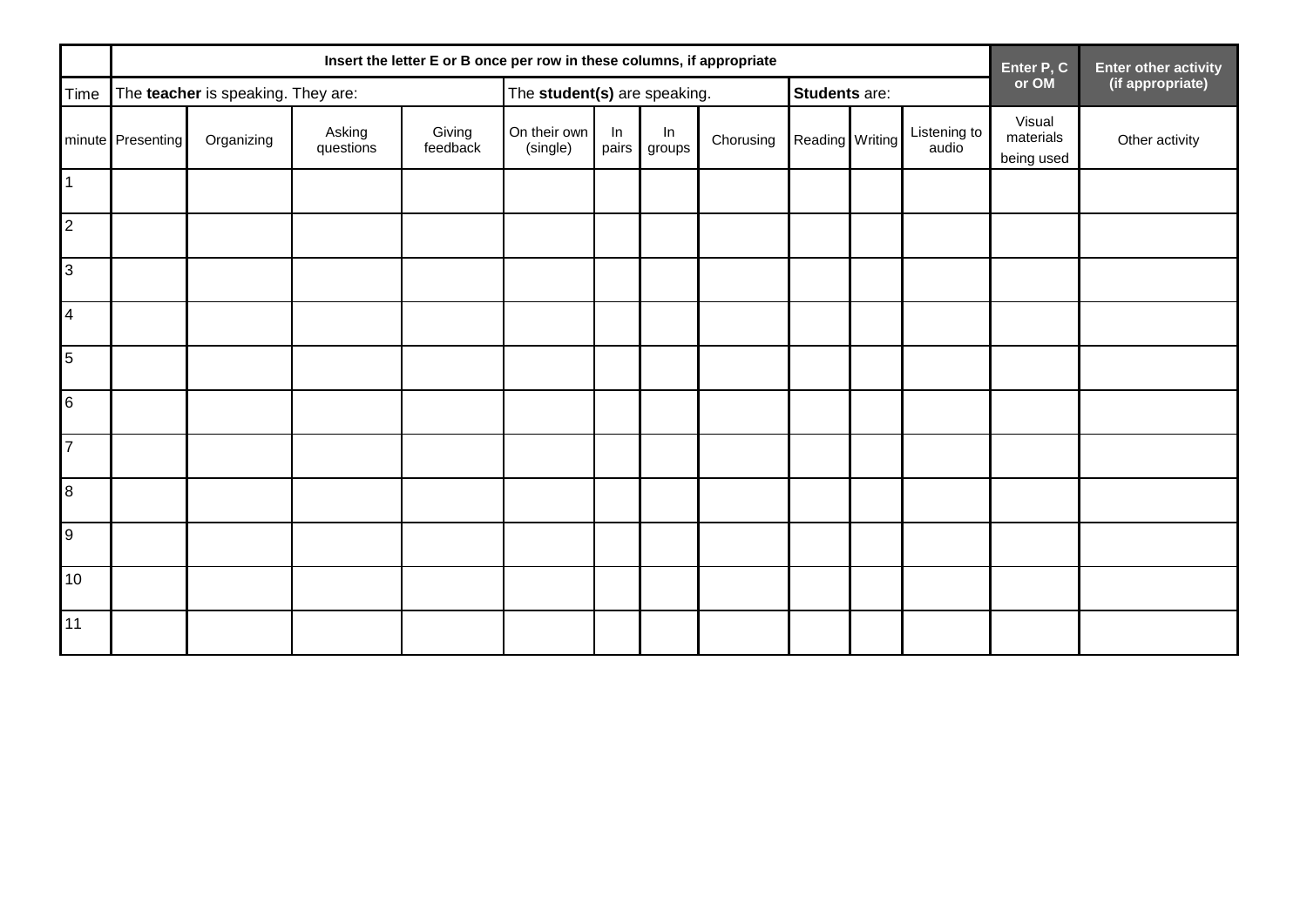| | Insert the letter E or B once per row in these columns, if appropriate | | | | | | | | | | | Enter P, C or OM | Enter other activity (if appropriate) |
|---|---|---|---|---|---|---|---|---|---|---|---|---|---|
| Time | The **teacher** is speaking. They are: | | | | The **student(s)** are speaking. | | | | **Students** are: | | | | |
| minute | Presenting | Organizing | Asking questions | Giving feedback | On their own (single) | In pairs | In groups | Chorusing | Reading | Writing | Listening to audio | Visual materials being used | Other activity |
| 1 | | | | | | | | | | | | | |
| 2 | | | | | | | | | | | | | |
| 3 | | | | | | | | | | | | | |
| 4 | | | | | | | | | | | | | |
| 5 | | | | | | | | | | | | | |
| 6 | | | | | | | | | | | | | |
| 7 | | | | | | | | | | | | | |
| 8 | | | | | | | | | | | | | |
| 9 | | | | | | | | | | | | | |
| 10 | | | | | | | | | | | | | |
| 11 | | | | | | | | | | | | | |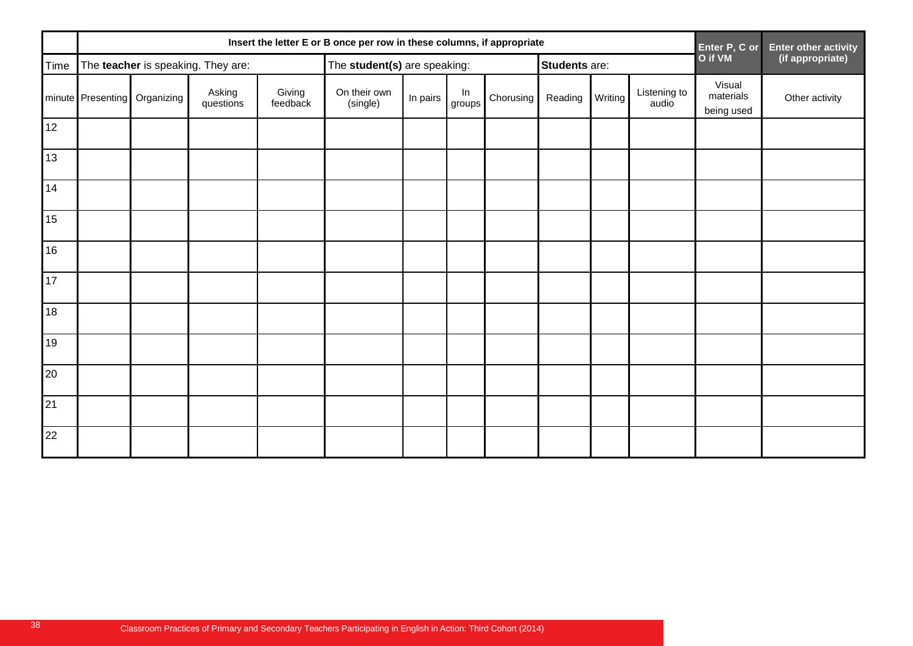| | Insert the letter E or B once per row in these columns, if appropriate | | | | | | | | | | | Enter P, C or O if VM | Enter other activity (if appropriate) |
|---|---|---|---|---|---|---|---|---|---|---|---|---|---|
| Time | The **teacher** is speaking. They are: | | | | The **student(s)** are speaking: | | | | **Students** are: | | | | |
| minute | Presenting | Organizing | Asking questions | Giving feedback | On their own (single) | In pairs | In groups | Chorusing | Reading | Writing | Listening to audio | Visual materials being used | Other activity |
| 12 | | | | | | | | | | | | | |
| 13 | | | | | | | | | | | | | |
| 14 | | | | | | | | | | | | | |
| 15 | | | | | | | | | | | | | |
| 16 | | | | | | | | | | | | | |
| 17 | | | | | | | | | | | | | |
| 18 | | | | | | | | | | | | | |
| 19 | | | | | | | | | | | | | |
| 20 | | | | | | | | | | | | | |
| 21 | | | | | | | | | | | | | |
| 22 | | | | | | | | | | | | | |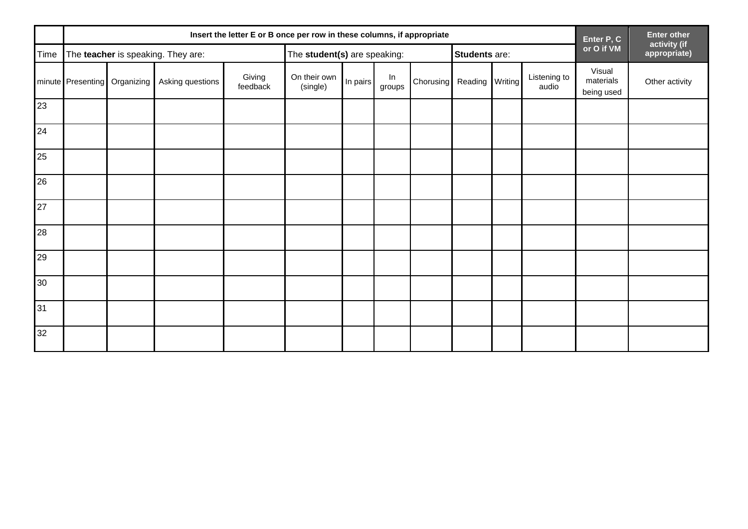| | Insert the letter E or B once per row in these columns, if appropriate | | | | | | | | | | | Enter P, C or O if VM | Enter other activity (if appropriate) |
|---|---|---|---|---|---|---|---|---|---|---|---|---|---|
| Time | The **teacher** is speaking. They are: | | | | The **student(s)** are speaking: | | | | **Students** are: | | | | |
| minute | Presenting | Organizing | Asking questions | Giving feedback | On their own (single) | In pairs | In groups | Chorusing | Reading | Writing | Listening to audio | Visual materials being used | Other activity |
| 23 | | | | | | | | | | | | | |
| 24 | | | | | | | | | | | | | |
| 25 | | | | | | | | | | | | | |
| 26 | | | | | | | | | | | | | |
| 27 | | | | | | | | | | | | | |
| 28 | | | | | | | | | | | | | |
| 29 | | | | | | | | | | | | | |
| 30 | | | | | | | | | | | | | |
| 31 | | | | | | | | | | | | | |
| 32 | | | | | | | | | | | | | |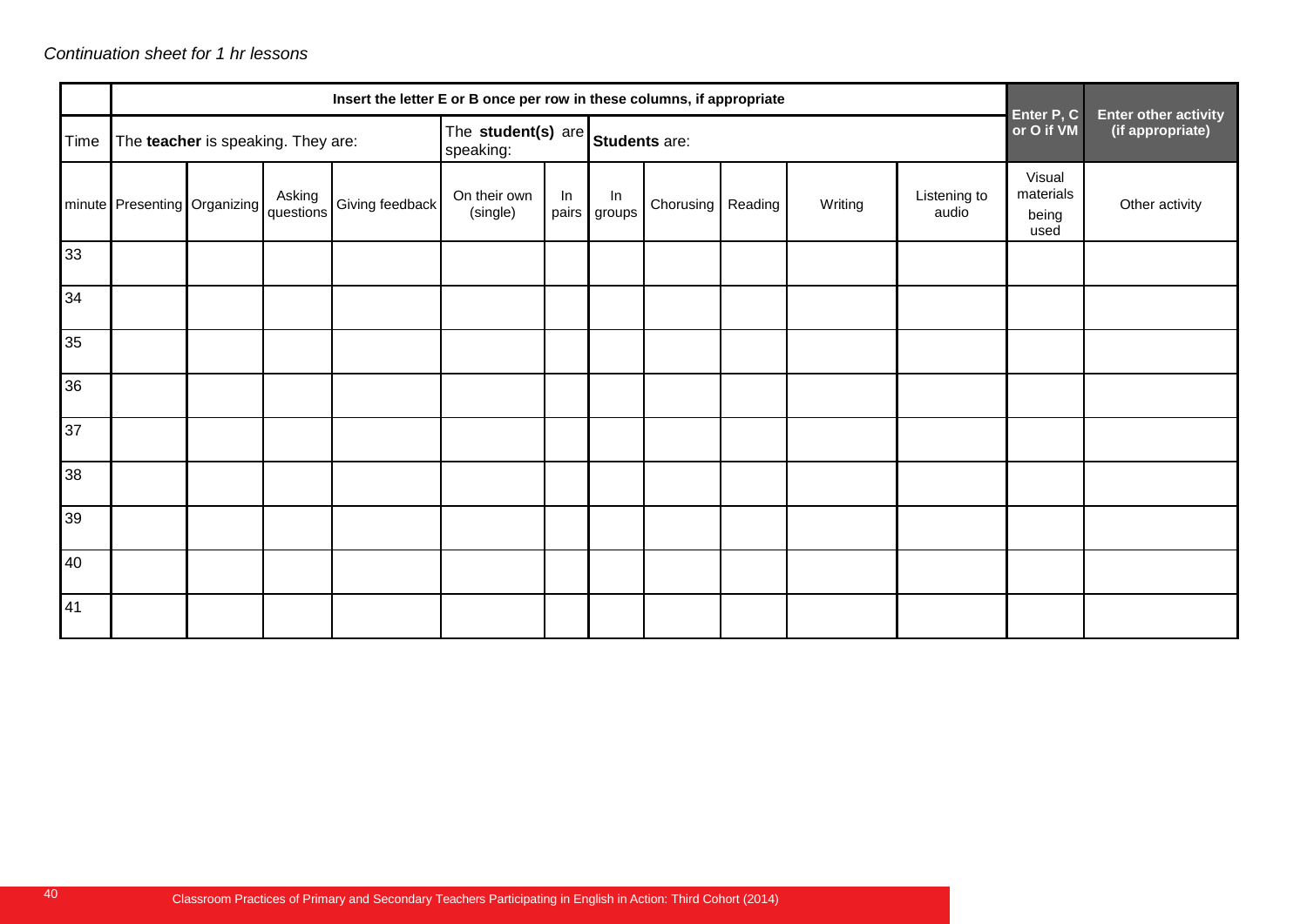*Continuation sheet for 1 hr lessons*

| | Insert the letter E or B once per row in these columns, if appropriate | | | | | | | | | | | Enter P, C or O if VM | Enter other activity (if appropriate) |
|---|---|---|---|---|---|---|---|---|---|---|---|---|---|
| Time | The **teacher** is speaking. They are: | | | | The **student(s)** are speaking: | | **Students** are: | | | | | | |
| minute | Presenting | Organizing | Asking questions | Giving feedback | On their own (single) | In pairs | In groups | Chorusing | Reading | Writing | Listening to audio | Visual materials being used | Other activity |
| 33 | | | | | | | | | | | | | |
| 34 | | | | | | | | | | | | | |
| 35 | | | | | | | | | | | | | |
| 36 | | | | | | | | | | | | | |
| 37 | | | | | | | | | | | | | |
| 38 | | | | | | | | | | | | | |
| 39 | | | | | | | | | | | | | |
| 40 | | | | | | | | | | | | | |
| 41 | | | | | | | | | | | | | |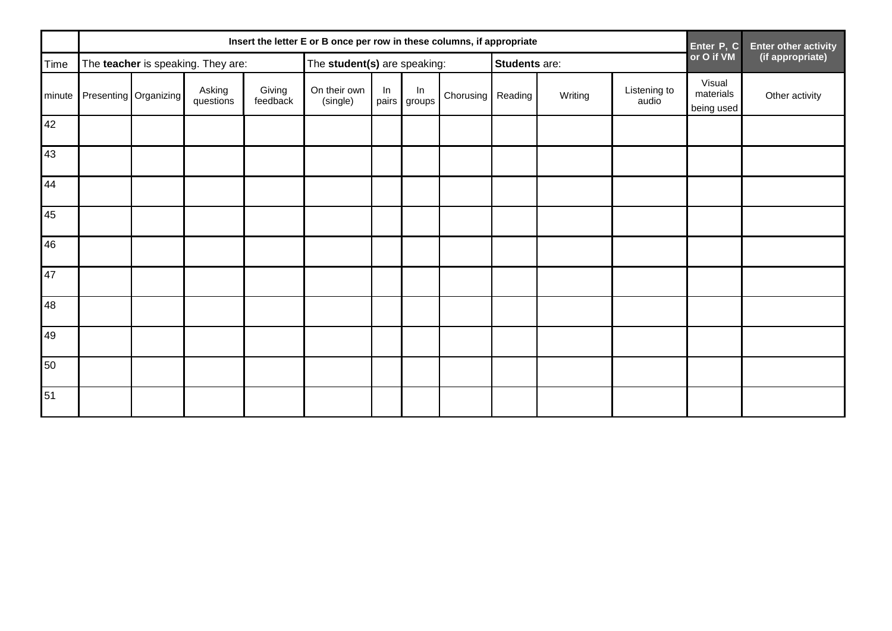| | Insert the letter E or B once per row in these columns, if appropriate | | | | | | | | | | | Enter P, C or O if VM | Enter other activity (if appropriate) |
|---|---|---|---|---|---|---|---|---|---|---|---|---|---|
| Time | The **teacher** is speaking. They are: | | | | The **student(s)** are speaking: | | | | **Students** are: | | | | |
| minute | Presenting | Organizing | Asking questions | Giving feedback | On their own (single) | In pairs | In groups | Chorusing | Reading | Writing | Listening to audio | Visual materials being used | Other activity |
| 42 | | | | | | | | | | | | | |
| 43 | | | | | | | | | | | | | |
| 44 | | | | | | | | | | | | | |
| 45 | | | | | | | | | | | | | |
| 46 | | | | | | | | | | | | | |
| 47 | | | | | | | | | | | | | |
| 48 | | | | | | | | | | | | | |
| 49 | | | | | | | | | | | | | |
| 50 | | | | | | | | | | | | | |
| 51 | | | | | | | | | | | | | |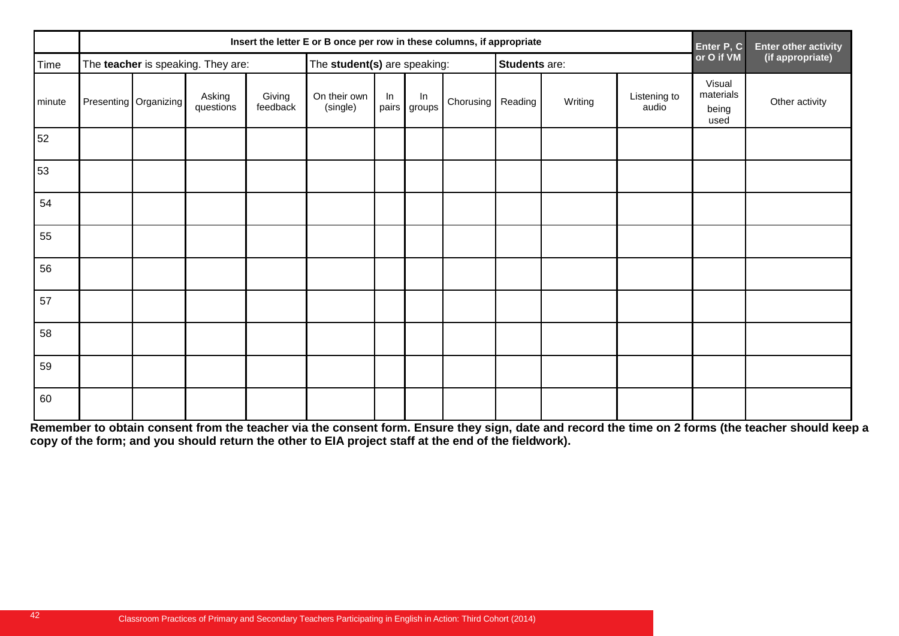| | Insert the letter E or B once per row in these columns, if appropriate | | | | | | | | | | | Enter P, C or O if VM | Enter other activity (if appropriate) |
|---|---|---|---|---|---|---|---|---|---|---|---|---|---|
| Time | The **teacher** is speaking. They are: | | | | The **student(s)** are speaking: | | | | **Students** are: | | | | |
| minute | Presenting | Organizing | Asking questions | Giving feedback | On their own (single) | In pairs | In groups | Chorusing | Reading | Writing | Listening to audio | Visual materials being used | Other activity |
| 52 | | | | | | | | | | | | | |
| 53 | | | | | | | | | | | | | |
| 54 | | | | | | | | | | | | | |
| 55 | | | | | | | | | | | | | |
| 56 | | | | | | | | | | | | | |
| 57 | | | | | | | | | | | | | |
| 58 | | | | | | | | | | | | | |
| 59 | | | | | | | | | | | | | |
| 60 | | | | | | | | | | | | | |

**Remember to obtain consent from the teacher via the consent form. Ensure they sign, date and record the time on 2 forms (the teacher should keep a copy of the form; and you should return the other to EIA project staff at the end of the fieldwork).**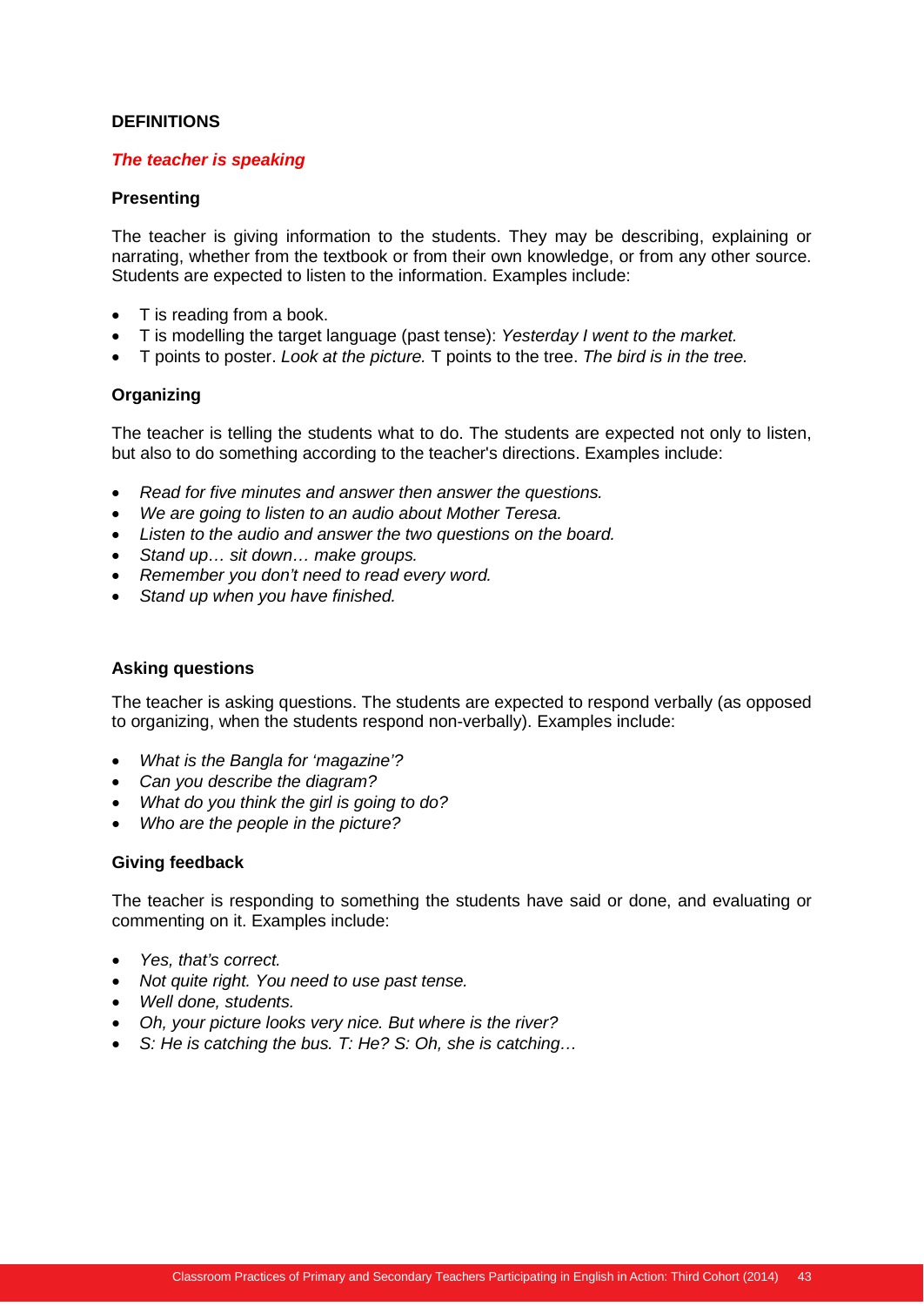## DEFINITIONS

### *The teacher is speaking*

#### Presenting

The teacher is giving information to the students. They may be describing, explaining or narrating, whether from the textbook or from their own knowledge, or from any other source. Students are expected to listen to the information. Examples include:

- T is reading from a book.
- T is modelling the target language (past tense): *Yesterday I went to the market.*
- T points to poster. *Look at the picture.* T points to the tree. *The bird is in the tree.*

#### Organizing

The teacher is telling the students what to do. The students are expected not only to listen, but also to do something according to the teacher's directions. Examples include:

- *Read for five minutes and answer then answer the questions.*
- *We are going to listen to an audio about Mother Teresa.*
- *Listen to the audio and answer the two questions on the board.*
- *Stand up… sit down… make groups.*
- *Remember you don't need to read every word.*
- *Stand up when you have finished.*

#### Asking questions

The teacher is asking questions. The students are expected to respond verbally (as opposed to organizing, when the students respond non-verbally). Examples include:

- *What is the Bangla for 'magazine'?*
- *Can you describe the diagram?*
- *What do you think the girl is going to do?*
- *Who are the people in the picture?*

#### Giving feedback

The teacher is responding to something the students have said or done, and evaluating or commenting on it. Examples include:

- *Yes, that's correct.*
- *Not quite right. You need to use past tense.*
- *Well done, students.*
- *Oh, your picture looks very nice. But where is the river?*
- *S: He is catching the bus. T: He? S: Oh, she is catching…*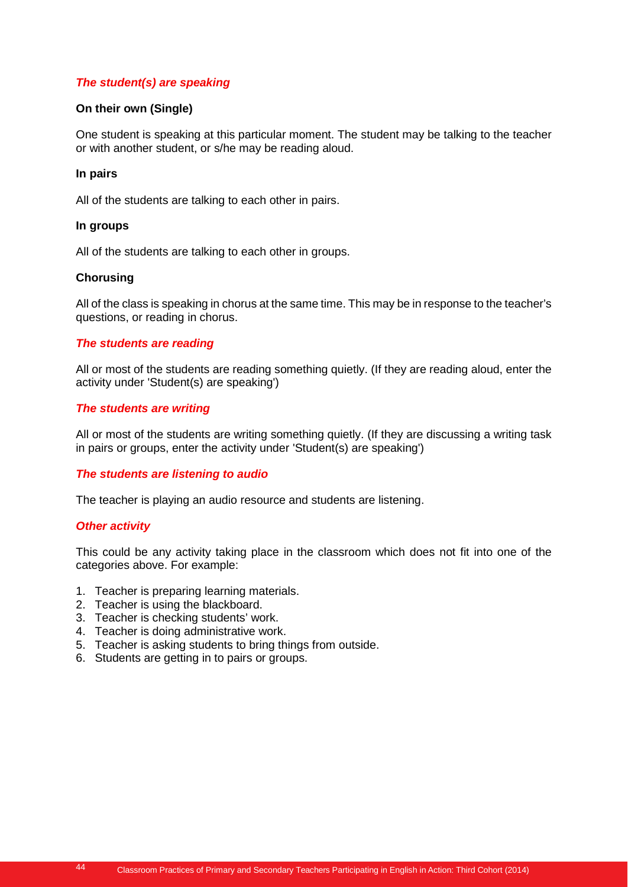***The student(s) are speaking***

**On their own (Single)**

One student is speaking at this particular moment. The student may be talking to the teacher or with another student, or s/he may be reading aloud.

**In pairs**

All of the students are talking to each other in pairs.

**In groups**

All of the students are talking to each other in groups.

**Chorusing**

All of the class is speaking in chorus at the same time. This may be in response to the teacher's questions, or reading in chorus.

***The students are reading***

All or most of the students are reading something quietly. (If they are reading aloud, enter the activity under 'Student(s) are speaking')

***The students are writing***

All or most of the students are writing something quietly. (If they are discussing a writing task in pairs or groups, enter the activity under 'Student(s) are speaking')

***The students are listening to audio***

The teacher is playing an audio resource and students are listening.

***Other activity***

This could be any activity taking place in the classroom which does not fit into one of the categories above. For example:

1. Teacher is preparing learning materials.
2. Teacher is using the blackboard.
3. Teacher is checking students' work.
4. Teacher is doing administrative work.
5. Teacher is asking students to bring things from outside.
6. Students are getting in to pairs or groups.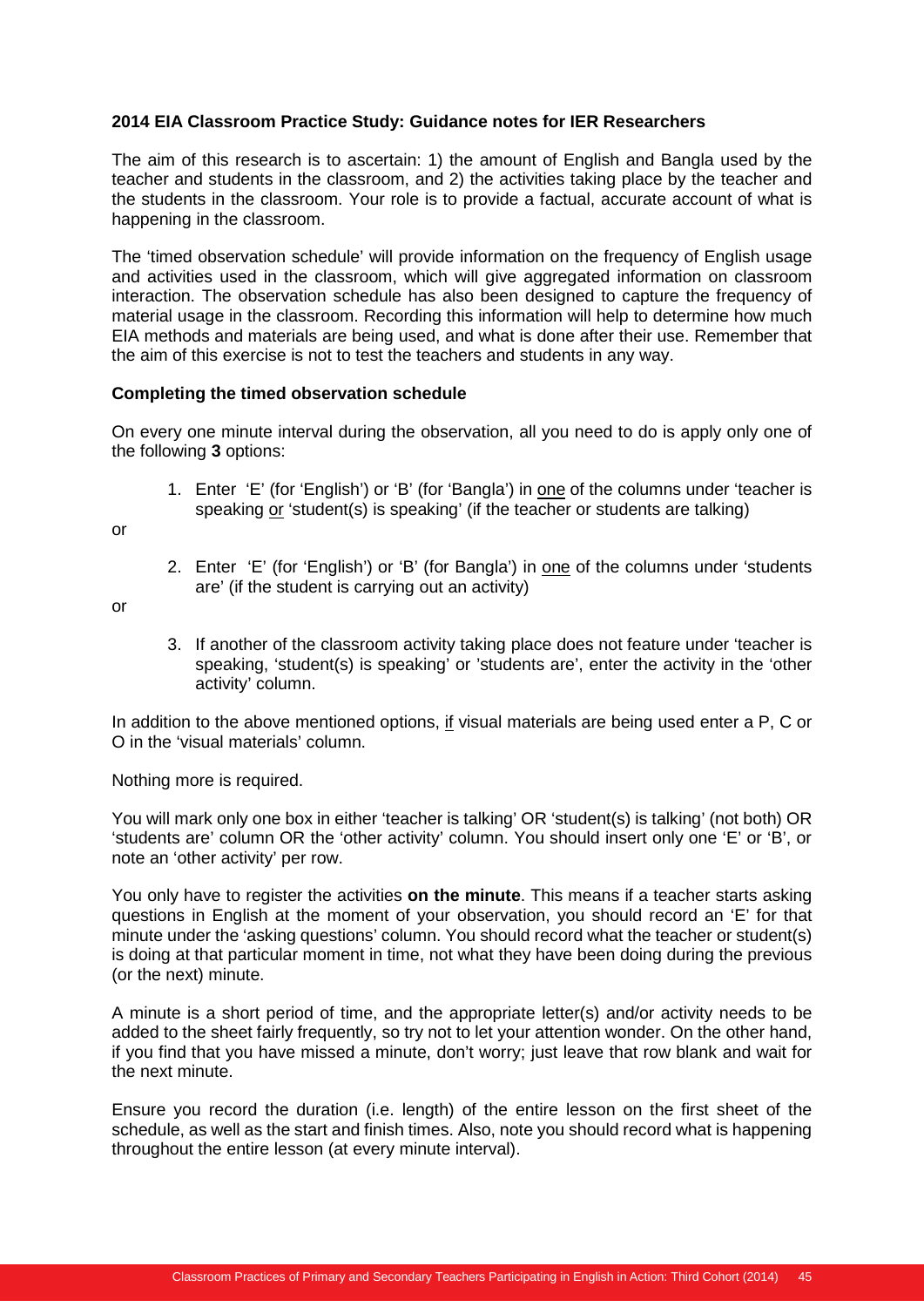**2014 EIA Classroom Practice Study: Guidance notes for IER Researchers**

The aim of this research is to ascertain: 1) the amount of English and Bangla used by the teacher and students in the classroom, and 2) the activities taking place by the teacher and the students in the classroom. Your role is to provide a factual, accurate account of what is happening in the classroom.

The 'timed observation schedule' will provide information on the frequency of English usage and activities used in the classroom, which will give aggregated information on classroom interaction. The observation schedule has also been designed to capture the frequency of material usage in the classroom. Recording this information will help to determine how much EIA methods and materials are being used, and what is done after their use. Remember that the aim of this exercise is not to test the teachers and students in any way.

**Completing the timed observation schedule**

On every one minute interval during the observation, all you need to do is apply only one of the following **3** options:

1. Enter 'E' (for 'English') or 'B' (for 'Bangla') in one of the columns under 'teacher is speaking or 'student(s) is speaking' (if the teacher or students are talking)

or

2. Enter 'E' (for 'English') or 'B' (for Bangla') in one of the columns under 'students are' (if the student is carrying out an activity)

or

3. If another of the classroom activity taking place does not feature under 'teacher is speaking, 'student(s) is speaking' or 'students are', enter the activity in the 'other activity' column.

In addition to the above mentioned options, if visual materials are being used enter a P, C or O in the 'visual materials' column.

Nothing more is required.

You will mark only one box in either 'teacher is talking' OR 'student(s) is talking' (not both) OR 'students are' column OR the 'other activity' column. You should insert only one 'E' or 'B', or note an 'other activity' per row.

You only have to register the activities **on the minute**. This means if a teacher starts asking questions in English at the moment of your observation, you should record an 'E' for that minute under the 'asking questions' column. You should record what the teacher or student(s) is doing at that particular moment in time, not what they have been doing during the previous (or the next) minute.

A minute is a short period of time, and the appropriate letter(s) and/or activity needs to be added to the sheet fairly frequently, so try not to let your attention wonder. On the other hand, if you find that you have missed a minute, don't worry; just leave that row blank and wait for the next minute.

Ensure you record the duration (i.e. length) of the entire lesson on the first sheet of the schedule, as well as the start and finish times. Also, note you should record what is happening throughout the entire lesson (at every minute interval).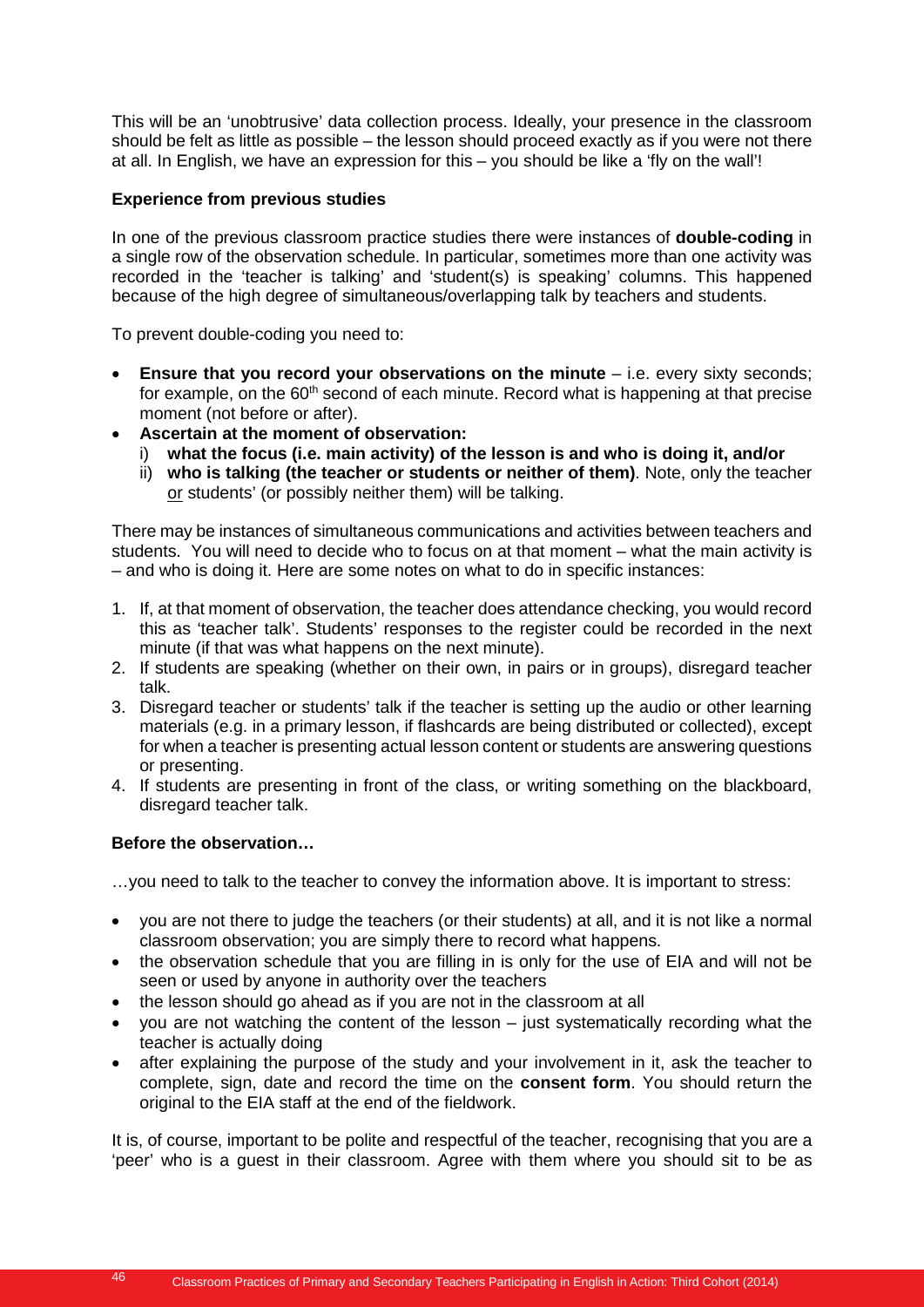This will be an 'unobtrusive' data collection process. Ideally, your presence in the classroom should be felt as little as possible – the lesson should proceed exactly as if you were not there at all. In English, we have an expression for this – you should be like a 'fly on the wall'!

**Experience from previous studies**

In one of the previous classroom practice studies there were instances of **double-coding** in a single row of the observation schedule. In particular, sometimes more than one activity was recorded in the 'teacher is talking' and 'student(s) is speaking' columns. This happened because of the high degree of simultaneous/overlapping talk by teachers and students.

To prevent double-coding you need to:

- **Ensure that you record your observations on the minute** – i.e. every sixty seconds; for example, on the 60th second of each minute. Record what is happening at that precise moment (not before or after).
- **Ascertain at the moment of observation:**
  - i) **what the focus (i.e. main activity) of the lesson is and who is doing it, and/or**
  - ii) **who is talking (the teacher or students or neither of them)**. Note, only the teacher or students' (or possibly neither them) will be talking.

There may be instances of simultaneous communications and activities between teachers and students. You will need to decide who to focus on at that moment – what the main activity is – and who is doing it. Here are some notes on what to do in specific instances:

1. If, at that moment of observation, the teacher does attendance checking, you would record this as 'teacher talk'. Students' responses to the register could be recorded in the next minute (if that was what happens on the next minute).
2. If students are speaking (whether on their own, in pairs or in groups), disregard teacher talk.
3. Disregard teacher or students' talk if the teacher is setting up the audio or other learning materials (e.g. in a primary lesson, if flashcards are being distributed or collected), except for when a teacher is presenting actual lesson content or students are answering questions or presenting.
4. If students are presenting in front of the class, or writing something on the blackboard, disregard teacher talk.

**Before the observation…**

…you need to talk to the teacher to convey the information above. It is important to stress:

- you are not there to judge the teachers (or their students) at all, and it is not like a normal classroom observation; you are simply there to record what happens.
- the observation schedule that you are filling in is only for the use of EIA and will not be seen or used by anyone in authority over the teachers
- the lesson should go ahead as if you are not in the classroom at all
- you are not watching the content of the lesson – just systematically recording what the teacher is actually doing
- after explaining the purpose of the study and your involvement in it, ask the teacher to complete, sign, date and record the time on the **consent form**. You should return the original to the EIA staff at the end of the fieldwork.

It is, of course, important to be polite and respectful of the teacher, recognising that you are a 'peer' who is a guest in their classroom. Agree with them where you should sit to be as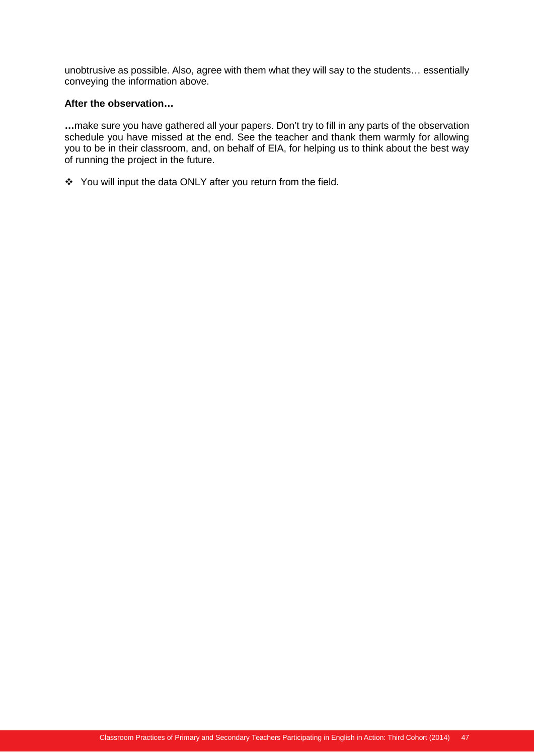unobtrusive as possible. Also, agree with them what they will say to the students… essentially conveying the information above.

**After the observation…**

**…**make sure you have gathered all your papers. Don't try to fill in any parts of the observation schedule you have missed at the end. See the teacher and thank them warmly for allowing you to be in their classroom, and, on behalf of EIA, for helping us to think about the best way of running the project in the future.

❖ You will input the data ONLY after you return from the field.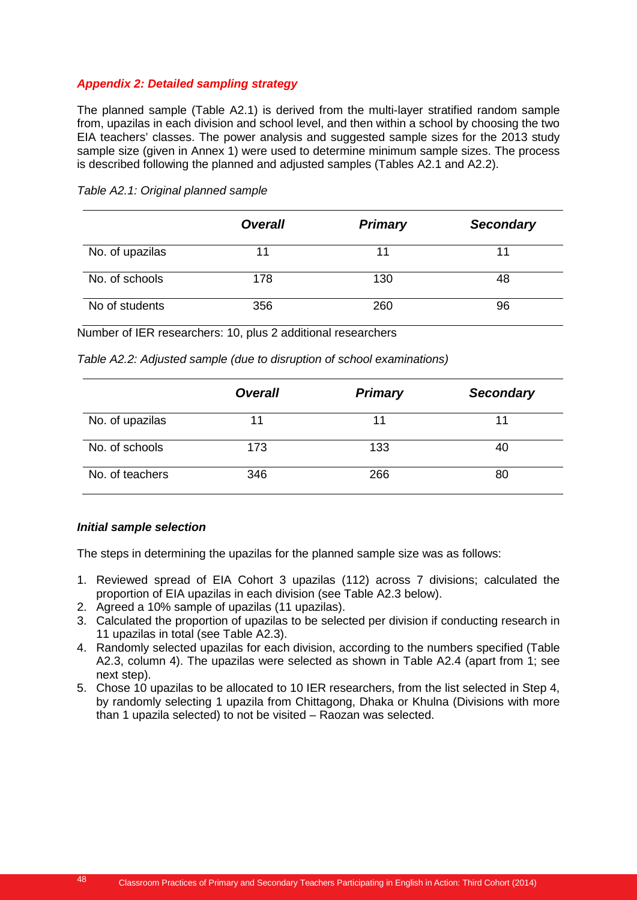### *Appendix 2: Detailed sampling strategy*

The planned sample (Table A2.1) is derived from the multi-layer stratified random sample from, upazilas in each division and school level, and then within a school by choosing the two EIA teachers' classes. The power analysis and suggested sample sizes for the 2013 study sample size (given in Annex 1) were used to determine minimum sample sizes. The process is described following the planned and adjusted samples (Tables A2.1 and A2.2).

*Table A2.1: Original planned sample*

| | ***Overall*** | ***Primary*** | ***Secondary*** |
|---|---|---|---|
| No. of upazilas | 11 | 11 | 11 |
| No. of schools | 178 | 130 | 48 |
| No of students | 356 | 260 | 96 |

Number of IER researchers: 10, plus 2 additional researchers

*Table A2.2: Adjusted sample (due to disruption of school examinations)*

| | ***Overall*** | ***Primary*** | ***Secondary*** |
|---|---|---|---|
| No. of upazilas | 11 | 11 | 11 |
| No. of schools | 173 | 133 | 40 |
| No. of teachers | 346 | 266 | 80 |

#### *Initial sample selection*

The steps in determining the upazilas for the planned sample size was as follows:

1. Reviewed spread of EIA Cohort 3 upazilas (112) across 7 divisions; calculated the proportion of EIA upazilas in each division (see Table A2.3 below).
2. Agreed a 10% sample of upazilas (11 upazilas).
3. Calculated the proportion of upazilas to be selected per division if conducting research in 11 upazilas in total (see Table A2.3).
4. Randomly selected upazilas for each division, according to the numbers specified (Table A2.3, column 4). The upazilas were selected as shown in Table A2.4 (apart from 1; see next step).
5. Chose 10 upazilas to be allocated to 10 IER researchers, from the list selected in Step 4, by randomly selecting 1 upazila from Chittagong, Dhaka or Khulna (Divisions with more than 1 upazila selected) to not be visited – Raozan was selected.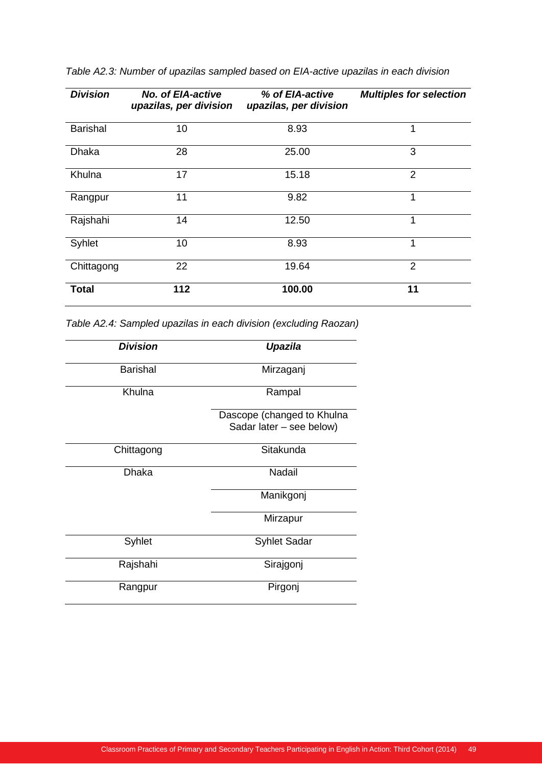*Table A2.3: Number of upazilas sampled based on EIA-active upazilas in each division*

| ***Division*** | ***No. of EIA-active upazilas, per division*** | ***% of EIA-active upazilas, per division*** | ***Multiples for selection*** |
|---|---|---|---|
| Barishal | 10 | 8.93 | 1 |
| Dhaka | 28 | 25.00 | 3 |
| Khulna | 17 | 15.18 | 2 |
| Rangpur | 11 | 9.82 | 1 |
| Rajshahi | 14 | 12.50 | 1 |
| Syhlet | 10 | 8.93 | 1 |
| Chittagong | 22 | 19.64 | 2 |
| **Total** | **112** | **100.00** | **11** |

*Table A2.4: Sampled upazilas in each division (excluding Raozan)*

| ***Division*** | ***Upazila*** |
|---|---|
| Barishal | Mirzaganj |
| Khulna | Rampal |
| | Dascope (changed to Khulna Sadar later – see below) |
| Chittagong | Sitakunda |
| Dhaka | Nadail |
| | Manikgonj |
| | Mirzapur |
| Syhlet | Syhlet Sadar |
| Rajshahi | Sirajgonj |
| Rangpur | Pirgonj |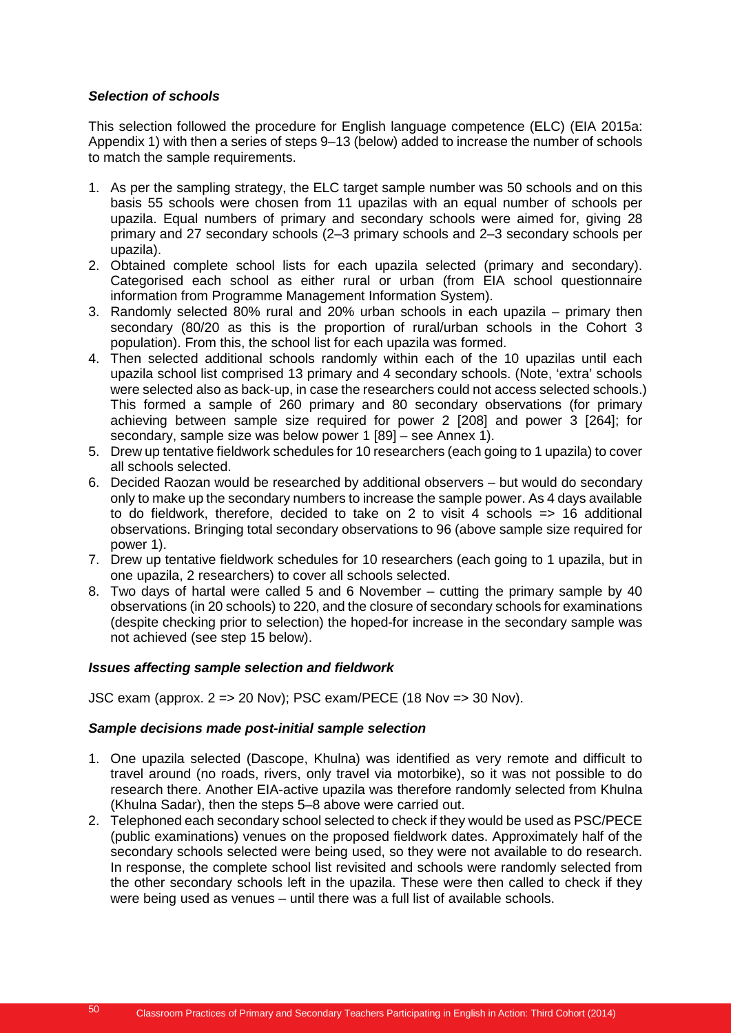***Selection of schools***

This selection followed the procedure for English language competence (ELC) (EIA 2015a: Appendix 1) with then a series of steps 9–13 (below) added to increase the number of schools to match the sample requirements.

1. As per the sampling strategy, the ELC target sample number was 50 schools and on this basis 55 schools were chosen from 11 upazilas with an equal number of schools per upazila. Equal numbers of primary and secondary schools were aimed for, giving 28 primary and 27 secondary schools (2–3 primary schools and 2–3 secondary schools per upazila).
2. Obtained complete school lists for each upazila selected (primary and secondary). Categorised each school as either rural or urban (from EIA school questionnaire information from Programme Management Information System).
3. Randomly selected 80% rural and 20% urban schools in each upazila – primary then secondary (80/20 as this is the proportion of rural/urban schools in the Cohort 3 population). From this, the school list for each upazila was formed.
4. Then selected additional schools randomly within each of the 10 upazilas until each upazila school list comprised 13 primary and 4 secondary schools. (Note, 'extra' schools were selected also as back-up, in case the researchers could not access selected schools.) This formed a sample of 260 primary and 80 secondary observations (for primary achieving between sample size required for power 2 [208] and power 3 [264]; for secondary, sample size was below power 1 [89] – see Annex 1).
5. Drew up tentative fieldwork schedules for 10 researchers (each going to 1 upazila) to cover all schools selected.
6. Decided Raozan would be researched by additional observers – but would do secondary only to make up the secondary numbers to increase the sample power. As 4 days available to do fieldwork, therefore, decided to take on 2 to visit 4 schools => 16 additional observations. Bringing total secondary observations to 96 (above sample size required for power 1).
7. Drew up tentative fieldwork schedules for 10 researchers (each going to 1 upazila, but in one upazila, 2 researchers) to cover all schools selected.
8. Two days of hartal were called 5 and 6 November – cutting the primary sample by 40 observations (in 20 schools) to 220, and the closure of secondary schools for examinations (despite checking prior to selection) the hoped-for increase in the secondary sample was not achieved (see step 15 below).

***Issues affecting sample selection and fieldwork***

JSC exam (approx. 2 => 20 Nov); PSC exam/PECE (18 Nov => 30 Nov).

***Sample decisions made post-initial sample selection***

1. One upazila selected (Dascope, Khulna) was identified as very remote and difficult to travel around (no roads, rivers, only travel via motorbike), so it was not possible to do research there. Another EIA-active upazila was therefore randomly selected from Khulna (Khulna Sadar), then the steps 5–8 above were carried out.
2. Telephoned each secondary school selected to check if they would be used as PSC/PECE (public examinations) venues on the proposed fieldwork dates. Approximately half of the secondary schools selected were being used, so they were not available to do research. In response, the complete school list revisited and schools were randomly selected from the other secondary schools left in the upazila. These were then called to check if they were being used as venues – until there was a full list of available schools.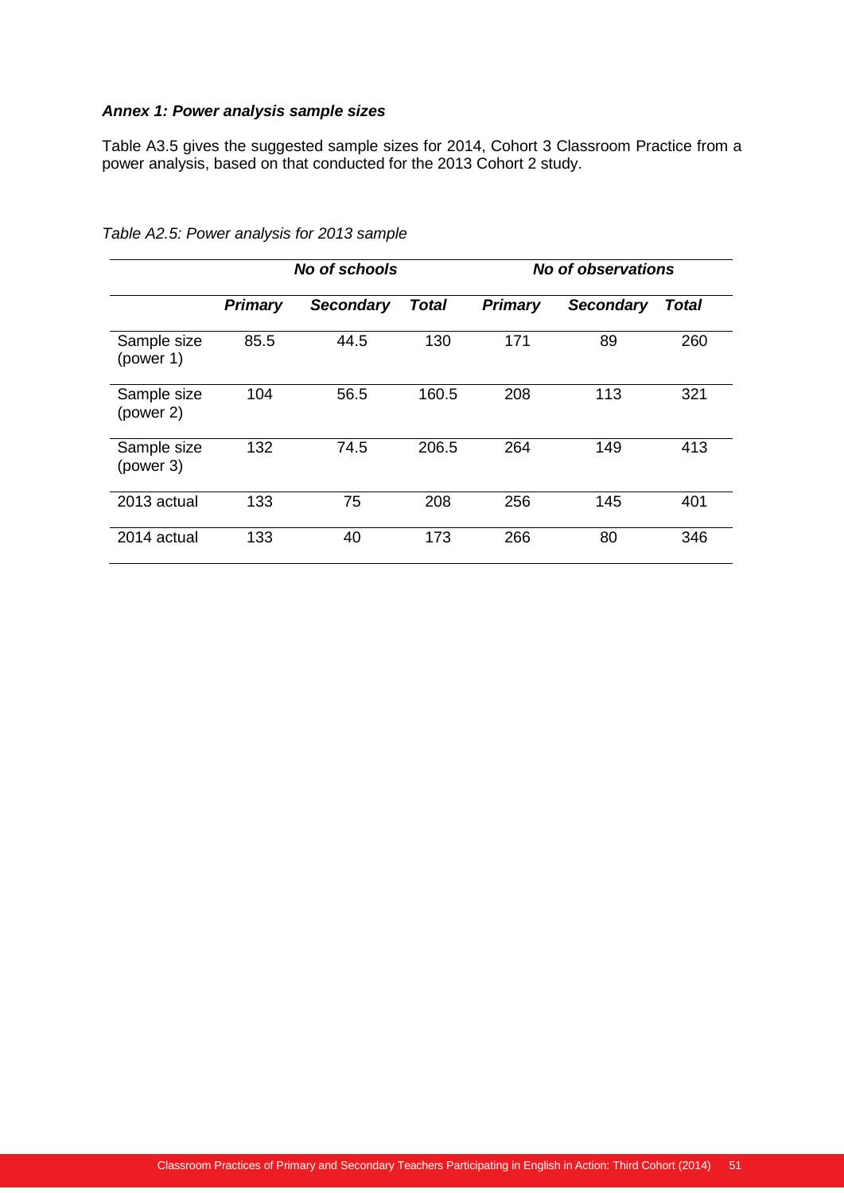***Annex 1: Power analysis sample sizes***

Table A3.5 gives the suggested sample sizes for 2014, Cohort 3 Classroom Practice from a power analysis, based on that conducted for the 2013 Cohort 2 study.

*Table A2.5: Power analysis for 2013 sample*

| | ***No of schools*** | | | ***No of observations*** | | |
|---|---|---|---|---|---|---|
| | ***Primary*** | ***Secondary*** | ***Total*** | ***Primary*** | ***Secondary*** | ***Total*** |
| Sample size (power 1) | 85.5 | 44.5 | 130 | 171 | 89 | 260 |
| Sample size (power 2) | 104 | 56.5 | 160.5 | 208 | 113 | 321 |
| Sample size (power 3) | 132 | 74.5 | 206.5 | 264 | 149 | 413 |
| 2013 actual | 133 | 75 | 208 | 256 | 145 | 401 |
| 2014 actual | 133 | 40 | 173 | 266 | 80 | 346 |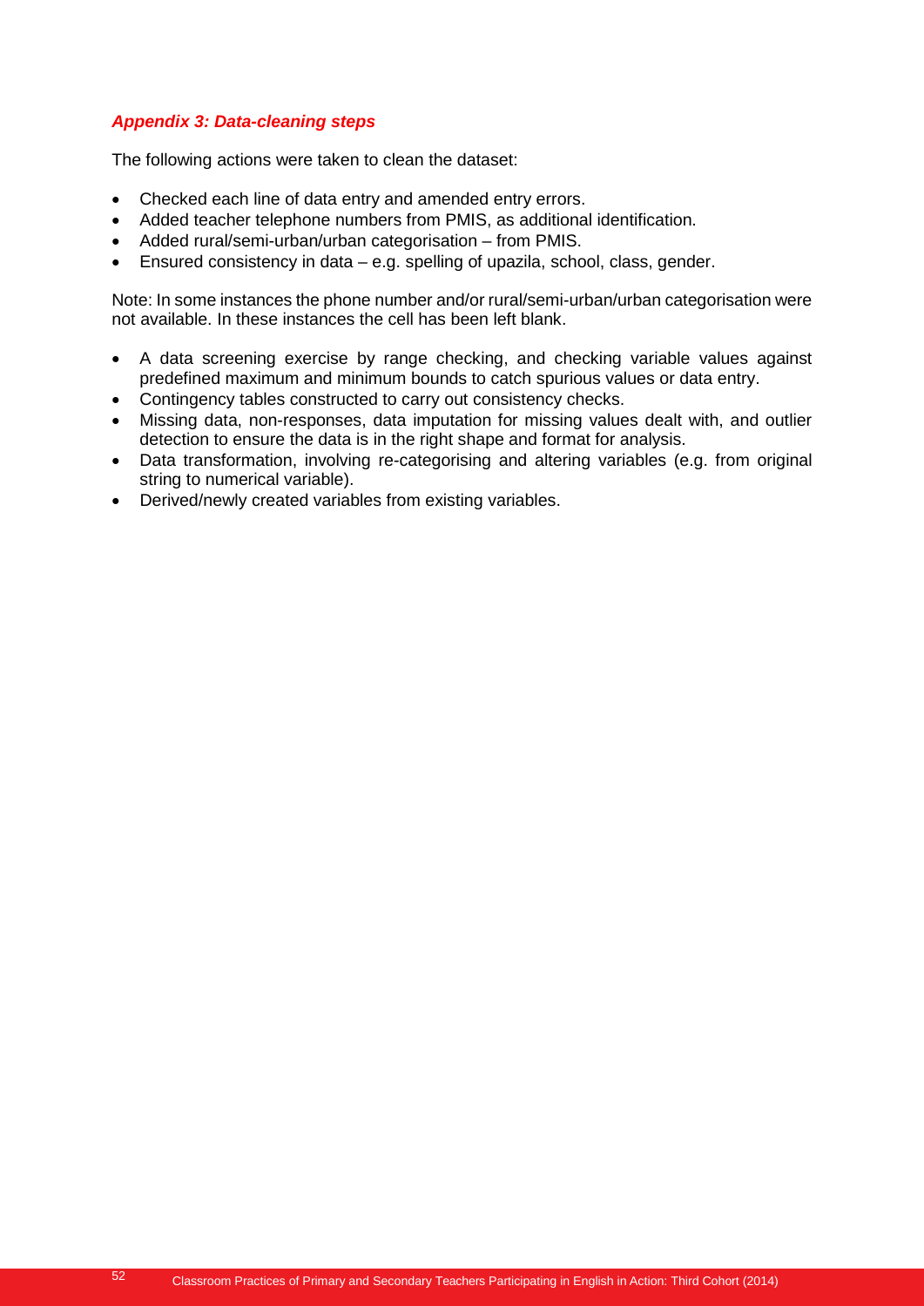### *Appendix 3: Data-cleaning steps*

The following actions were taken to clean the dataset:

- Checked each line of data entry and amended entry errors.
- Added teacher telephone numbers from PMIS, as additional identification.
- Added rural/semi-urban/urban categorisation – from PMIS.
- Ensured consistency in data – e.g. spelling of upazila, school, class, gender.

Note: In some instances the phone number and/or rural/semi-urban/urban categorisation were not available. In these instances the cell has been left blank.

- A data screening exercise by range checking, and checking variable values against predefined maximum and minimum bounds to catch spurious values or data entry.
- Contingency tables constructed to carry out consistency checks.
- Missing data, non-responses, data imputation for missing values dealt with, and outlier detection to ensure the data is in the right shape and format for analysis.
- Data transformation, involving re-categorising and altering variables (e.g. from original string to numerical variable).
- Derived/newly created variables from existing variables.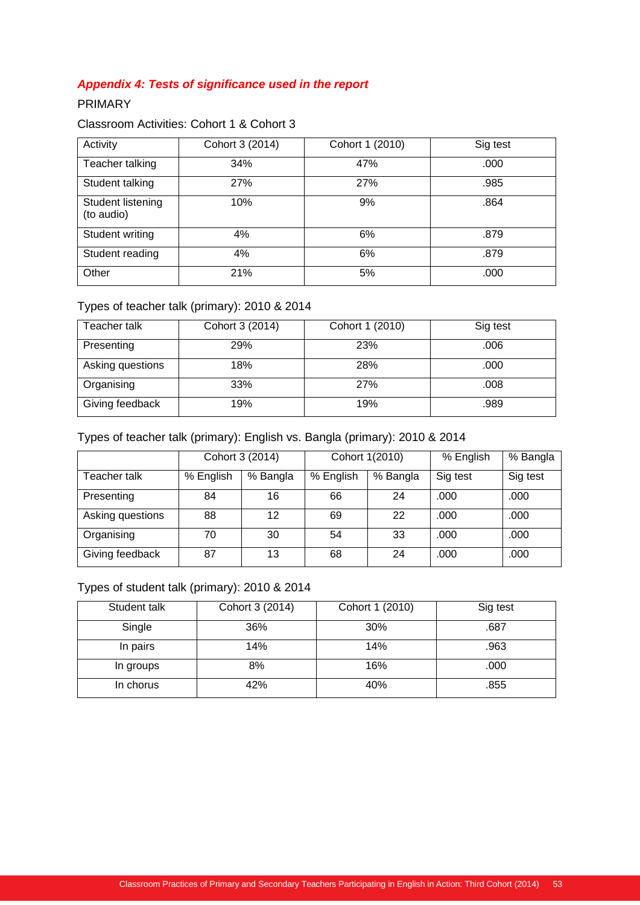## *Appendix 4: Tests of significance used in the report*

PRIMARY

Classroom Activities: Cohort 1 & Cohort 3

| Activity | Cohort 3 (2014) | Cohort 1 (2010) | Sig test |
|---|---|---|---|
| Teacher talking | 34% | 47% | .000 |
| Student talking | 27% | 27% | .985 |
| Student listening (to audio) | 10% | 9% | .864 |
| Student writing | 4% | 6% | .879 |
| Student reading | 4% | 6% | .879 |
| Other | 21% | 5% | .000 |

Types of teacher talk (primary): 2010 & 2014

| Teacher talk | Cohort 3 (2014) | Cohort 1 (2010) | Sig test |
|---|---|---|---|
| Presenting | 29% | 23% | .006 |
| Asking questions | 18% | 28% | .000 |
| Organising | 33% | 27% | .008 |
| Giving feedback | 19% | 19% | .989 |

Types of teacher talk (primary): English vs. Bangla (primary): 2010 & 2014

| | Cohort 3 (2014) | | Cohort 1(2010) | | % English | % Bangla |
|---|---|---|---|---|---|---|
| Teacher talk | % English | % Bangla | % English | % Bangla | Sig test | Sig test |
| Presenting | 84 | 16 | 66 | 24 | .000 | .000 |
| Asking questions | 88 | 12 | 69 | 22 | .000 | .000 |
| Organising | 70 | 30 | 54 | 33 | .000 | .000 |
| Giving feedback | 87 | 13 | 68 | 24 | .000 | .000 |

Types of student talk (primary): 2010 & 2014

| Student talk | Cohort 3 (2014) | Cohort 1 (2010) | Sig test |
|---|---|---|---|
| Single | 36% | 30% | .687 |
| In pairs | 14% | 14% | .963 |
| In groups | 8% | 16% | .000 |
| In chorus | 42% | 40% | .855 |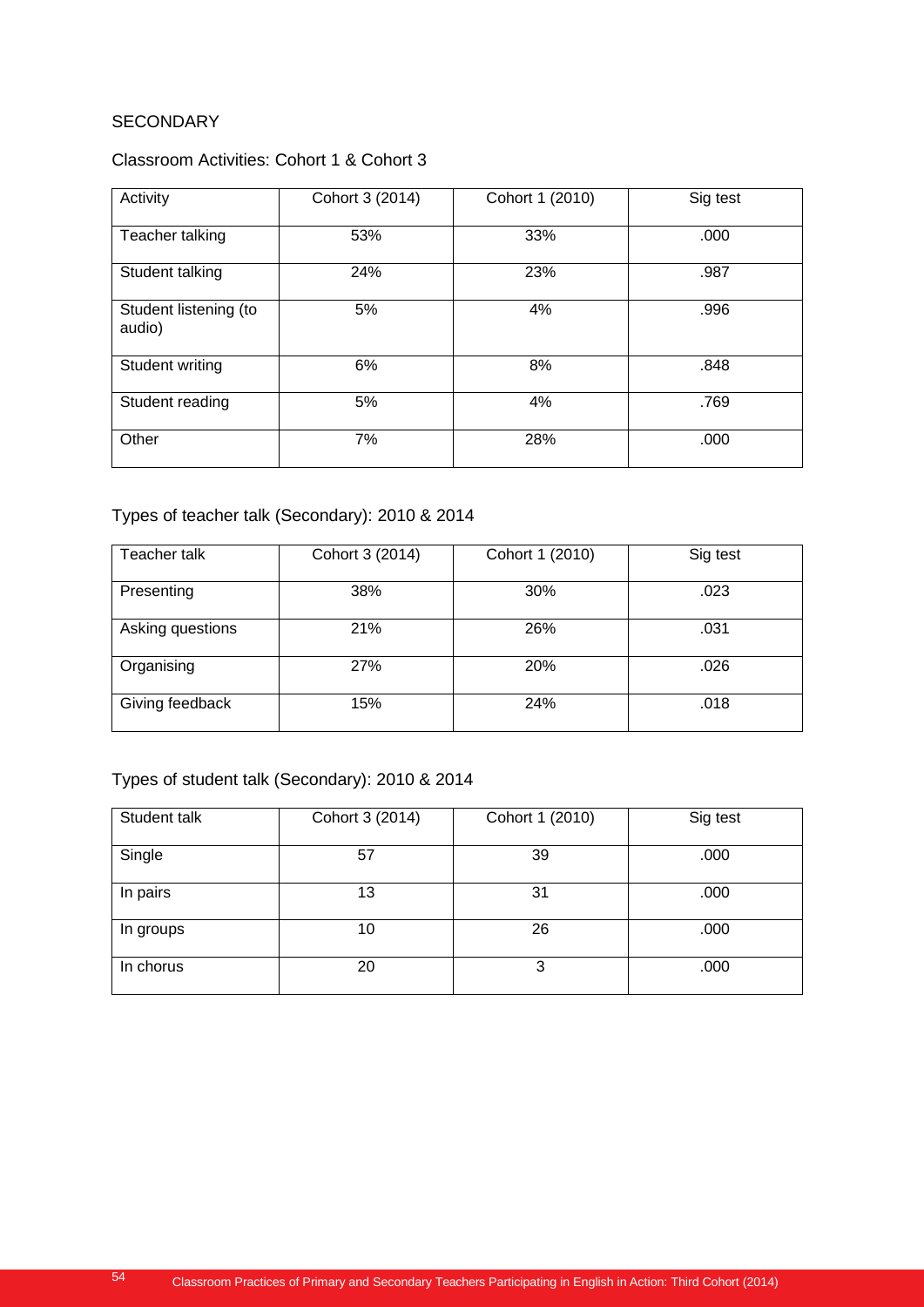## SECONDARY

### Classroom Activities: Cohort 1 & Cohort 3

| Activity | Cohort 3 (2014) | Cohort 1 (2010) | Sig test |
|---|---|---|---|
| Teacher talking | 53% | 33% | .000 |
| Student talking | 24% | 23% | .987 |
| Student listening (to audio) | 5% | 4% | .996 |
| Student writing | 6% | 8% | .848 |
| Student reading | 5% | 4% | .769 |
| Other | 7% | 28% | .000 |

### Types of teacher talk (Secondary): 2010 & 2014

| Teacher talk | Cohort 3 (2014) | Cohort 1 (2010) | Sig test |
|---|---|---|---|
| Presenting | 38% | 30% | .023 |
| Asking questions | 21% | 26% | .031 |
| Organising | 27% | 20% | .026 |
| Giving feedback | 15% | 24% | .018 |

### Types of student talk (Secondary): 2010 & 2014

| Student talk | Cohort 3 (2014) | Cohort 1 (2010) | Sig test |
|---|---|---|---|
| Single | 57 | 39 | .000 |
| In pairs | 13 | 31 | .000 |
| In groups | 10 | 26 | .000 |
| In chorus | 20 | 3 | .000 |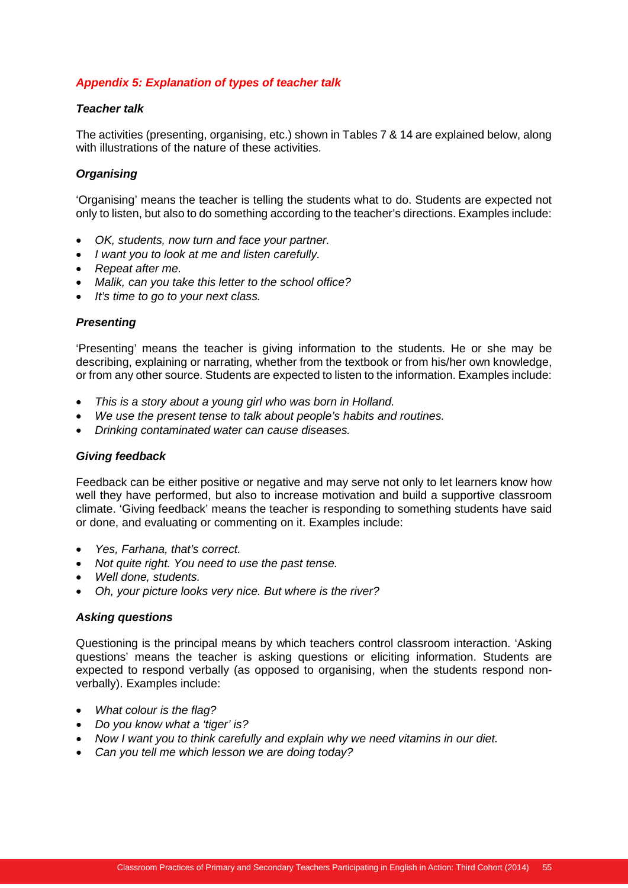## *Appendix 5: Explanation of types of teacher talk*

### *Teacher talk*

The activities (presenting, organising, etc.) shown in Tables 7 & 14 are explained below, along with illustrations of the nature of these activities.

### *Organising*

'Organising' means the teacher is telling the students what to do. Students are expected not only to listen, but also to do something according to the teacher's directions. Examples include:

- *OK, students, now turn and face your partner.*
- *I want you to look at me and listen carefully.*
- *Repeat after me.*
- *Malik, can you take this letter to the school office?*
- *It's time to go to your next class.*

### *Presenting*

'Presenting' means the teacher is giving information to the students. He or she may be describing, explaining or narrating, whether from the textbook or from his/her own knowledge, or from any other source. Students are expected to listen to the information. Examples include:

- *This is a story about a young girl who was born in Holland.*
- *We use the present tense to talk about people's habits and routines.*
- *Drinking contaminated water can cause diseases.*

### *Giving feedback*

Feedback can be either positive or negative and may serve not only to let learners know how well they have performed, but also to increase motivation and build a supportive classroom climate. 'Giving feedback' means the teacher is responding to something students have said or done, and evaluating or commenting on it. Examples include:

- *Yes, Farhana, that's correct.*
- *Not quite right. You need to use the past tense.*
- *Well done, students.*
- *Oh, your picture looks very nice. But where is the river?*

### *Asking questions*

Questioning is the principal means by which teachers control classroom interaction. 'Asking questions' means the teacher is asking questions or eliciting information. Students are expected to respond verbally (as opposed to organising, when the students respond non-verbally). Examples include:

- *What colour is the flag?*
- *Do you know what a 'tiger' is?*
- *Now I want you to think carefully and explain why we need vitamins in our diet.*
- *Can you tell me which lesson we are doing today?*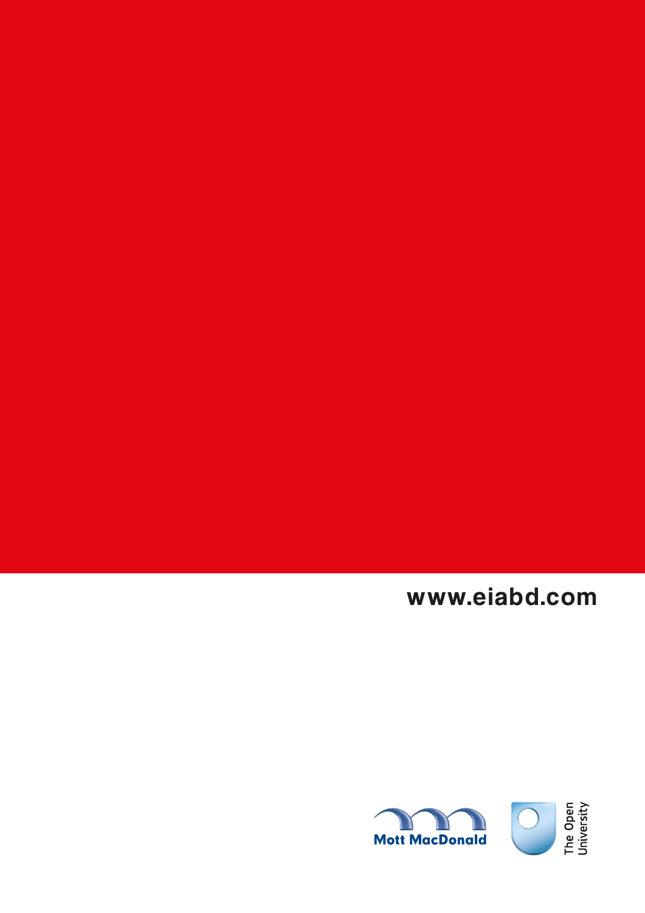www.eiabd.com

Mott MacDonald

The Open University